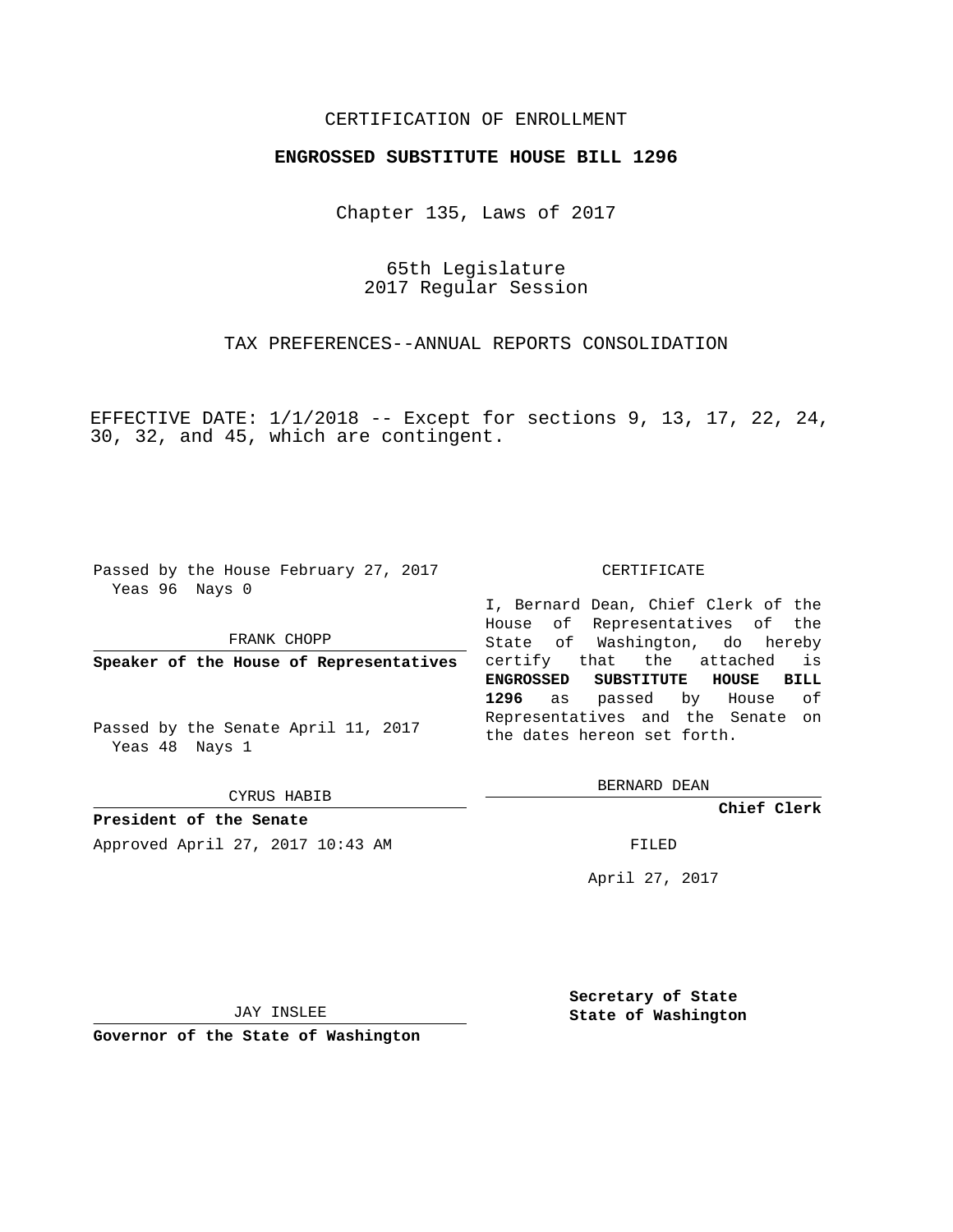CERTIFICATION OF ENROLLMENT

**ENGROSSED SUBSTITUTE HOUSE BILL 1296**

Chapter 135, Laws of 2017

65th Legislature
2017 Regular Session

TAX PREFERENCES--ANNUAL REPORTS CONSOLIDATION

EFFECTIVE DATE: 1/1/2018 -- Except for sections 9, 13, 17, 22, 24, 30, 32, and 45, which are contingent.

Passed by the House February 27, 2017
Yeas 96 Nays 0

FRANK CHOPP

**Speaker of the House of Representatives**

Passed by the Senate April 11, 2017
Yeas 48 Nays 1

CYRUS HABIB

**President of the Senate**

CERTIFICATE

I, Bernard Dean, Chief Clerk of the House of Representatives of the State of Washington, do hereby certify that the attached is **ENGROSSED SUBSTITUTE HOUSE BILL 1296** as passed by House of Representatives and the Senate on the dates hereon set forth.

BERNARD DEAN

**Chief Clerk**

Approved April 27, 2017 10:43 AM

FILED

April 27, 2017

JAY INSLEE

**Governor of the State of Washington**

**Secretary of State**
**State of Washington**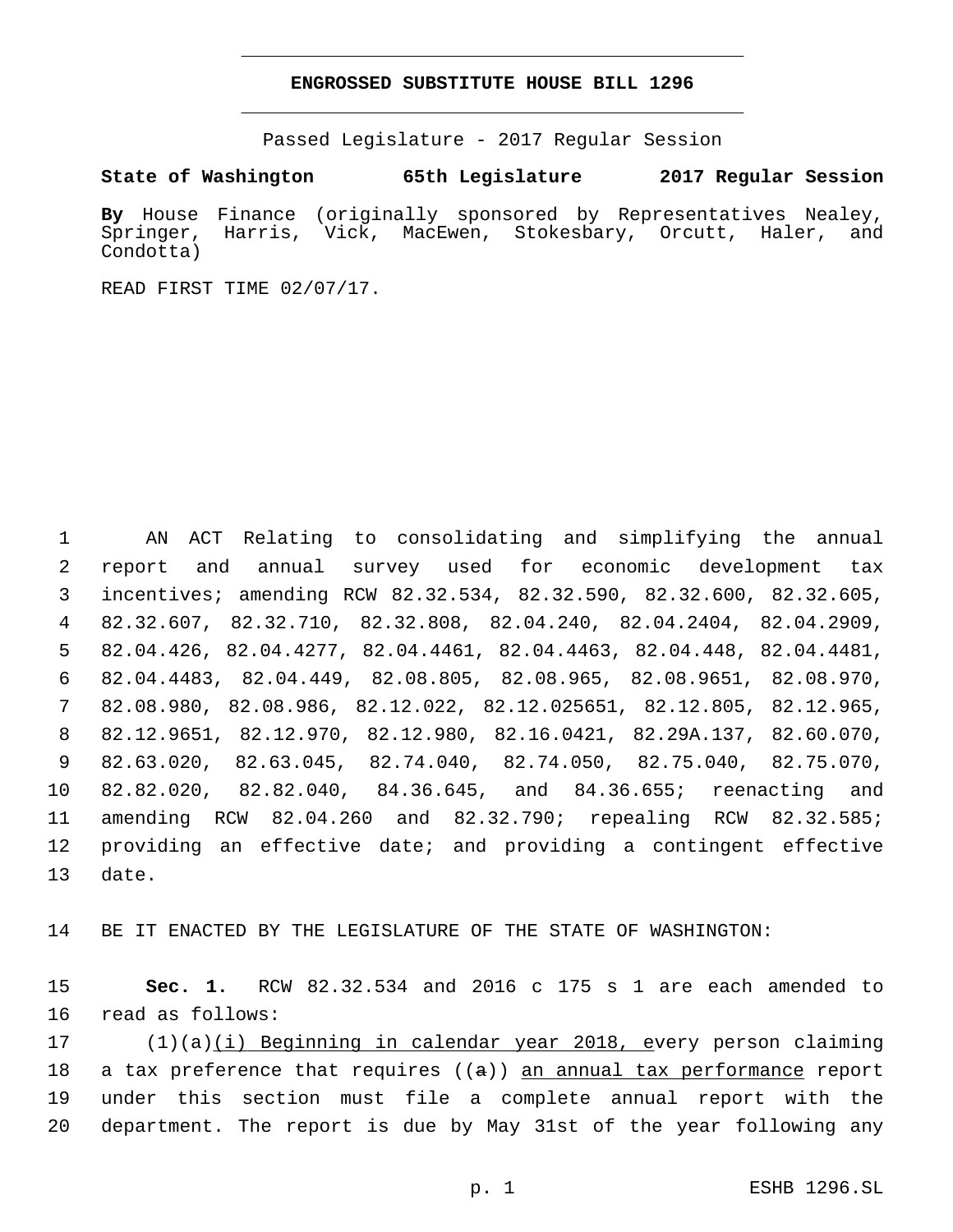**ENGROSSED SUBSTITUTE HOUSE BILL 1296**

Passed Legislature - 2017 Regular Session

**State of Washington 65th Legislature 2017 Regular Session**

**By** House Finance (originally sponsored by Representatives Nealey, Springer, Harris, Vick, MacEwen, Stokesbary, Orcutt, Haler, and Condotta)

READ FIRST TIME 02/07/17.

1 AN ACT Relating to consolidating and simplifying the annual
2 report and annual survey used for economic development tax
3 incentives; amending RCW 82.32.534, 82.32.590, 82.32.600, 82.32.605,
4 82.32.607, 82.32.710, 82.32.808, 82.04.240, 82.04.2404, 82.04.2909,
5 82.04.426, 82.04.4277, 82.04.4461, 82.04.4463, 82.04.448, 82.04.4481,
6 82.04.4483, 82.04.449, 82.08.805, 82.08.965, 82.08.9651, 82.08.970,
7 82.08.980, 82.08.986, 82.12.022, 82.12.025651, 82.12.805, 82.12.965,
8 82.12.9651, 82.12.970, 82.12.980, 82.16.0421, 82.29A.137, 82.60.070,
9 82.63.020, 82.63.045, 82.74.040, 82.74.050, 82.75.040, 82.75.070,
10 82.82.020, 82.82.040, 84.36.645, and 84.36.655; reenacting and
11 amending RCW 82.04.260 and 82.32.790; repealing RCW 82.32.585;
12 providing an effective date; and providing a contingent effective
13 date.

14 BE IT ENACTED BY THE LEGISLATURE OF THE STATE OF WASHINGTON:

15 **Sec. 1.** RCW 82.32.534 and 2016 c 175 s 1 are each amended to
16 read as follows:

17 (1)(a)<u>(i) Beginning in calendar year 2018, e</u>very person claiming
18 a tax preference that requires ((~~a~~)) <u>an annual tax performance</u> report
19 under this section must file a complete annual report with the
20 department. The report is due by May 31st of the year following any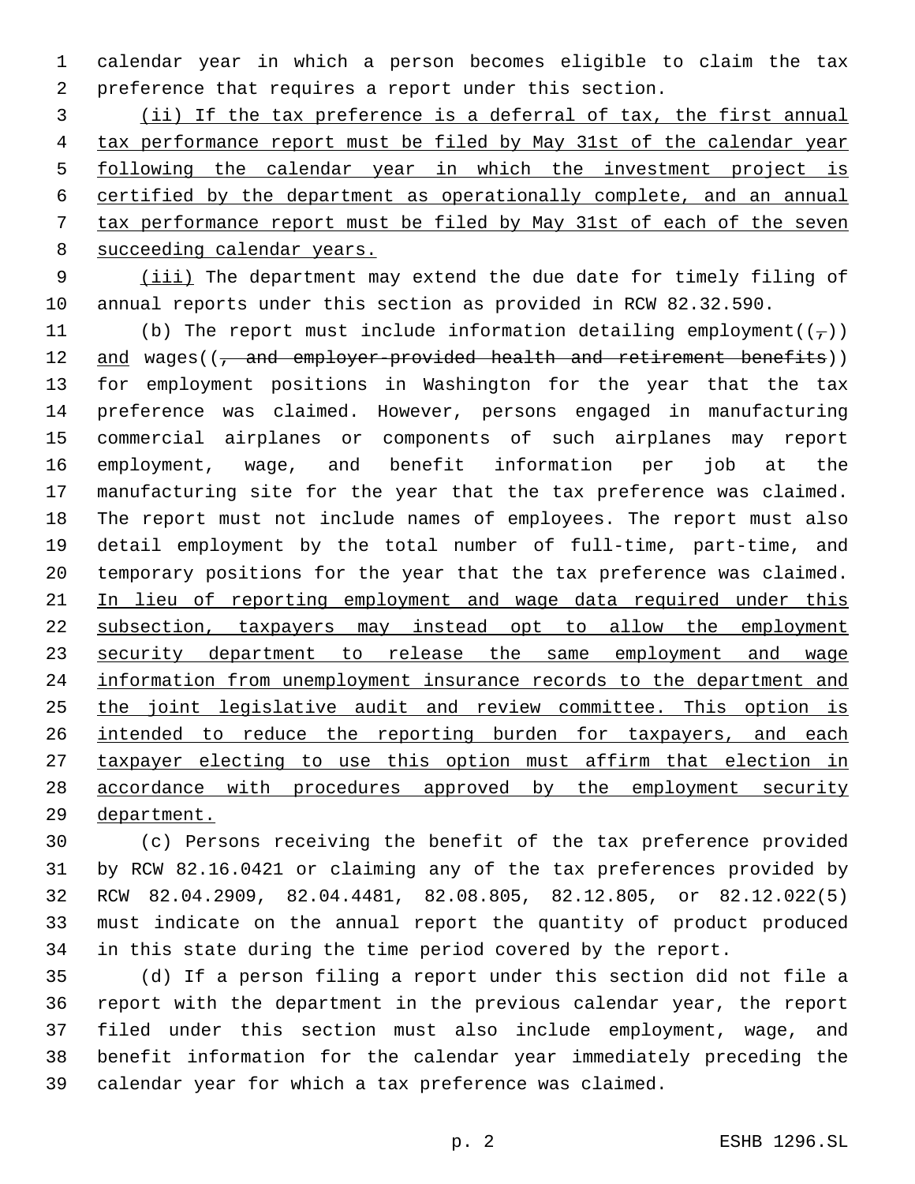calendar year in which a person becomes eligible to claim the tax preference that requires a report under this section.

(ii) If the tax preference is a deferral of tax, the first annual tax performance report must be filed by May 31st of the calendar year following the calendar year in which the investment project is certified by the department as operationally complete, and an annual tax performance report must be filed by May 31st of each of the seven succeeding calendar years.

(iii) The department may extend the due date for timely filing of annual reports under this section as provided in RCW 82.32.590.

(b) The report must include information detailing employment((,)) and wages((, and employer-provided health and retirement benefits)) for employment positions in Washington for the year that the tax preference was claimed. However, persons engaged in manufacturing commercial airplanes or components of such airplanes may report employment, wage, and benefit information per job at the manufacturing site for the year that the tax preference was claimed. The report must not include names of employees. The report must also detail employment by the total number of full-time, part-time, and temporary positions for the year that the tax preference was claimed. In lieu of reporting employment and wage data required under this subsection, taxpayers may instead opt to allow the employment security department to release the same employment and wage information from unemployment insurance records to the department and the joint legislative audit and review committee. This option is intended to reduce the reporting burden for taxpayers, and each taxpayer electing to use this option must affirm that election in accordance with procedures approved by the employment security department.

(c) Persons receiving the benefit of the tax preference provided by RCW 82.16.0421 or claiming any of the tax preferences provided by RCW 82.04.2909, 82.04.4481, 82.08.805, 82.12.805, or 82.12.022(5) must indicate on the annual report the quantity of product produced in this state during the time period covered by the report.

(d) If a person filing a report under this section did not file a report with the department in the previous calendar year, the report filed under this section must also include employment, wage, and benefit information for the calendar year immediately preceding the calendar year for which a tax preference was claimed.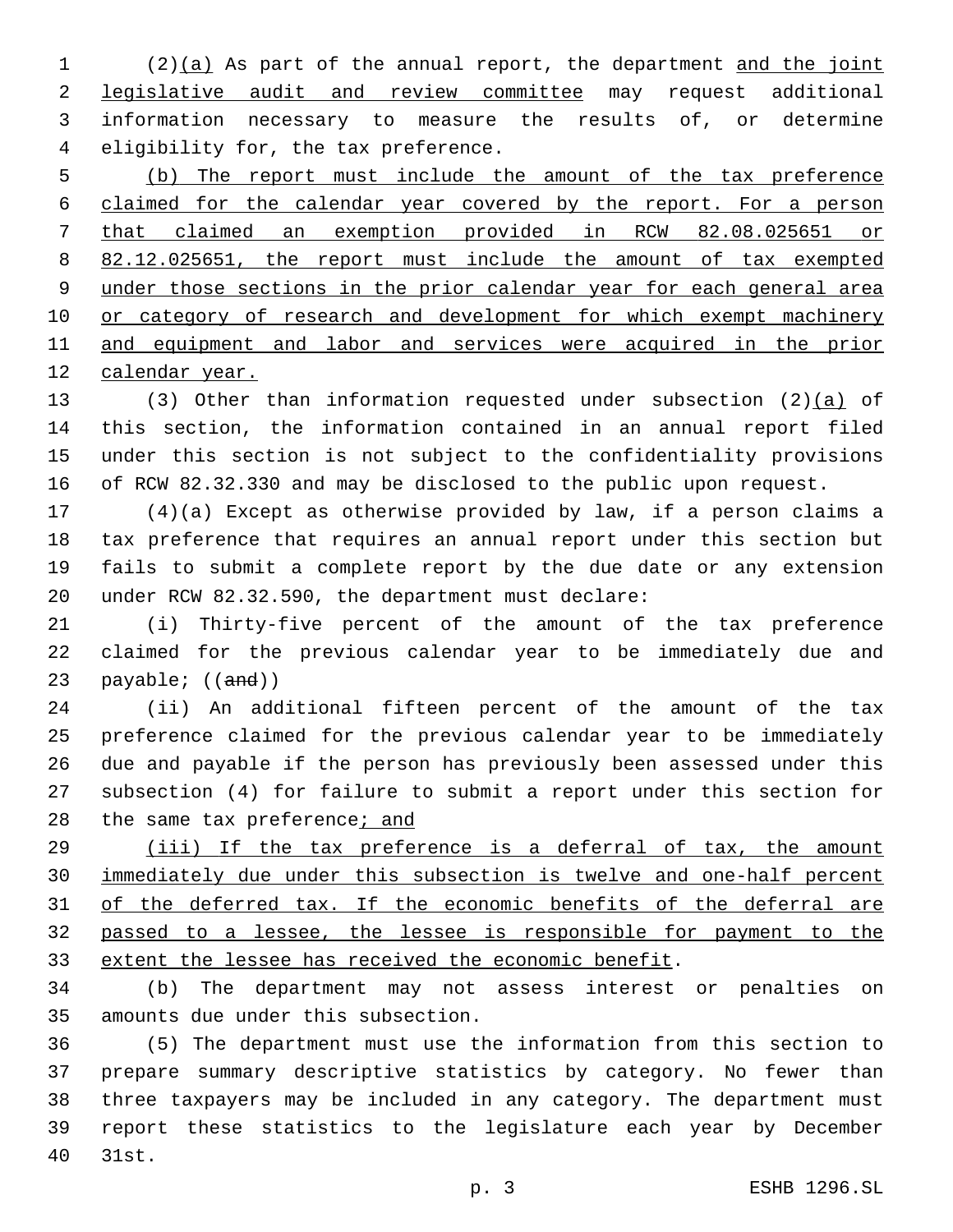(2)(a) As part of the annual report, the department and the joint legislative audit and review committee may request additional information necessary to measure the results of, or determine eligibility for, the tax preference.

(b) The report must include the amount of the tax preference claimed for the calendar year covered by the report. For a person that claimed an exemption provided in RCW 82.08.025651 or 82.12.025651, the report must include the amount of tax exempted under those sections in the prior calendar year for each general area or category of research and development for which exempt machinery and equipment and labor and services were acquired in the prior calendar year.

(3) Other than information requested under subsection (2)(a) of this section, the information contained in an annual report filed under this section is not subject to the confidentiality provisions of RCW 82.32.330 and may be disclosed to the public upon request.

(4)(a) Except as otherwise provided by law, if a person claims a tax preference that requires an annual report under this section but fails to submit a complete report by the due date or any extension under RCW 82.32.590, the department must declare:

(i) Thirty-five percent of the amount of the tax preference claimed for the previous calendar year to be immediately due and payable; ((and))

(ii) An additional fifteen percent of the amount of the tax preference claimed for the previous calendar year to be immediately due and payable if the person has previously been assessed under this subsection (4) for failure to submit a report under this section for the same tax preference; and

(iii) If the tax preference is a deferral of tax, the amount immediately due under this subsection is twelve and one-half percent of the deferred tax. If the economic benefits of the deferral are passed to a lessee, the lessee is responsible for payment to the extent the lessee has received the economic benefit.

(b) The department may not assess interest or penalties on amounts due under this subsection.

(5) The department must use the information from this section to prepare summary descriptive statistics by category. No fewer than three taxpayers may be included in any category. The department must report these statistics to the legislature each year by December 31st.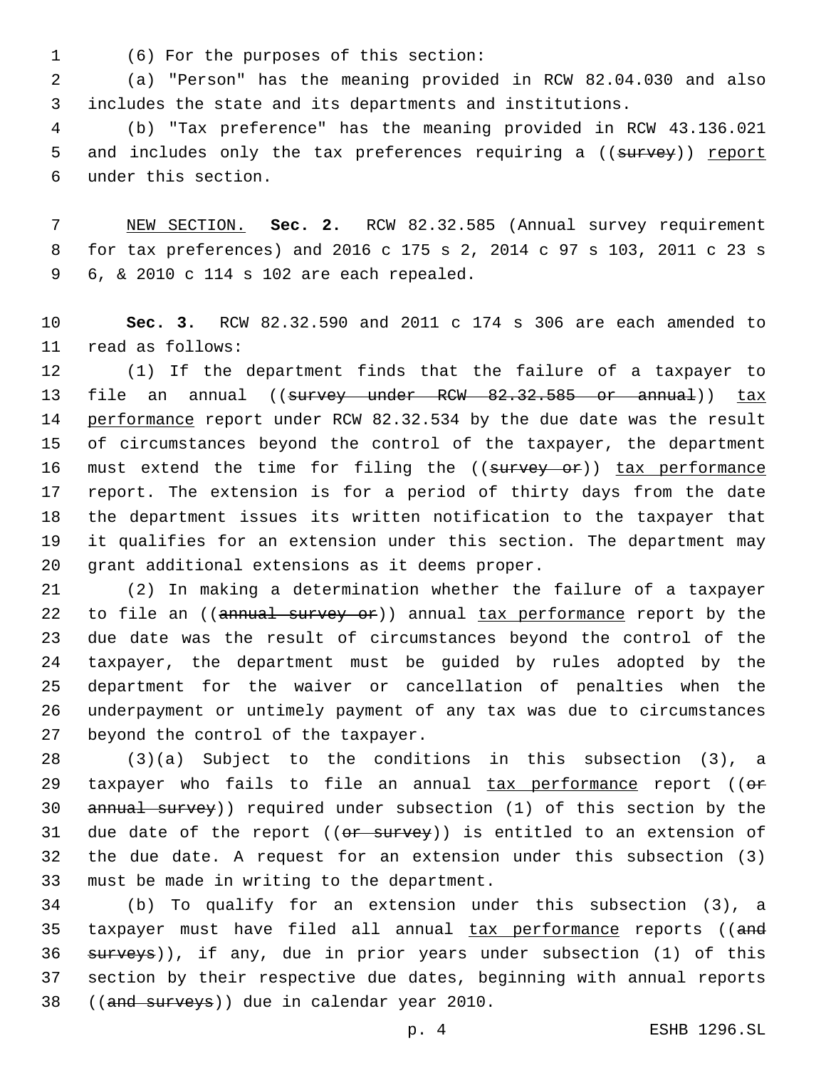(6) For the purposes of this section:

(a) "Person" has the meaning provided in RCW 82.04.030 and also includes the state and its departments and institutions.

(b) "Tax preference" has the meaning provided in RCW 43.136.021 and includes only the tax preferences requiring a ((~~survey~~)) report under this section.

NEW SECTION. **Sec. 2.** RCW 82.32.585 (Annual survey requirement for tax preferences) and 2016 c 175 s 2, 2014 c 97 s 103, 2011 c 23 s 6, & 2010 c 114 s 102 are each repealed.

**Sec. 3.** RCW 82.32.590 and 2011 c 174 s 306 are each amended to read as follows:

(1) If the department finds that the failure of a taxpayer to file an annual ((~~survey under RCW 82.32.585 or annual~~)) tax performance report under RCW 82.32.534 by the due date was the result of circumstances beyond the control of the taxpayer, the department must extend the time for filing the ((~~survey or~~)) tax performance report. The extension is for a period of thirty days from the date the department issues its written notification to the taxpayer that it qualifies for an extension under this section. The department may grant additional extensions as it deems proper.

(2) In making a determination whether the failure of a taxpayer to file an ((~~annual survey or~~)) annual tax performance report by the due date was the result of circumstances beyond the control of the taxpayer, the department must be guided by rules adopted by the department for the waiver or cancellation of penalties when the underpayment or untimely payment of any tax was due to circumstances beyond the control of the taxpayer.

(3)(a) Subject to the conditions in this subsection (3), a taxpayer who fails to file an annual tax performance report ((~~or annual survey~~)) required under subsection (1) of this section by the due date of the report ((~~or survey~~)) is entitled to an extension of the due date. A request for an extension under this subsection (3) must be made in writing to the department.

(b) To qualify for an extension under this subsection (3), a taxpayer must have filed all annual tax performance reports ((~~and surveys~~)), if any, due in prior years under subsection (1) of this section by their respective due dates, beginning with annual reports ((~~and surveys~~)) due in calendar year 2010.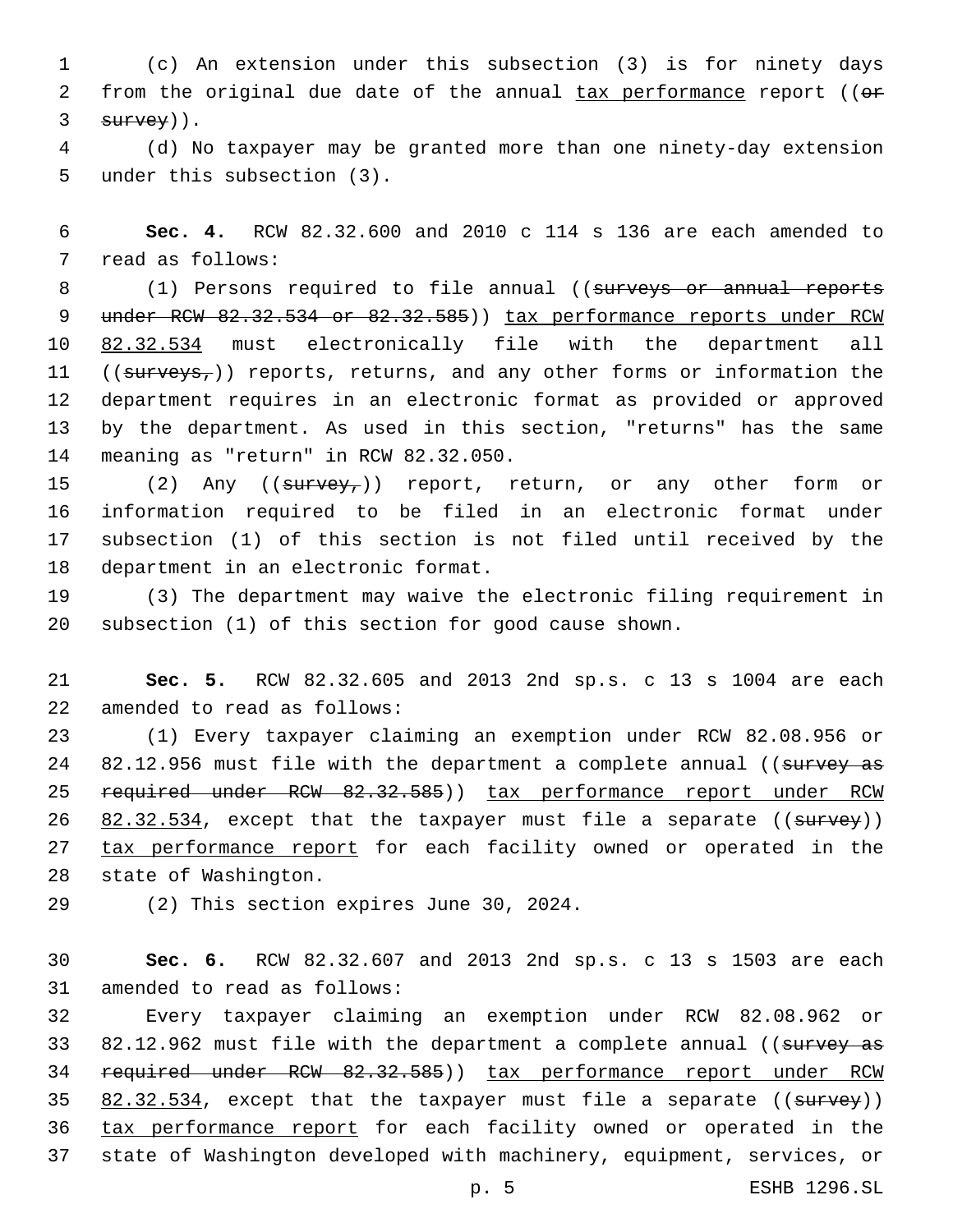(c) An extension under this subsection (3) is for ninety days from the original due date of the annual tax performance report ((~~or survey~~)).

(d) No taxpayer may be granted more than one ninety-day extension under this subsection (3).

**Sec. 4.** RCW 82.32.600 and 2010 c 114 s 136 are each amended to read as follows:

(1) Persons required to file annual ((~~surveys or annual reports under RCW 82.32.534 or 82.32.585~~)) tax performance reports under RCW 82.32.534 must electronically file with the department all ((~~surveys,~~)) reports, returns, and any other forms or information the department requires in an electronic format as provided or approved by the department. As used in this section, "returns" has the same meaning as "return" in RCW 82.32.050.

(2) Any ((~~survey,~~)) report, return, or any other form or information required to be filed in an electronic format under subsection (1) of this section is not filed until received by the department in an electronic format.

(3) The department may waive the electronic filing requirement in subsection (1) of this section for good cause shown.

**Sec. 5.** RCW 82.32.605 and 2013 2nd sp.s. c 13 s 1004 are each amended to read as follows:

(1) Every taxpayer claiming an exemption under RCW 82.08.956 or 82.12.956 must file with the department a complete annual ((~~survey as required under RCW 82.32.585~~)) tax performance report under RCW 82.32.534, except that the taxpayer must file a separate ((~~survey~~)) tax performance report for each facility owned or operated in the state of Washington.

(2) This section expires June 30, 2024.

**Sec. 6.** RCW 82.32.607 and 2013 2nd sp.s. c 13 s 1503 are each amended to read as follows:

Every taxpayer claiming an exemption under RCW 82.08.962 or 82.12.962 must file with the department a complete annual ((~~survey as required under RCW 82.32.585~~)) tax performance report under RCW 82.32.534, except that the taxpayer must file a separate ((~~survey~~)) tax performance report for each facility owned or operated in the state of Washington developed with machinery, equipment, services, or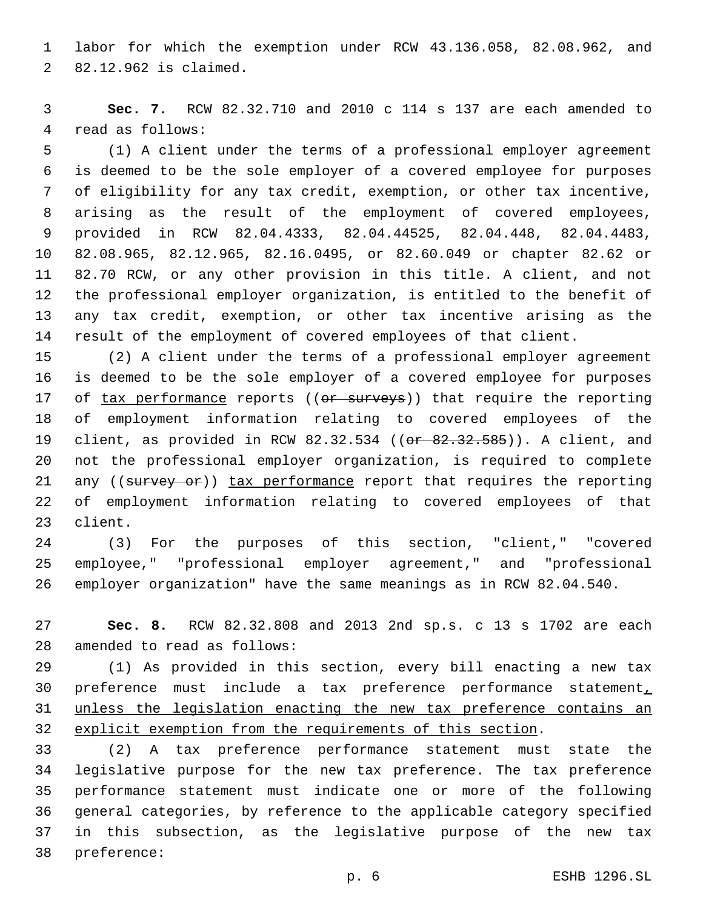labor for which the exemption under RCW 43.136.058, 82.08.962, and 82.12.962 is claimed.

**Sec. 7.** RCW 82.32.710 and 2010 c 114 s 137 are each amended to read as follows:

(1) A client under the terms of a professional employer agreement is deemed to be the sole employer of a covered employee for purposes of eligibility for any tax credit, exemption, or other tax incentive, arising as the result of the employment of covered employees, provided in RCW 82.04.4333, 82.04.44525, 82.04.448, 82.04.4483, 82.08.965, 82.12.965, 82.16.0495, or 82.60.049 or chapter 82.62 or 82.70 RCW, or any other provision in this title. A client, and not the professional employer organization, is entitled to the benefit of any tax credit, exemption, or other tax incentive arising as the result of the employment of covered employees of that client.

(2) A client under the terms of a professional employer agreement is deemed to be the sole employer of a covered employee for purposes of <u>tax performance</u> reports ((~~or surveys~~)) that require the reporting of employment information relating to covered employees of the client, as provided in RCW 82.32.534 ((~~or 82.32.585~~)). A client, and not the professional employer organization, is required to complete any ((~~survey or~~)) <u>tax performance</u> report that requires the reporting of employment information relating to covered employees of that client.

(3) For the purposes of this section, "client," "covered employee," "professional employer agreement," and "professional employer organization" have the same meanings as in RCW 82.04.540.

**Sec. 8.** RCW 82.32.808 and 2013 2nd sp.s. c 13 s 1702 are each amended to read as follows:

(1) As provided in this section, every bill enacting a new tax preference must include a tax preference performance statement<u>, unless the legislation enacting the new tax preference contains an explicit exemption from the requirements of this section</u>.

(2) A tax preference performance statement must state the legislative purpose for the new tax preference. The tax preference performance statement must indicate one or more of the following general categories, by reference to the applicable category specified in this subsection, as the legislative purpose of the new tax preference: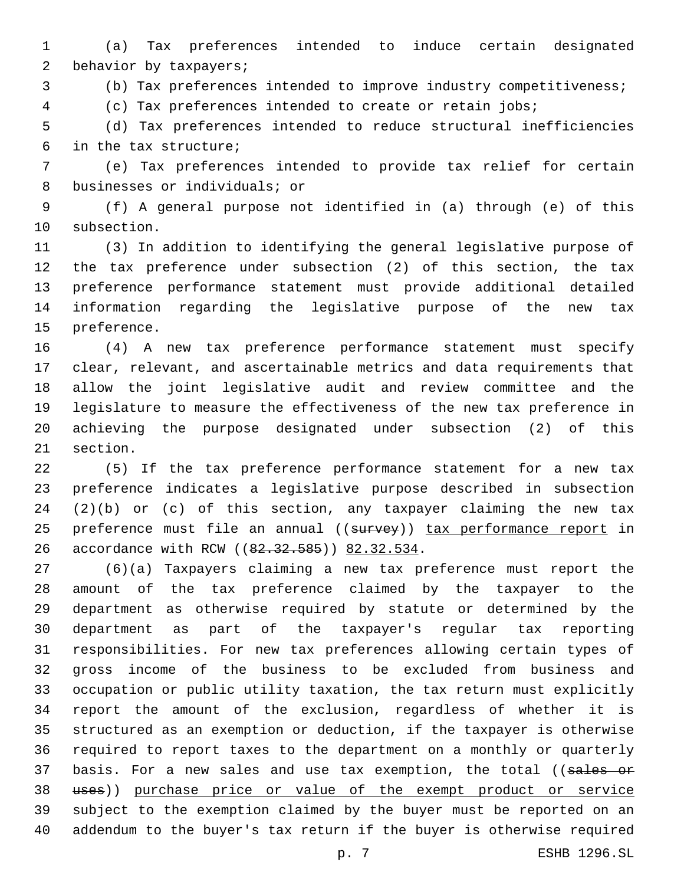(a) Tax preferences intended to induce certain designated behavior by taxpayers;

(b) Tax preferences intended to improve industry competitiveness;

(c) Tax preferences intended to create or retain jobs;

(d) Tax preferences intended to reduce structural inefficiencies in the tax structure;

(e) Tax preferences intended to provide tax relief for certain businesses or individuals; or

(f) A general purpose not identified in (a) through (e) of this subsection.

(3) In addition to identifying the general legislative purpose of the tax preference under subsection (2) of this section, the tax preference performance statement must provide additional detailed information regarding the legislative purpose of the new tax preference.

(4) A new tax preference performance statement must specify clear, relevant, and ascertainable metrics and data requirements that allow the joint legislative audit and review committee and the legislature to measure the effectiveness of the new tax preference in achieving the purpose designated under subsection (2) of this section.

(5) If the tax preference performance statement for a new tax preference indicates a legislative purpose described in subsection (2)(b) or (c) of this section, any taxpayer claiming the new tax preference must file an annual ((~~survey~~)) tax performance report in accordance with RCW ((~~82.32.585~~)) 82.32.534.

(6)(a) Taxpayers claiming a new tax preference must report the amount of the tax preference claimed by the taxpayer to the department as otherwise required by statute or determined by the department as part of the taxpayer's regular tax reporting responsibilities. For new tax preferences allowing certain types of gross income of the business to be excluded from business and occupation or public utility taxation, the tax return must explicitly report the amount of the exclusion, regardless of whether it is structured as an exemption or deduction, if the taxpayer is otherwise required to report taxes to the department on a monthly or quarterly basis. For a new sales and use tax exemption, the total ((~~sales or uses~~)) purchase price or value of the exempt product or service subject to the exemption claimed by the buyer must be reported on an addendum to the buyer's tax return if the buyer is otherwise required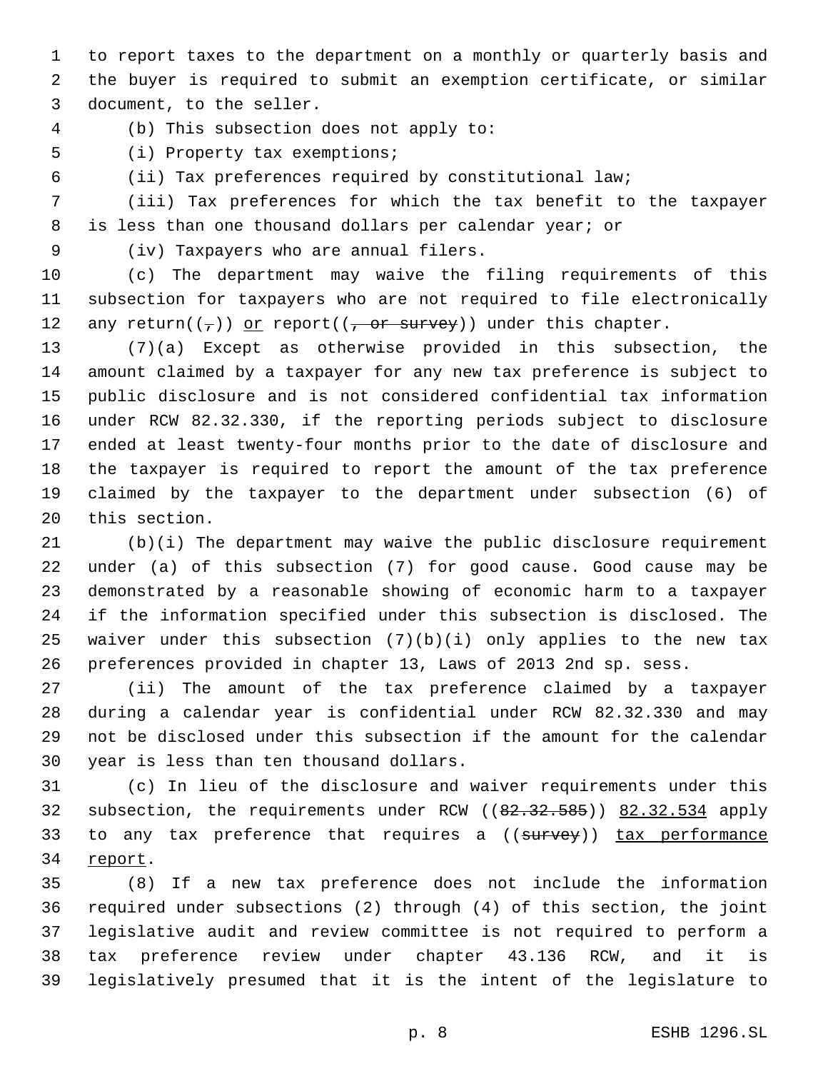to report taxes to the department on a monthly or quarterly basis and the buyer is required to submit an exemption certificate, or similar document, to the seller.

(b) This subsection does not apply to:

(i) Property tax exemptions;

(ii) Tax preferences required by constitutional law;

(iii) Tax preferences for which the tax benefit to the taxpayer is less than one thousand dollars per calendar year; or

(iv) Taxpayers who are annual filers.

(c) The department may waive the filing requirements of this subsection for taxpayers who are not required to file electronically any return((~~,~~)) or report((~~, or survey~~)) under this chapter.

(7)(a) Except as otherwise provided in this subsection, the amount claimed by a taxpayer for any new tax preference is subject to public disclosure and is not considered confidential tax information under RCW 82.32.330, if the reporting periods subject to disclosure ended at least twenty-four months prior to the date of disclosure and the taxpayer is required to report the amount of the tax preference claimed by the taxpayer to the department under subsection (6) of this section.

(b)(i) The department may waive the public disclosure requirement under (a) of this subsection (7) for good cause. Good cause may be demonstrated by a reasonable showing of economic harm to a taxpayer if the information specified under this subsection is disclosed. The waiver under this subsection (7)(b)(i) only applies to the new tax preferences provided in chapter 13, Laws of 2013 2nd sp. sess.

(ii) The amount of the tax preference claimed by a taxpayer during a calendar year is confidential under RCW 82.32.330 and may not be disclosed under this subsection if the amount for the calendar year is less than ten thousand dollars.

(c) In lieu of the disclosure and waiver requirements under this subsection, the requirements under RCW ((~~82.32.585~~)) 82.32.534 apply to any tax preference that requires a ((~~survey~~)) tax performance report.

(8) If a new tax preference does not include the information required under subsections (2) through (4) of this section, the joint legislative audit and review committee is not required to perform a tax preference review under chapter 43.136 RCW, and it is legislatively presumed that it is the intent of the legislature to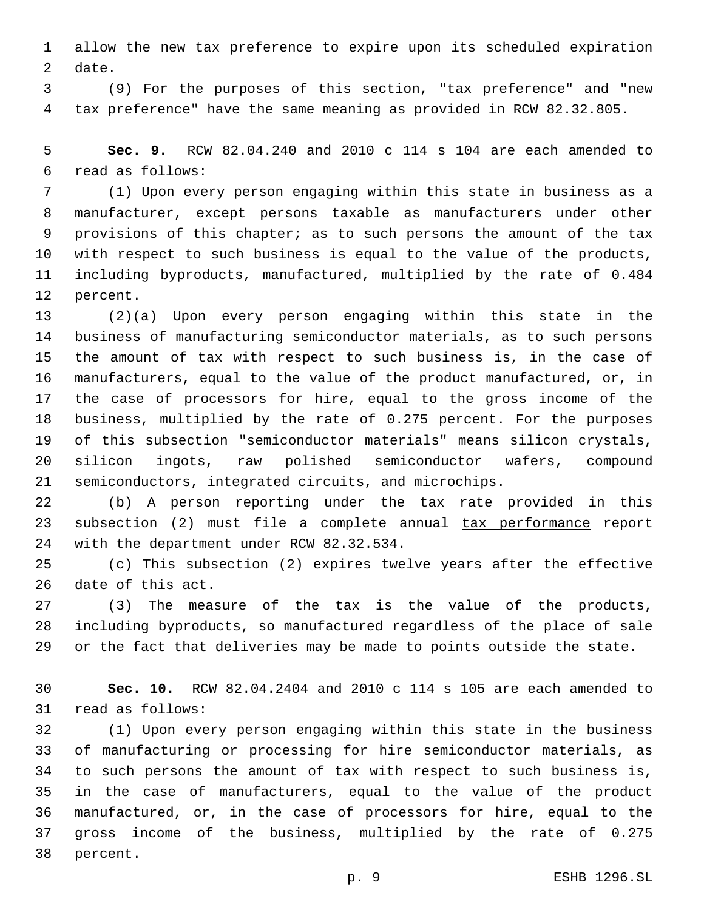allow the new tax preference to expire upon its scheduled expiration date.

(9) For the purposes of this section, "tax preference" and "new tax preference" have the same meaning as provided in RCW 82.32.805.

**Sec. 9.** RCW 82.04.240 and 2010 c 114 s 104 are each amended to read as follows:

(1) Upon every person engaging within this state in business as a manufacturer, except persons taxable as manufacturers under other provisions of this chapter; as to such persons the amount of the tax with respect to such business is equal to the value of the products, including byproducts, manufactured, multiplied by the rate of 0.484 percent.

(2)(a) Upon every person engaging within this state in the business of manufacturing semiconductor materials, as to such persons the amount of tax with respect to such business is, in the case of manufacturers, equal to the value of the product manufactured, or, in the case of processors for hire, equal to the gross income of the business, multiplied by the rate of 0.275 percent. For the purposes of this subsection "semiconductor materials" means silicon crystals, silicon ingots, raw polished semiconductor wafers, compound semiconductors, integrated circuits, and microchips.

(b) A person reporting under the tax rate provided in this subsection (2) must file a complete annual tax performance report with the department under RCW 82.32.534.

(c) This subsection (2) expires twelve years after the effective date of this act.

(3) The measure of the tax is the value of the products, including byproducts, so manufactured regardless of the place of sale or the fact that deliveries may be made to points outside the state.

**Sec. 10.** RCW 82.04.2404 and 2010 c 114 s 105 are each amended to read as follows:

(1) Upon every person engaging within this state in the business of manufacturing or processing for hire semiconductor materials, as to such persons the amount of tax with respect to such business is, in the case of manufacturers, equal to the value of the product manufactured, or, in the case of processors for hire, equal to the gross income of the business, multiplied by the rate of 0.275 percent.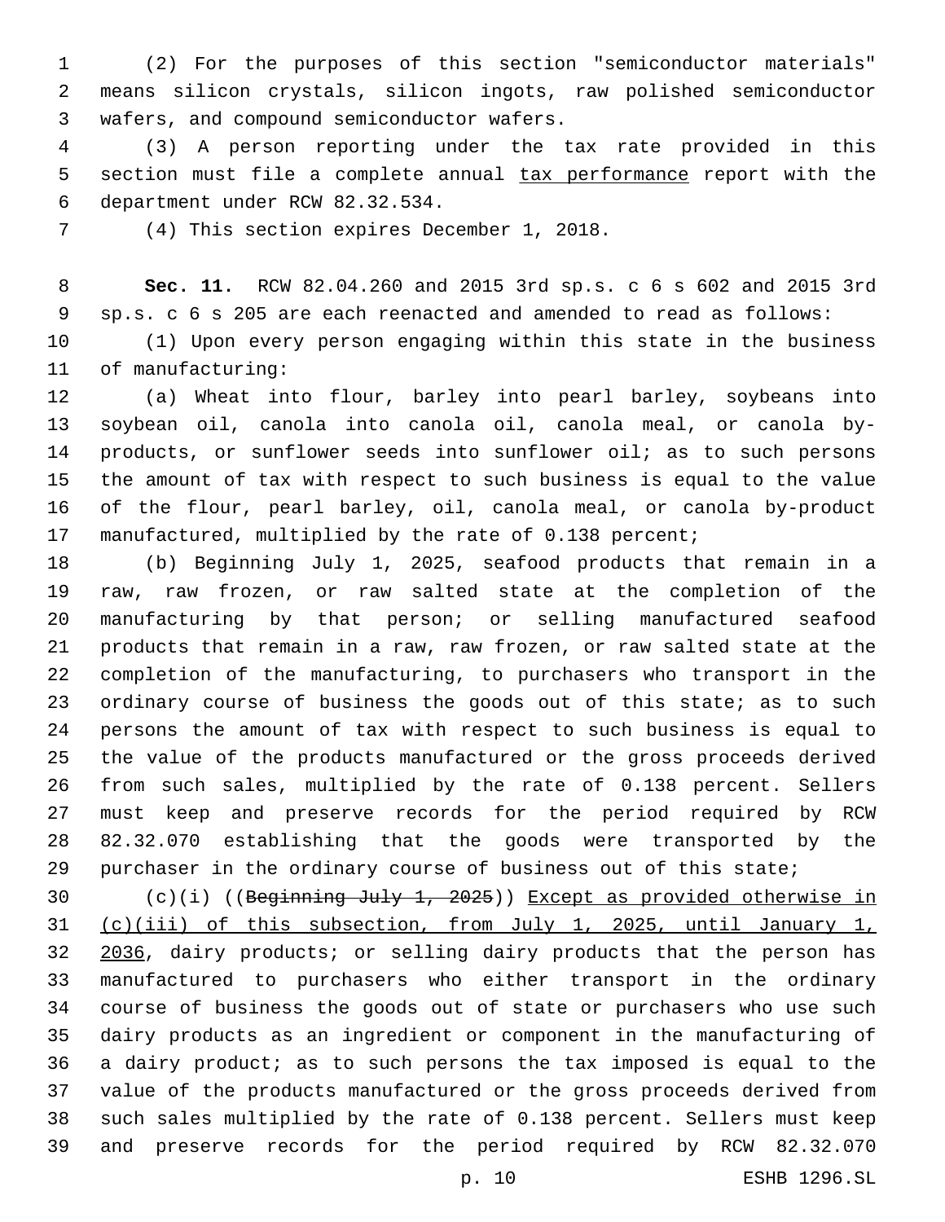(2) For the purposes of this section "semiconductor materials" means silicon crystals, silicon ingots, raw polished semiconductor wafers, and compound semiconductor wafers.

(3) A person reporting under the tax rate provided in this section must file a complete annual tax performance report with the department under RCW 82.32.534.

(4) This section expires December 1, 2018.

**Sec. 11.** RCW 82.04.260 and 2015 3rd sp.s. c 6 s 602 and 2015 3rd sp.s. c 6 s 205 are each reenacted and amended to read as follows:

(1) Upon every person engaging within this state in the business of manufacturing:

(a) Wheat into flour, barley into pearl barley, soybeans into soybean oil, canola into canola oil, canola meal, or canola by-products, or sunflower seeds into sunflower oil; as to such persons the amount of tax with respect to such business is equal to the value of the flour, pearl barley, oil, canola meal, or canola by-product manufactured, multiplied by the rate of 0.138 percent;

(b) Beginning July 1, 2025, seafood products that remain in a raw, raw frozen, or raw salted state at the completion of the manufacturing by that person; or selling manufactured seafood products that remain in a raw, raw frozen, or raw salted state at the completion of the manufacturing, to purchasers who transport in the ordinary course of business the goods out of this state; as to such persons the amount of tax with respect to such business is equal to the value of the products manufactured or the gross proceeds derived from such sales, multiplied by the rate of 0.138 percent. Sellers must keep and preserve records for the period required by RCW 82.32.070 establishing that the goods were transported by the purchaser in the ordinary course of business out of this state;

(c)(i) ((~~Beginning July 1, 2025~~)) Except as provided otherwise in (c)(iii) of this subsection, from July 1, 2025, until January 1, 2036, dairy products; or selling dairy products that the person has manufactured to purchasers who either transport in the ordinary course of business the goods out of state or purchasers who use such dairy products as an ingredient or component in the manufacturing of a dairy product; as to such persons the tax imposed is equal to the value of the products manufactured or the gross proceeds derived from such sales multiplied by the rate of 0.138 percent. Sellers must keep and preserve records for the period required by RCW 82.32.070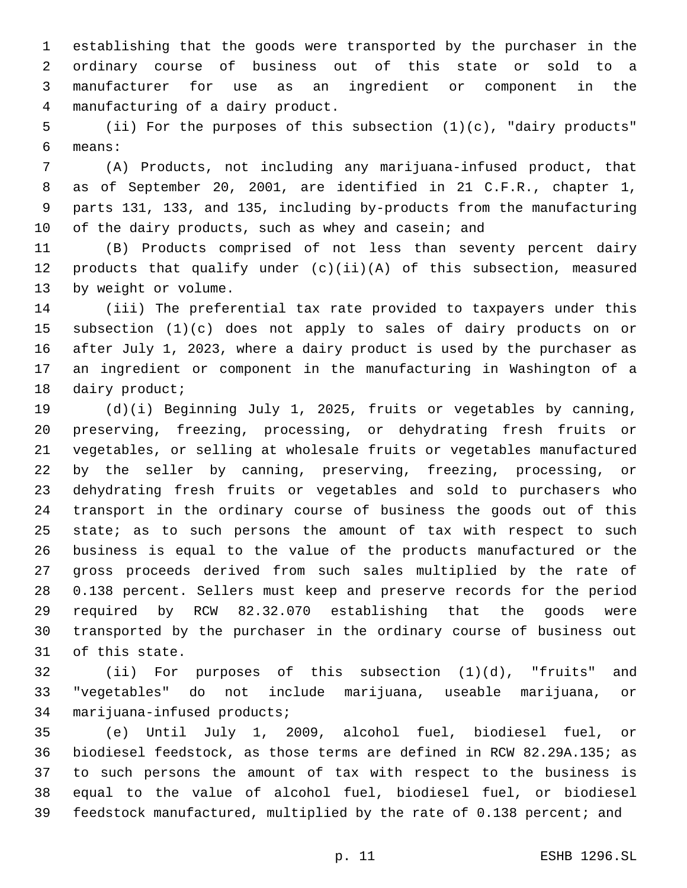establishing that the goods were transported by the purchaser in the ordinary course of business out of this state or sold to a manufacturer for use as an ingredient or component in the manufacturing of a dairy product.

(ii) For the purposes of this subsection (1)(c), "dairy products" means:

(A) Products, not including any marijuana-infused product, that as of September 20, 2001, are identified in 21 C.F.R., chapter 1, parts 131, 133, and 135, including by-products from the manufacturing of the dairy products, such as whey and casein; and

(B) Products comprised of not less than seventy percent dairy products that qualify under (c)(ii)(A) of this subsection, measured by weight or volume.

(iii) The preferential tax rate provided to taxpayers under this subsection (1)(c) does not apply to sales of dairy products on or after July 1, 2023, where a dairy product is used by the purchaser as an ingredient or component in the manufacturing in Washington of a dairy product;

(d)(i) Beginning July 1, 2025, fruits or vegetables by canning, preserving, freezing, processing, or dehydrating fresh fruits or vegetables, or selling at wholesale fruits or vegetables manufactured by the seller by canning, preserving, freezing, processing, or dehydrating fresh fruits or vegetables and sold to purchasers who transport in the ordinary course of business the goods out of this state; as to such persons the amount of tax with respect to such business is equal to the value of the products manufactured or the gross proceeds derived from such sales multiplied by the rate of 0.138 percent. Sellers must keep and preserve records for the period required by RCW 82.32.070 establishing that the goods were transported by the purchaser in the ordinary course of business out of this state.

(ii) For purposes of this subsection (1)(d), "fruits" and "vegetables" do not include marijuana, useable marijuana, or marijuana-infused products;

(e) Until July 1, 2009, alcohol fuel, biodiesel fuel, or biodiesel feedstock, as those terms are defined in RCW 82.29A.135; as to such persons the amount of tax with respect to the business is equal to the value of alcohol fuel, biodiesel fuel, or biodiesel feedstock manufactured, multiplied by the rate of 0.138 percent; and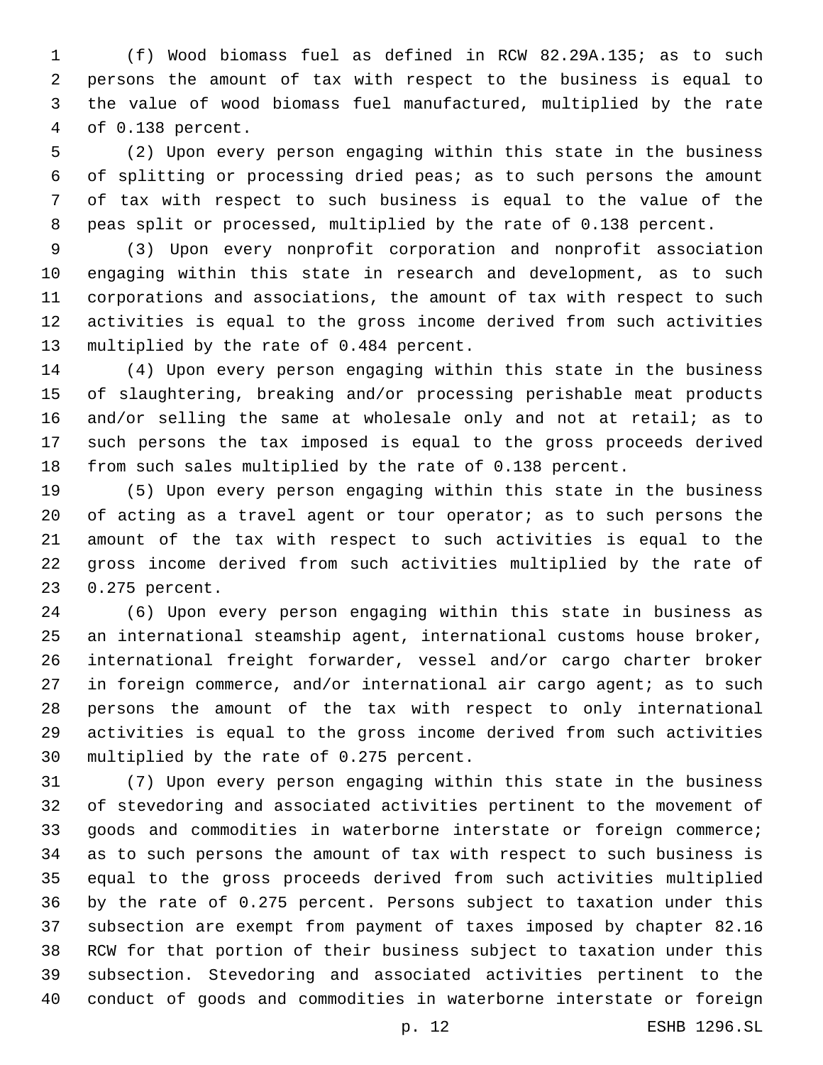(f) Wood biomass fuel as defined in RCW 82.29A.135; as to such persons the amount of tax with respect to the business is equal to the value of wood biomass fuel manufactured, multiplied by the rate of 0.138 percent.

(2) Upon every person engaging within this state in the business of splitting or processing dried peas; as to such persons the amount of tax with respect to such business is equal to the value of the peas split or processed, multiplied by the rate of 0.138 percent.

(3) Upon every nonprofit corporation and nonprofit association engaging within this state in research and development, as to such corporations and associations, the amount of tax with respect to such activities is equal to the gross income derived from such activities multiplied by the rate of 0.484 percent.

(4) Upon every person engaging within this state in the business of slaughtering, breaking and/or processing perishable meat products and/or selling the same at wholesale only and not at retail; as to such persons the tax imposed is equal to the gross proceeds derived from such sales multiplied by the rate of 0.138 percent.

(5) Upon every person engaging within this state in the business of acting as a travel agent or tour operator; as to such persons the amount of the tax with respect to such activities is equal to the gross income derived from such activities multiplied by the rate of 0.275 percent.

(6) Upon every person engaging within this state in business as an international steamship agent, international customs house broker, international freight forwarder, vessel and/or cargo charter broker in foreign commerce, and/or international air cargo agent; as to such persons the amount of the tax with respect to only international activities is equal to the gross income derived from such activities multiplied by the rate of 0.275 percent.

(7) Upon every person engaging within this state in the business of stevedoring and associated activities pertinent to the movement of goods and commodities in waterborne interstate or foreign commerce; as to such persons the amount of tax with respect to such business is equal to the gross proceeds derived from such activities multiplied by the rate of 0.275 percent. Persons subject to taxation under this subsection are exempt from payment of taxes imposed by chapter 82.16 RCW for that portion of their business subject to taxation under this subsection. Stevedoring and associated activities pertinent to the conduct of goods and commodities in waterborne interstate or foreign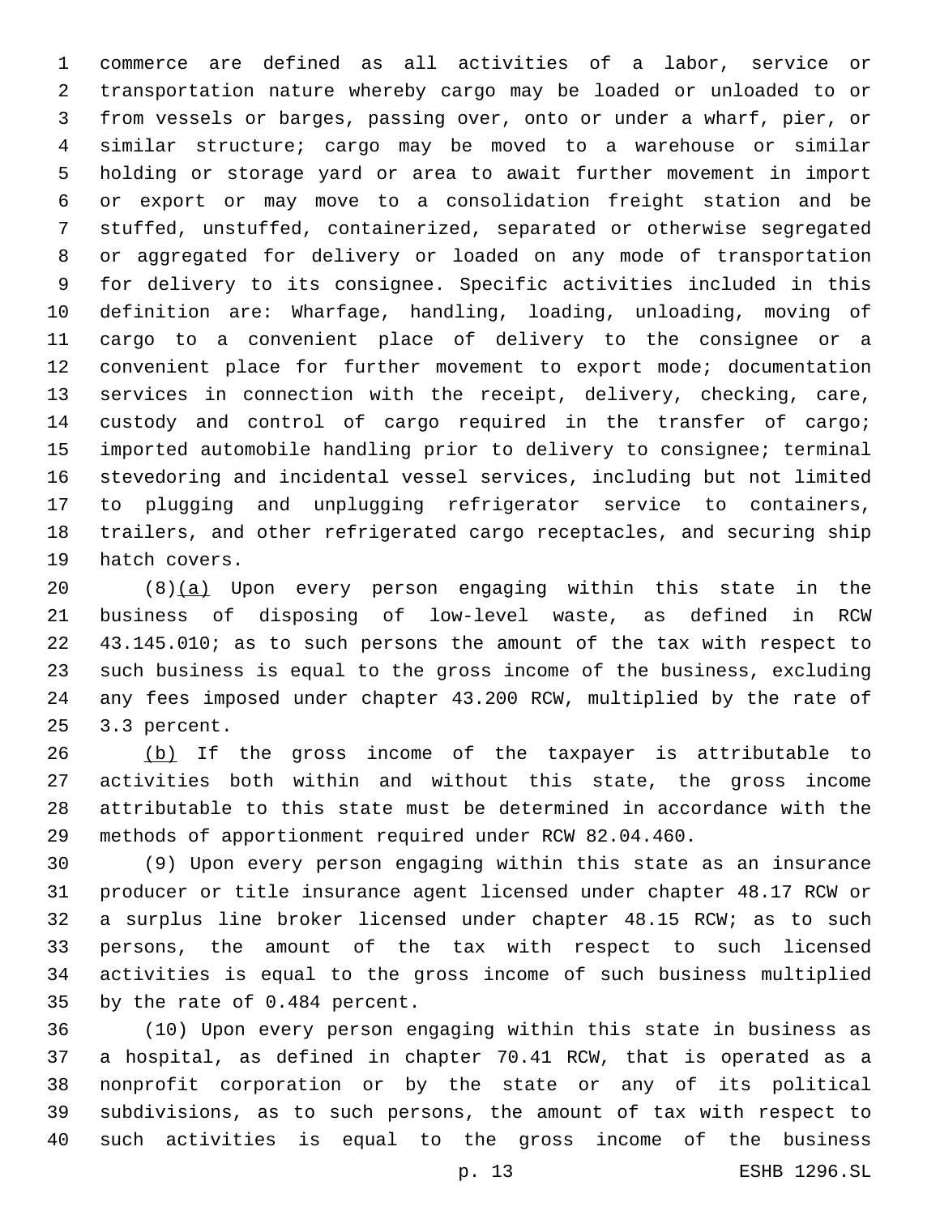commerce are defined as all activities of a labor, service or transportation nature whereby cargo may be loaded or unloaded to or from vessels or barges, passing over, onto or under a wharf, pier, or similar structure; cargo may be moved to a warehouse or similar holding or storage yard or area to await further movement in import or export or may move to a consolidation freight station and be stuffed, unstuffed, containerized, separated or otherwise segregated or aggregated for delivery or loaded on any mode of transportation for delivery to its consignee. Specific activities included in this definition are: Wharfage, handling, loading, unloading, moving of cargo to a convenient place of delivery to the consignee or a convenient place for further movement to export mode; documentation services in connection with the receipt, delivery, checking, care, custody and control of cargo required in the transfer of cargo; imported automobile handling prior to delivery to consignee; terminal stevedoring and incidental vessel services, including but not limited to plugging and unplugging refrigerator service to containers, trailers, and other refrigerated cargo receptacles, and securing ship hatch covers.

(8)<u>(a)</u> Upon every person engaging within this state in the business of disposing of low-level waste, as defined in RCW 43.145.010; as to such persons the amount of the tax with respect to such business is equal to the gross income of the business, excluding any fees imposed under chapter 43.200 RCW, multiplied by the rate of 3.3 percent.

<u>(b)</u> If the gross income of the taxpayer is attributable to activities both within and without this state, the gross income attributable to this state must be determined in accordance with the methods of apportionment required under RCW 82.04.460.

(9) Upon every person engaging within this state as an insurance producer or title insurance agent licensed under chapter 48.17 RCW or a surplus line broker licensed under chapter 48.15 RCW; as to such persons, the amount of the tax with respect to such licensed activities is equal to the gross income of such business multiplied by the rate of 0.484 percent.

(10) Upon every person engaging within this state in business as a hospital, as defined in chapter 70.41 RCW, that is operated as a nonprofit corporation or by the state or any of its political subdivisions, as to such persons, the amount of tax with respect to such activities is equal to the gross income of the business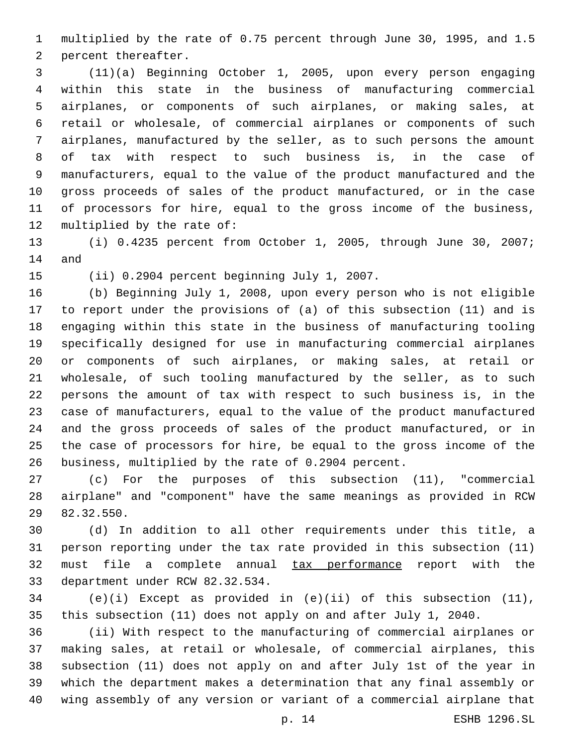multiplied by the rate of 0.75 percent through June 30, 1995, and 1.5 percent thereafter.

(11)(a) Beginning October 1, 2005, upon every person engaging within this state in the business of manufacturing commercial airplanes, or components of such airplanes, or making sales, at retail or wholesale, of commercial airplanes or components of such airplanes, manufactured by the seller, as to such persons the amount of tax with respect to such business is, in the case of manufacturers, equal to the value of the product manufactured and the gross proceeds of sales of the product manufactured, or in the case of processors for hire, equal to the gross income of the business, multiplied by the rate of:

(i) 0.4235 percent from October 1, 2005, through June 30, 2007; and

(ii) 0.2904 percent beginning July 1, 2007.

(b) Beginning July 1, 2008, upon every person who is not eligible to report under the provisions of (a) of this subsection (11) and is engaging within this state in the business of manufacturing tooling specifically designed for use in manufacturing commercial airplanes or components of such airplanes, or making sales, at retail or wholesale, of such tooling manufactured by the seller, as to such persons the amount of tax with respect to such business is, in the case of manufacturers, equal to the value of the product manufactured and the gross proceeds of sales of the product manufactured, or in the case of processors for hire, be equal to the gross income of the business, multiplied by the rate of 0.2904 percent.

(c) For the purposes of this subsection (11), "commercial airplane" and "component" have the same meanings as provided in RCW 82.32.550.

(d) In addition to all other requirements under this title, a person reporting under the tax rate provided in this subsection (11) must file a complete annual <u>tax performance</u> report with the department under RCW 82.32.534.

(e)(i) Except as provided in (e)(ii) of this subsection (11), this subsection (11) does not apply on and after July 1, 2040.

(ii) With respect to the manufacturing of commercial airplanes or making sales, at retail or wholesale, of commercial airplanes, this subsection (11) does not apply on and after July 1st of the year in which the department makes a determination that any final assembly or wing assembly of any version or variant of a commercial airplane that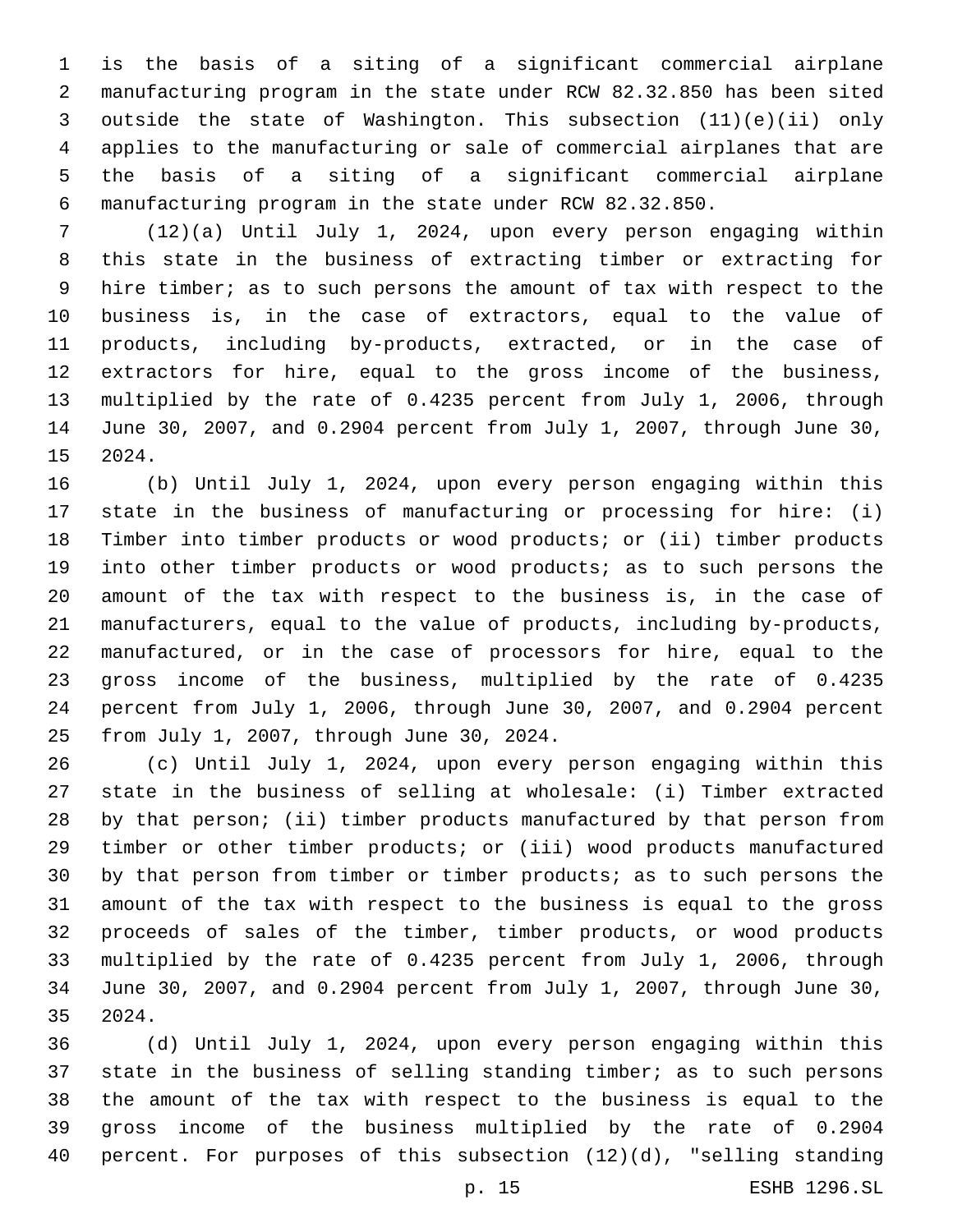is the basis of a siting of a significant commercial airplane manufacturing program in the state under RCW 82.32.850 has been sited outside the state of Washington. This subsection (11)(e)(ii) only applies to the manufacturing or sale of commercial airplanes that are the basis of a siting of a significant commercial airplane manufacturing program in the state under RCW 82.32.850.

(12)(a) Until July 1, 2024, upon every person engaging within this state in the business of extracting timber or extracting for hire timber; as to such persons the amount of tax with respect to the business is, in the case of extractors, equal to the value of products, including by-products, extracted, or in the case of extractors for hire, equal to the gross income of the business, multiplied by the rate of 0.4235 percent from July 1, 2006, through June 30, 2007, and 0.2904 percent from July 1, 2007, through June 30, 2024.

(b) Until July 1, 2024, upon every person engaging within this state in the business of manufacturing or processing for hire: (i) Timber into timber products or wood products; or (ii) timber products into other timber products or wood products; as to such persons the amount of the tax with respect to the business is, in the case of manufacturers, equal to the value of products, including by-products, manufactured, or in the case of processors for hire, equal to the gross income of the business, multiplied by the rate of 0.4235 percent from July 1, 2006, through June 30, 2007, and 0.2904 percent from July 1, 2007, through June 30, 2024.

(c) Until July 1, 2024, upon every person engaging within this state in the business of selling at wholesale: (i) Timber extracted by that person; (ii) timber products manufactured by that person from timber or other timber products; or (iii) wood products manufactured by that person from timber or timber products; as to such persons the amount of the tax with respect to the business is equal to the gross proceeds of sales of the timber, timber products, or wood products multiplied by the rate of 0.4235 percent from July 1, 2006, through June 30, 2007, and 0.2904 percent from July 1, 2007, through June 30, 2024.

(d) Until July 1, 2024, upon every person engaging within this state in the business of selling standing timber; as to such persons the amount of the tax with respect to the business is equal to the gross income of the business multiplied by the rate of 0.2904 percent. For purposes of this subsection (12)(d), "selling standing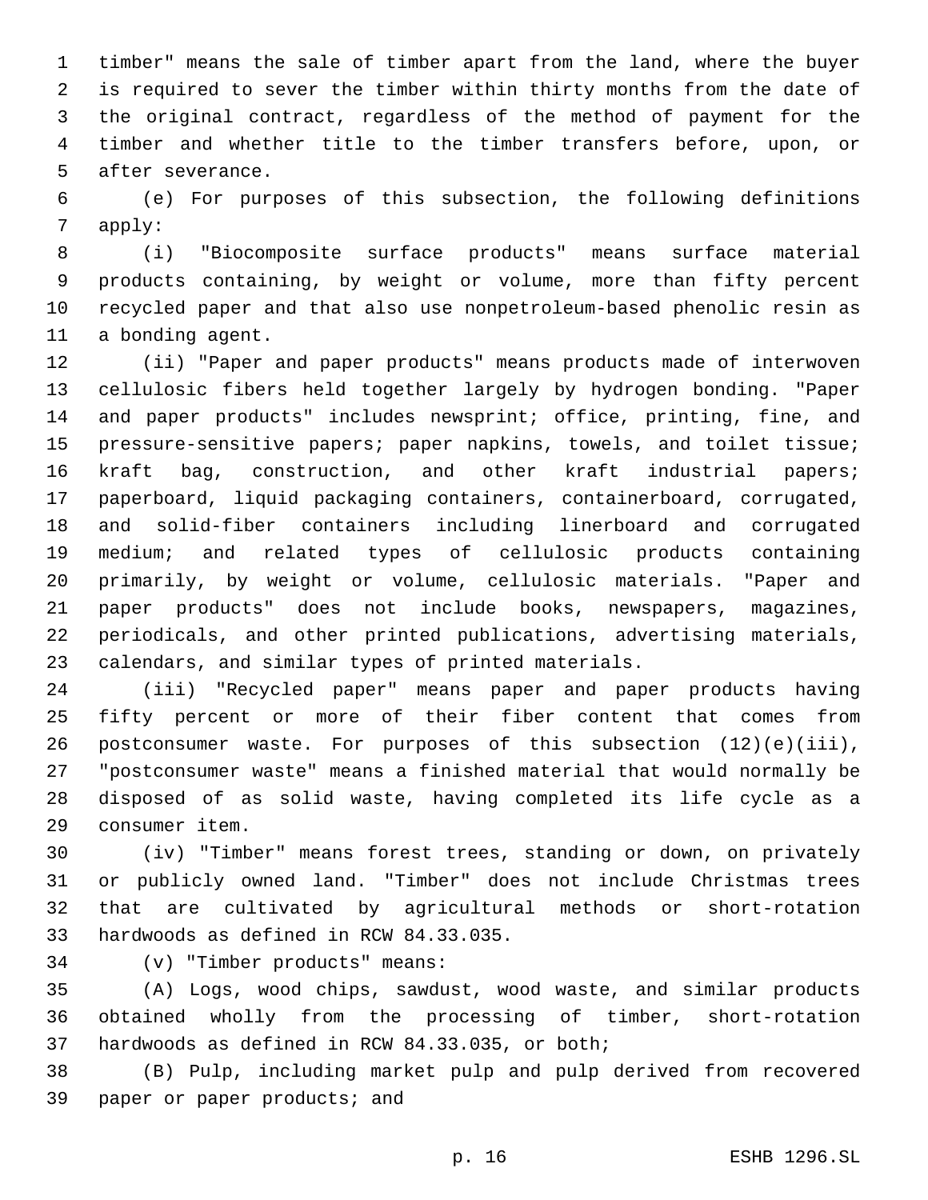timber" means the sale of timber apart from the land, where the buyer is required to sever the timber within thirty months from the date of the original contract, regardless of the method of payment for the timber and whether title to the timber transfers before, upon, or after severance.

(e) For purposes of this subsection, the following definitions apply:

(i) "Biocomposite surface products" means surface material products containing, by weight or volume, more than fifty percent recycled paper and that also use nonpetroleum-based phenolic resin as a bonding agent.

(ii) "Paper and paper products" means products made of interwoven cellulosic fibers held together largely by hydrogen bonding. "Paper and paper products" includes newsprint; office, printing, fine, and pressure-sensitive papers; paper napkins, towels, and toilet tissue; kraft bag, construction, and other kraft industrial papers; paperboard, liquid packaging containers, containerboard, corrugated, and solid-fiber containers including linerboard and corrugated medium; and related types of cellulosic products containing primarily, by weight or volume, cellulosic materials. "Paper and paper products" does not include books, newspapers, magazines, periodicals, and other printed publications, advertising materials, calendars, and similar types of printed materials.

(iii) "Recycled paper" means paper and paper products having fifty percent or more of their fiber content that comes from postconsumer waste. For purposes of this subsection (12)(e)(iii), "postconsumer waste" means a finished material that would normally be disposed of as solid waste, having completed its life cycle as a consumer item.

(iv) "Timber" means forest trees, standing or down, on privately or publicly owned land. "Timber" does not include Christmas trees that are cultivated by agricultural methods or short-rotation hardwoods as defined in RCW 84.33.035.

(v) "Timber products" means:

(A) Logs, wood chips, sawdust, wood waste, and similar products obtained wholly from the processing of timber, short-rotation hardwoods as defined in RCW 84.33.035, or both;

(B) Pulp, including market pulp and pulp derived from recovered paper or paper products; and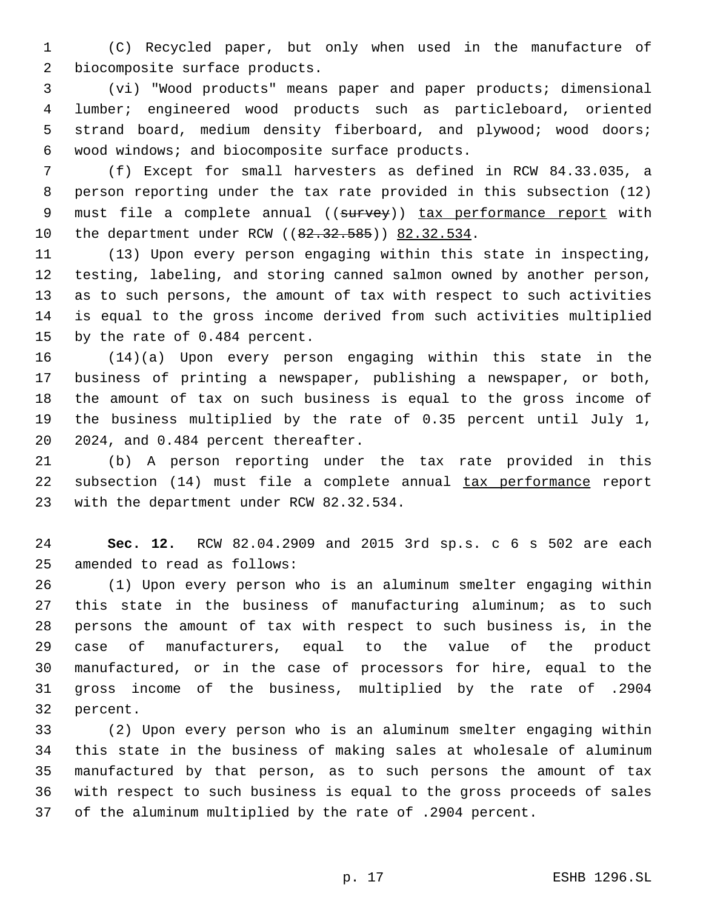(C) Recycled paper, but only when used in the manufacture of biocomposite surface products.

(vi) "Wood products" means paper and paper products; dimensional lumber; engineered wood products such as particleboard, oriented strand board, medium density fiberboard, and plywood; wood doors; wood windows; and biocomposite surface products.

(f) Except for small harvesters as defined in RCW 84.33.035, a person reporting under the tax rate provided in this subsection (12) must file a complete annual ((~~survey~~)) tax performance report with the department under RCW ((~~82.32.585~~)) 82.32.534.

(13) Upon every person engaging within this state in inspecting, testing, labeling, and storing canned salmon owned by another person, as to such persons, the amount of tax with respect to such activities is equal to the gross income derived from such activities multiplied by the rate of 0.484 percent.

(14)(a) Upon every person engaging within this state in the business of printing a newspaper, publishing a newspaper, or both, the amount of tax on such business is equal to the gross income of the business multiplied by the rate of 0.35 percent until July 1, 2024, and 0.484 percent thereafter.

(b) A person reporting under the tax rate provided in this subsection (14) must file a complete annual tax performance report with the department under RCW 82.32.534.

**Sec. 12.** RCW 82.04.2909 and 2015 3rd sp.s. c 6 s 502 are each amended to read as follows:

(1) Upon every person who is an aluminum smelter engaging within this state in the business of manufacturing aluminum; as to such persons the amount of tax with respect to such business is, in the case of manufacturers, equal to the value of the product manufactured, or in the case of processors for hire, equal to the gross income of the business, multiplied by the rate of .2904 percent.

(2) Upon every person who is an aluminum smelter engaging within this state in the business of making sales at wholesale of aluminum manufactured by that person, as to such persons the amount of tax with respect to such business is equal to the gross proceeds of sales of the aluminum multiplied by the rate of .2904 percent.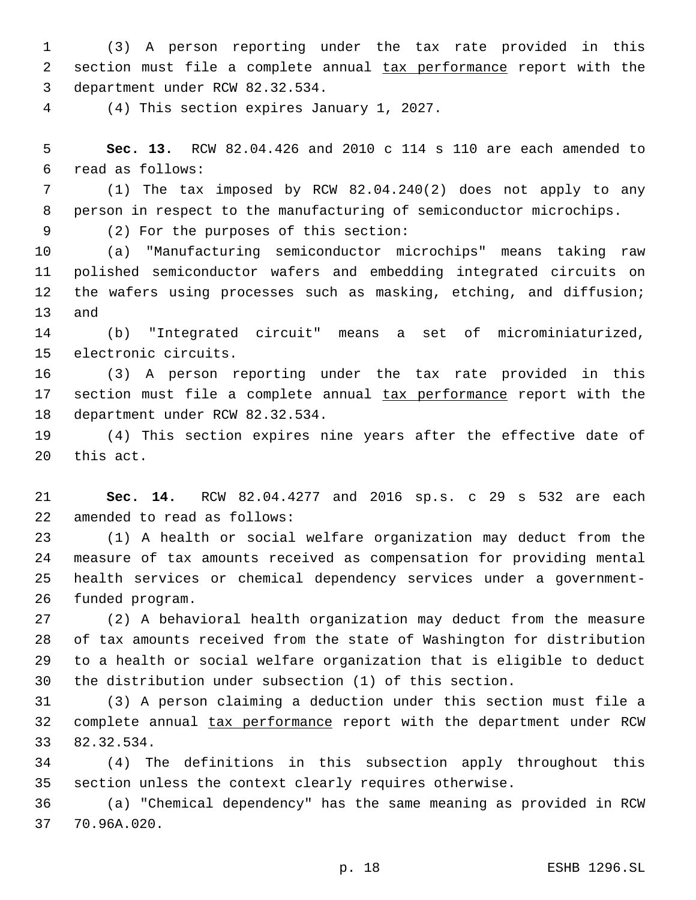(3) A person reporting under the tax rate provided in this section must file a complete annual <u>tax performance</u> report with the department under RCW 82.32.534.

(4) This section expires January 1, 2027.

**Sec. 13.** RCW 82.04.426 and 2010 c 114 s 110 are each amended to read as follows:

(1) The tax imposed by RCW 82.04.240(2) does not apply to any person in respect to the manufacturing of semiconductor microchips.

(2) For the purposes of this section:

(a) "Manufacturing semiconductor microchips" means taking raw polished semiconductor wafers and embedding integrated circuits on the wafers using processes such as masking, etching, and diffusion; and

(b) "Integrated circuit" means a set of microminiaturized, electronic circuits.

(3) A person reporting under the tax rate provided in this section must file a complete annual <u>tax performance</u> report with the department under RCW 82.32.534.

(4) This section expires nine years after the effective date of this act.

**Sec. 14.** RCW 82.04.4277 and 2016 sp.s. c 29 s 532 are each amended to read as follows:

(1) A health or social welfare organization may deduct from the measure of tax amounts received as compensation for providing mental health services or chemical dependency services under a government-funded program.

(2) A behavioral health organization may deduct from the measure of tax amounts received from the state of Washington for distribution to a health or social welfare organization that is eligible to deduct the distribution under subsection (1) of this section.

(3) A person claiming a deduction under this section must file a complete annual <u>tax performance</u> report with the department under RCW 82.32.534.

(4) The definitions in this subsection apply throughout this section unless the context clearly requires otherwise.

(a) "Chemical dependency" has the same meaning as provided in RCW 70.96A.020.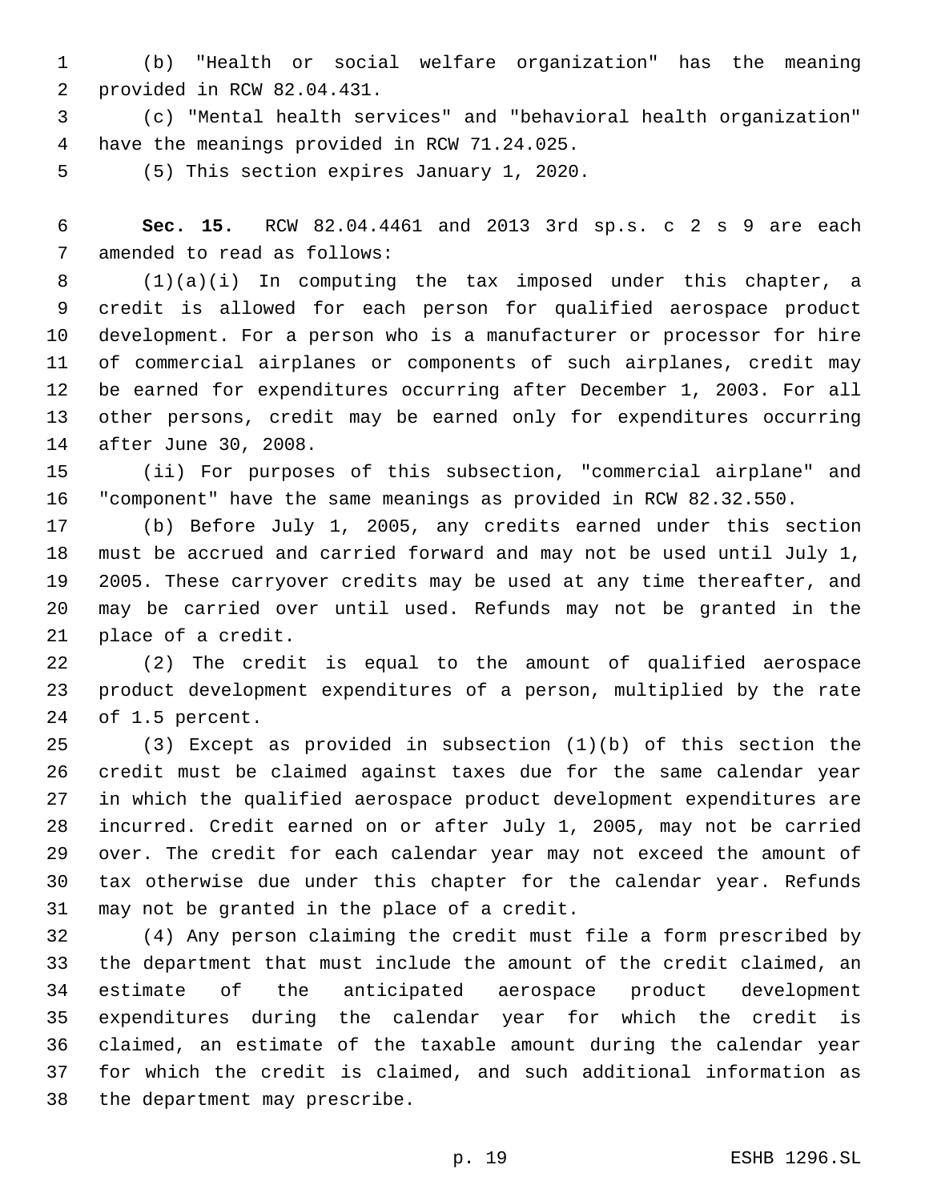(b) "Health or social welfare organization" has the meaning provided in RCW 82.04.431.

(c) "Mental health services" and "behavioral health organization" have the meanings provided in RCW 71.24.025.

(5) This section expires January 1, 2020.

**Sec. 15.** RCW 82.04.4461 and 2013 3rd sp.s. c 2 s 9 are each amended to read as follows:

(1)(a)(i) In computing the tax imposed under this chapter, a credit is allowed for each person for qualified aerospace product development. For a person who is a manufacturer or processor for hire of commercial airplanes or components of such airplanes, credit may be earned for expenditures occurring after December 1, 2003. For all other persons, credit may be earned only for expenditures occurring after June 30, 2008.

(ii) For purposes of this subsection, "commercial airplane" and "component" have the same meanings as provided in RCW 82.32.550.

(b) Before July 1, 2005, any credits earned under this section must be accrued and carried forward and may not be used until July 1, 2005. These carryover credits may be used at any time thereafter, and may be carried over until used. Refunds may not be granted in the place of a credit.

(2) The credit is equal to the amount of qualified aerospace product development expenditures of a person, multiplied by the rate of 1.5 percent.

(3) Except as provided in subsection (1)(b) of this section the credit must be claimed against taxes due for the same calendar year in which the qualified aerospace product development expenditures are incurred. Credit earned on or after July 1, 2005, may not be carried over. The credit for each calendar year may not exceed the amount of tax otherwise due under this chapter for the calendar year. Refunds may not be granted in the place of a credit.

(4) Any person claiming the credit must file a form prescribed by the department that must include the amount of the credit claimed, an estimate of the anticipated aerospace product development expenditures during the calendar year for which the credit is claimed, an estimate of the taxable amount during the calendar year for which the credit is claimed, and such additional information as the department may prescribe.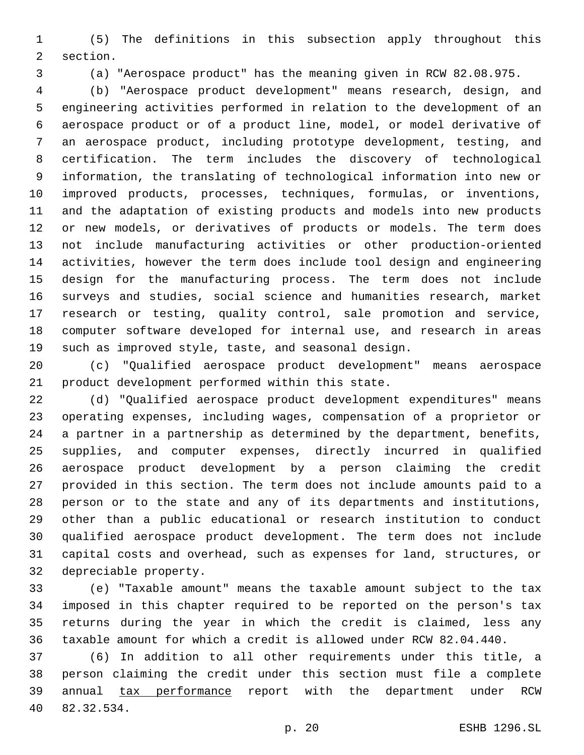(5) The definitions in this subsection apply throughout this section.

(a) "Aerospace product" has the meaning given in RCW 82.08.975.

(b) "Aerospace product development" means research, design, and engineering activities performed in relation to the development of an aerospace product or of a product line, model, or model derivative of an aerospace product, including prototype development, testing, and certification. The term includes the discovery of technological information, the translating of technological information into new or improved products, processes, techniques, formulas, or inventions, and the adaptation of existing products and models into new products or new models, or derivatives of products or models. The term does not include manufacturing activities or other production-oriented activities, however the term does include tool design and engineering design for the manufacturing process. The term does not include surveys and studies, social science and humanities research, market research or testing, quality control, sale promotion and service, computer software developed for internal use, and research in areas such as improved style, taste, and seasonal design.

(c) "Qualified aerospace product development" means aerospace product development performed within this state.

(d) "Qualified aerospace product development expenditures" means operating expenses, including wages, compensation of a proprietor or a partner in a partnership as determined by the department, benefits, supplies, and computer expenses, directly incurred in qualified aerospace product development by a person claiming the credit provided in this section. The term does not include amounts paid to a person or to the state and any of its departments and institutions, other than a public educational or research institution to conduct qualified aerospace product development. The term does not include capital costs and overhead, such as expenses for land, structures, or depreciable property.

(e) "Taxable amount" means the taxable amount subject to the tax imposed in this chapter required to be reported on the person's tax returns during the year in which the credit is claimed, less any taxable amount for which a credit is allowed under RCW 82.04.440.

(6) In addition to all other requirements under this title, a person claiming the credit under this section must file a complete annual <u>tax performance</u> report with the department under RCW 82.32.534.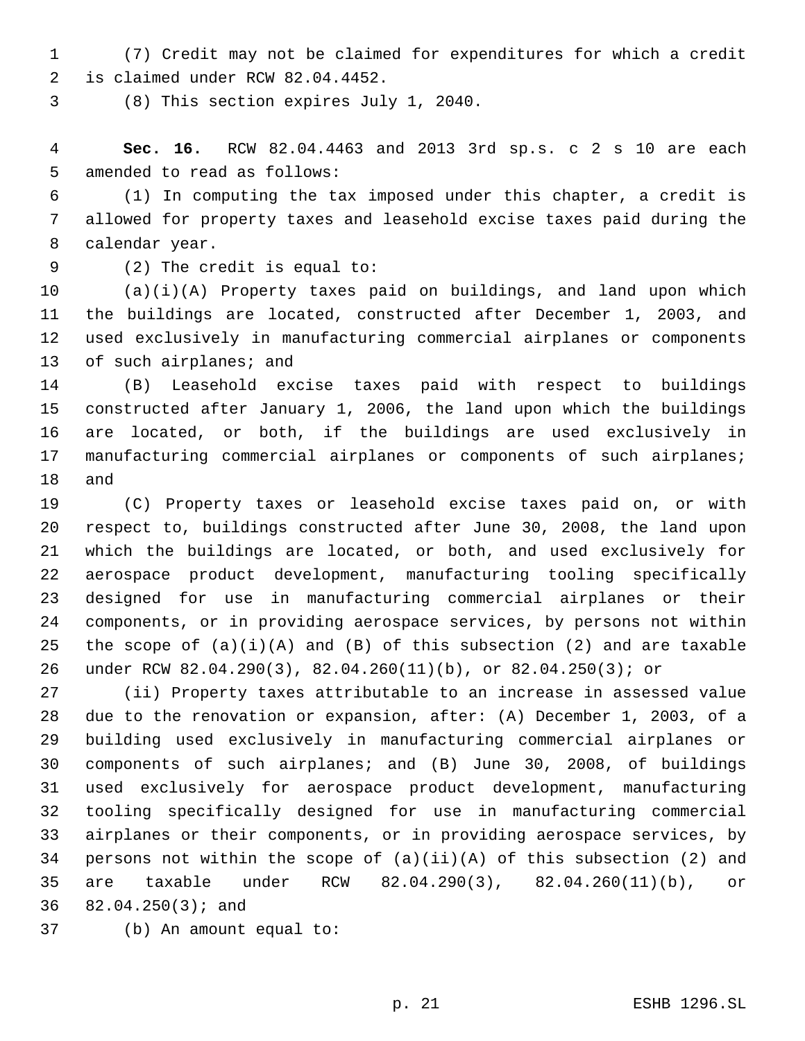(7) Credit may not be claimed for expenditures for which a credit is claimed under RCW 82.04.4452.

(8) This section expires July 1, 2040.

**Sec. 16.** RCW 82.04.4463 and 2013 3rd sp.s. c 2 s 10 are each amended to read as follows:

(1) In computing the tax imposed under this chapter, a credit is allowed for property taxes and leasehold excise taxes paid during the calendar year.

(2) The credit is equal to:

(a)(i)(A) Property taxes paid on buildings, and land upon which the buildings are located, constructed after December 1, 2003, and used exclusively in manufacturing commercial airplanes or components of such airplanes; and

(B) Leasehold excise taxes paid with respect to buildings constructed after January 1, 2006, the land upon which the buildings are located, or both, if the buildings are used exclusively in manufacturing commercial airplanes or components of such airplanes; and

(C) Property taxes or leasehold excise taxes paid on, or with respect to, buildings constructed after June 30, 2008, the land upon which the buildings are located, or both, and used exclusively for aerospace product development, manufacturing tooling specifically designed for use in manufacturing commercial airplanes or their components, or in providing aerospace services, by persons not within the scope of (a)(i)(A) and (B) of this subsection (2) and are taxable under RCW 82.04.290(3), 82.04.260(11)(b), or 82.04.250(3); or

(ii) Property taxes attributable to an increase in assessed value due to the renovation or expansion, after: (A) December 1, 2003, of a building used exclusively in manufacturing commercial airplanes or components of such airplanes; and (B) June 30, 2008, of buildings used exclusively for aerospace product development, manufacturing tooling specifically designed for use in manufacturing commercial airplanes or their components, or in providing aerospace services, by persons not within the scope of (a)(ii)(A) of this subsection (2) and are taxable under RCW 82.04.290(3), 82.04.260(11)(b), or 82.04.250(3); and

(b) An amount equal to: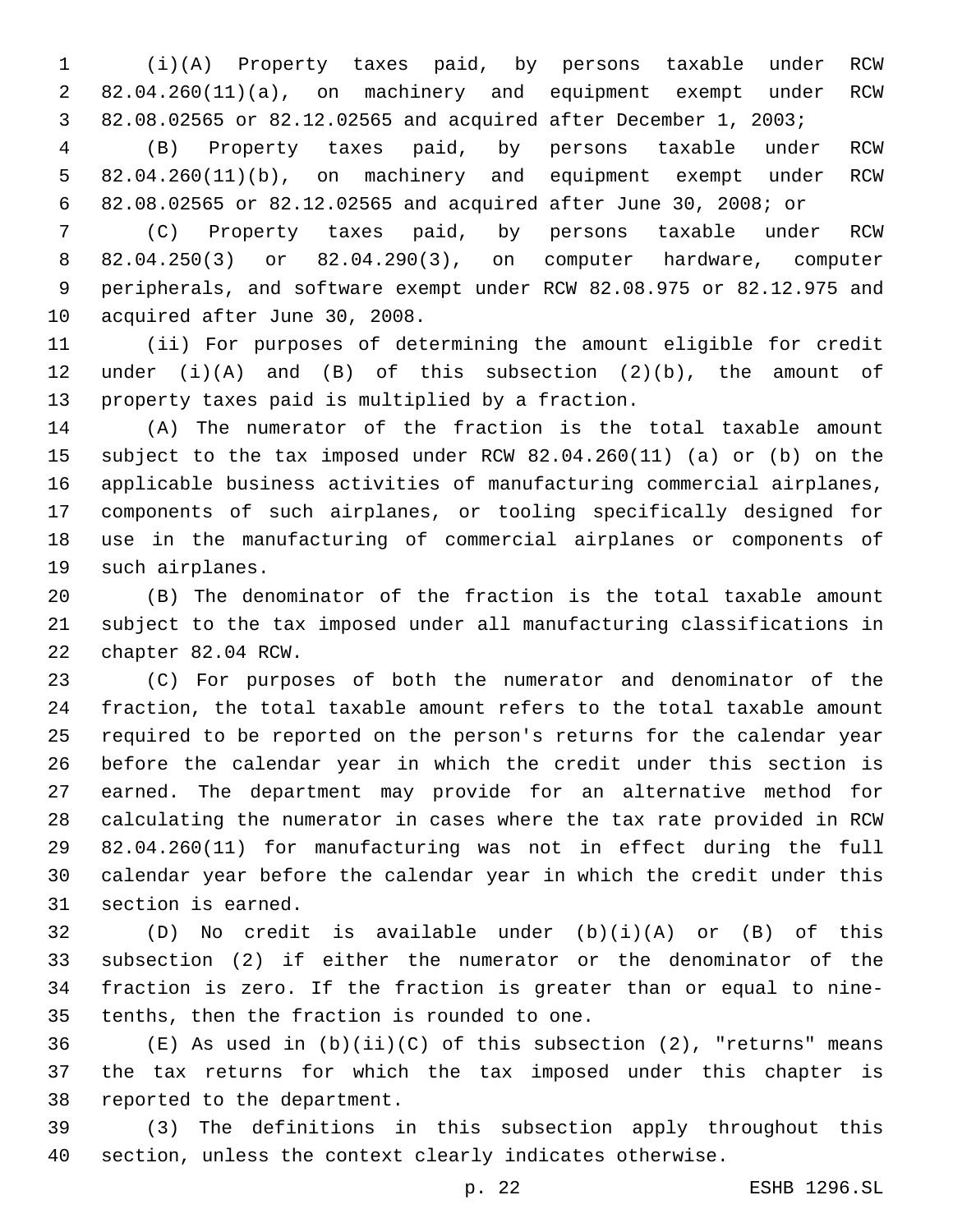(i)(A) Property taxes paid, by persons taxable under RCW 82.04.260(11)(a), on machinery and equipment exempt under RCW 82.08.02565 or 82.12.02565 and acquired after December 1, 2003;

(B) Property taxes paid, by persons taxable under RCW 82.04.260(11)(b), on machinery and equipment exempt under RCW 82.08.02565 or 82.12.02565 and acquired after June 30, 2008; or

(C) Property taxes paid, by persons taxable under RCW 82.04.250(3) or 82.04.290(3), on computer hardware, computer peripherals, and software exempt under RCW 82.08.975 or 82.12.975 and acquired after June 30, 2008.

(ii) For purposes of determining the amount eligible for credit under (i)(A) and (B) of this subsection (2)(b), the amount of property taxes paid is multiplied by a fraction.

(A) The numerator of the fraction is the total taxable amount subject to the tax imposed under RCW 82.04.260(11) (a) or (b) on the applicable business activities of manufacturing commercial airplanes, components of such airplanes, or tooling specifically designed for use in the manufacturing of commercial airplanes or components of such airplanes.

(B) The denominator of the fraction is the total taxable amount subject to the tax imposed under all manufacturing classifications in chapter 82.04 RCW.

(C) For purposes of both the numerator and denominator of the fraction, the total taxable amount refers to the total taxable amount required to be reported on the person's returns for the calendar year before the calendar year in which the credit under this section is earned. The department may provide for an alternative method for calculating the numerator in cases where the tax rate provided in RCW 82.04.260(11) for manufacturing was not in effect during the full calendar year before the calendar year in which the credit under this section is earned.

(D) No credit is available under (b)(i)(A) or (B) of this subsection (2) if either the numerator or the denominator of the fraction is zero. If the fraction is greater than or equal to nine-tenths, then the fraction is rounded to one.

(E) As used in (b)(ii)(C) of this subsection (2), "returns" means the tax returns for which the tax imposed under this chapter is reported to the department.

(3) The definitions in this subsection apply throughout this section, unless the context clearly indicates otherwise.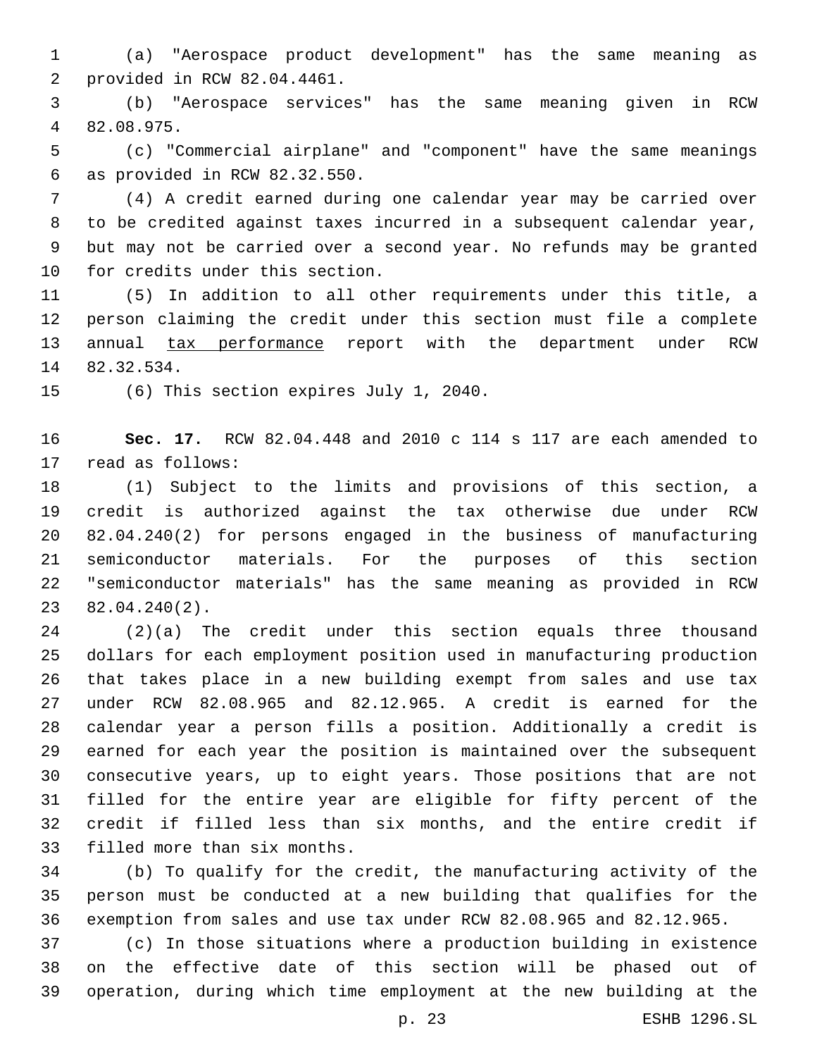(a) "Aerospace product development" has the same meaning as provided in RCW 82.04.4461.

(b) "Aerospace services" has the same meaning given in RCW 82.08.975.

(c) "Commercial airplane" and "component" have the same meanings as provided in RCW 82.32.550.

(4) A credit earned during one calendar year may be carried over to be credited against taxes incurred in a subsequent calendar year, but may not be carried over a second year. No refunds may be granted for credits under this section.

(5) In addition to all other requirements under this title, a person claiming the credit under this section must file a complete annual <u>tax performance</u> report with the department under RCW 82.32.534.

(6) This section expires July 1, 2040.

**Sec. 17.** RCW 82.04.448 and 2010 c 114 s 117 are each amended to read as follows:

(1) Subject to the limits and provisions of this section, a credit is authorized against the tax otherwise due under RCW 82.04.240(2) for persons engaged in the business of manufacturing semiconductor materials. For the purposes of this section "semiconductor materials" has the same meaning as provided in RCW 82.04.240(2).

(2)(a) The credit under this section equals three thousand dollars for each employment position used in manufacturing production that takes place in a new building exempt from sales and use tax under RCW 82.08.965 and 82.12.965. A credit is earned for the calendar year a person fills a position. Additionally a credit is earned for each year the position is maintained over the subsequent consecutive years, up to eight years. Those positions that are not filled for the entire year are eligible for fifty percent of the credit if filled less than six months, and the entire credit if filled more than six months.

(b) To qualify for the credit, the manufacturing activity of the person must be conducted at a new building that qualifies for the exemption from sales and use tax under RCW 82.08.965 and 82.12.965.

(c) In those situations where a production building in existence on the effective date of this section will be phased out of operation, during which time employment at the new building at the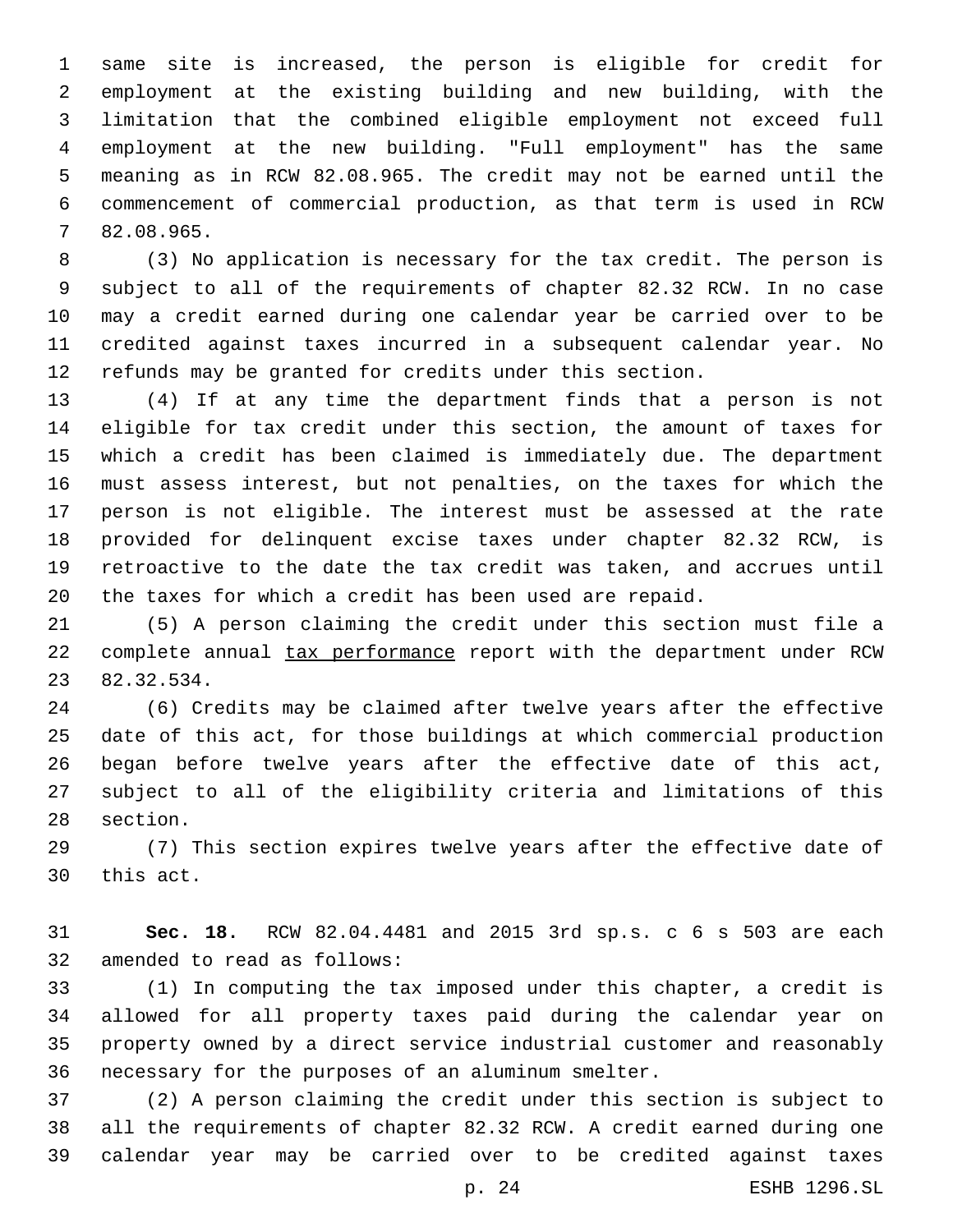same site is increased, the person is eligible for credit for employment at the existing building and new building, with the limitation that the combined eligible employment not exceed full employment at the new building. "Full employment" has the same meaning as in RCW 82.08.965. The credit may not be earned until the commencement of commercial production, as that term is used in RCW 82.08.965.

(3) No application is necessary for the tax credit. The person is subject to all of the requirements of chapter 82.32 RCW. In no case may a credit earned during one calendar year be carried over to be credited against taxes incurred in a subsequent calendar year. No refunds may be granted for credits under this section.

(4) If at any time the department finds that a person is not eligible for tax credit under this section, the amount of taxes for which a credit has been claimed is immediately due. The department must assess interest, but not penalties, on the taxes for which the person is not eligible. The interest must be assessed at the rate provided for delinquent excise taxes under chapter 82.32 RCW, is retroactive to the date the tax credit was taken, and accrues until the taxes for which a credit has been used are repaid.

(5) A person claiming the credit under this section must file a complete annual <u>tax performance</u> report with the department under RCW 82.32.534.

(6) Credits may be claimed after twelve years after the effective date of this act, for those buildings at which commercial production began before twelve years after the effective date of this act, subject to all of the eligibility criteria and limitations of this section.

(7) This section expires twelve years after the effective date of this act.

**Sec. 18.** RCW 82.04.4481 and 2015 3rd sp.s. c 6 s 503 are each amended to read as follows:

(1) In computing the tax imposed under this chapter, a credit is allowed for all property taxes paid during the calendar year on property owned by a direct service industrial customer and reasonably necessary for the purposes of an aluminum smelter.

(2) A person claiming the credit under this section is subject to all the requirements of chapter 82.32 RCW. A credit earned during one calendar year may be carried over to be credited against taxes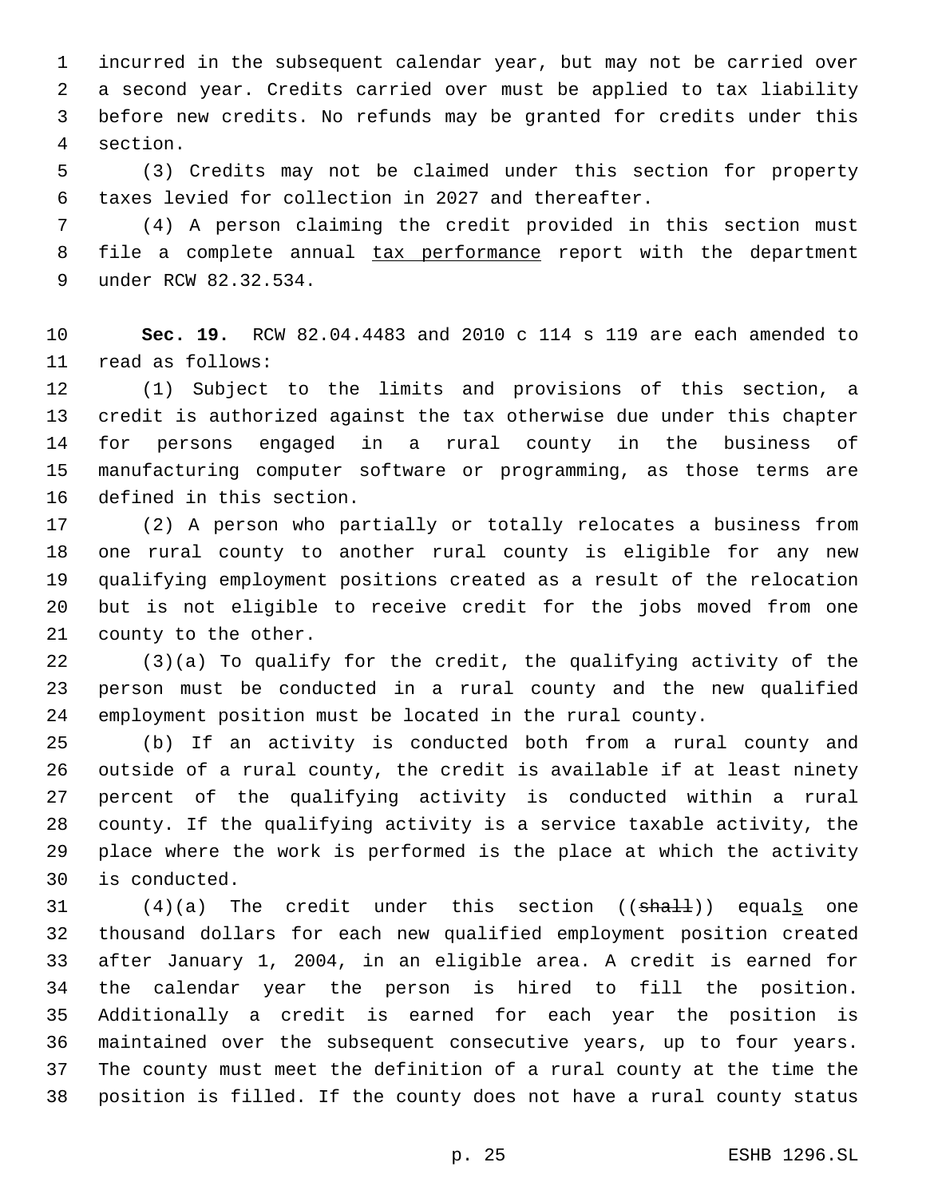incurred in the subsequent calendar year, but may not be carried over a second year. Credits carried over must be applied to tax liability before new credits. No refunds may be granted for credits under this section.

(3) Credits may not be claimed under this section for property taxes levied for collection in 2027 and thereafter.

(4) A person claiming the credit provided in this section must file a complete annual tax performance report with the department under RCW 82.32.534.

**Sec. 19.** RCW 82.04.4483 and 2010 c 114 s 119 are each amended to read as follows:

(1) Subject to the limits and provisions of this section, a credit is authorized against the tax otherwise due under this chapter for persons engaged in a rural county in the business of manufacturing computer software or programming, as those terms are defined in this section.

(2) A person who partially or totally relocates a business from one rural county to another rural county is eligible for any new qualifying employment positions created as a result of the relocation but is not eligible to receive credit for the jobs moved from one county to the other.

(3)(a) To qualify for the credit, the qualifying activity of the person must be conducted in a rural county and the new qualified employment position must be located in the rural county.

(b) If an activity is conducted both from a rural county and outside of a rural county, the credit is available if at least ninety percent of the qualifying activity is conducted within a rural county. If the qualifying activity is a service taxable activity, the place where the work is performed is the place at which the activity is conducted.

(4)(a) The credit under this section ((~~shall~~)) equals one thousand dollars for each new qualified employment position created after January 1, 2004, in an eligible area. A credit is earned for the calendar year the person is hired to fill the position. Additionally a credit is earned for each year the position is maintained over the subsequent consecutive years, up to four years. The county must meet the definition of a rural county at the time the position is filled. If the county does not have a rural county status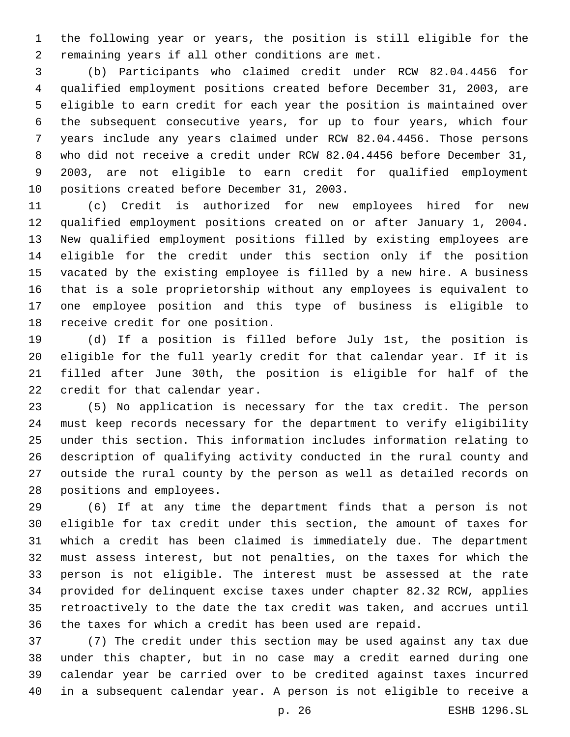the following year or years, the position is still eligible for the remaining years if all other conditions are met.

(b) Participants who claimed credit under RCW 82.04.4456 for qualified employment positions created before December 31, 2003, are eligible to earn credit for each year the position is maintained over the subsequent consecutive years, for up to four years, which four years include any years claimed under RCW 82.04.4456. Those persons who did not receive a credit under RCW 82.04.4456 before December 31, 2003, are not eligible to earn credit for qualified employment positions created before December 31, 2003.

(c) Credit is authorized for new employees hired for new qualified employment positions created on or after January 1, 2004. New qualified employment positions filled by existing employees are eligible for the credit under this section only if the position vacated by the existing employee is filled by a new hire. A business that is a sole proprietorship without any employees is equivalent to one employee position and this type of business is eligible to receive credit for one position.

(d) If a position is filled before July 1st, the position is eligible for the full yearly credit for that calendar year. If it is filled after June 30th, the position is eligible for half of the credit for that calendar year.

(5) No application is necessary for the tax credit. The person must keep records necessary for the department to verify eligibility under this section. This information includes information relating to description of qualifying activity conducted in the rural county and outside the rural county by the person as well as detailed records on positions and employees.

(6) If at any time the department finds that a person is not eligible for tax credit under this section, the amount of taxes for which a credit has been claimed is immediately due. The department must assess interest, but not penalties, on the taxes for which the person is not eligible. The interest must be assessed at the rate provided for delinquent excise taxes under chapter 82.32 RCW, applies retroactively to the date the tax credit was taken, and accrues until the taxes for which a credit has been used are repaid.

(7) The credit under this section may be used against any tax due under this chapter, but in no case may a credit earned during one calendar year be carried over to be credited against taxes incurred in a subsequent calendar year. A person is not eligible to receive a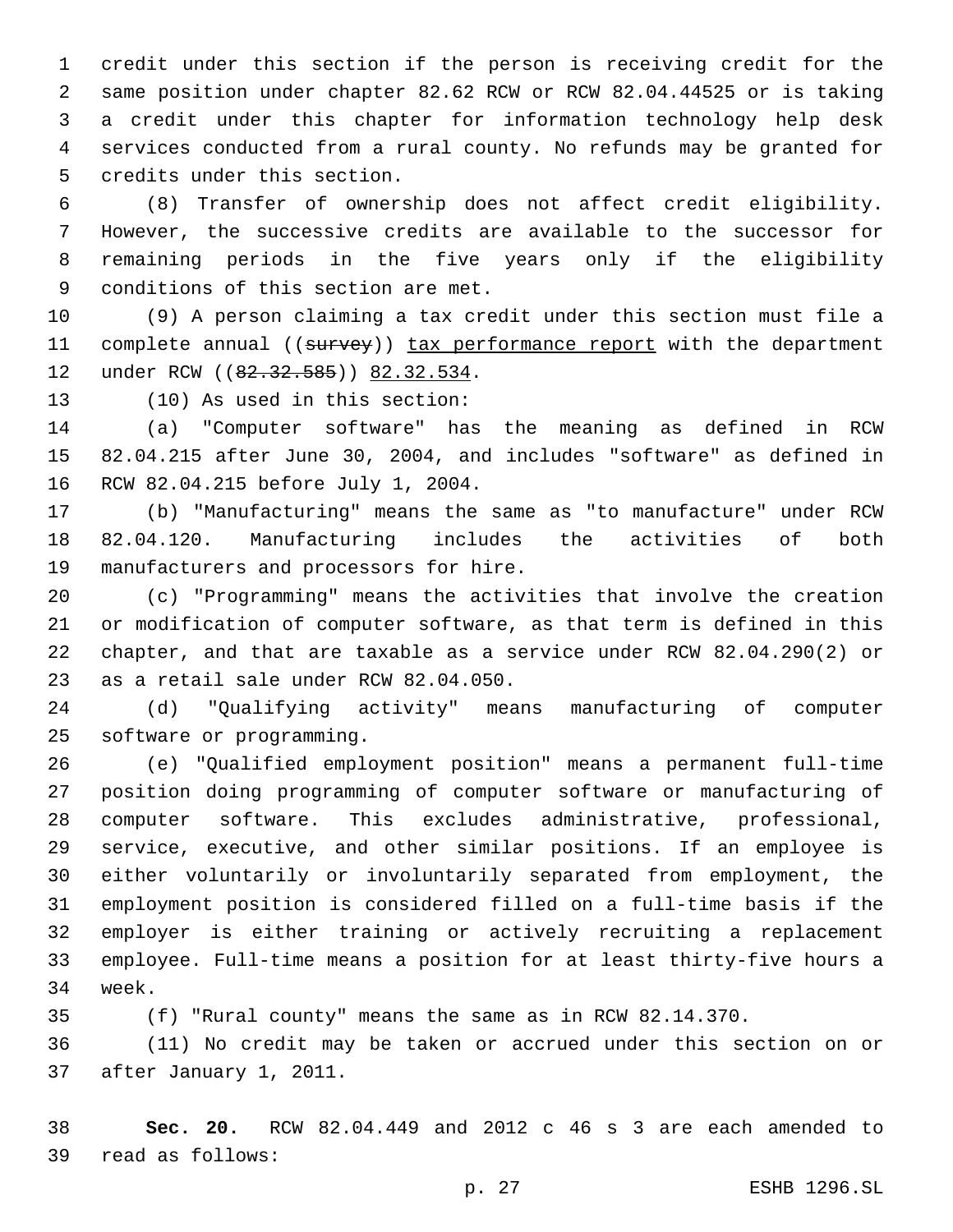credit under this section if the person is receiving credit for the same position under chapter 82.62 RCW or RCW 82.04.44525 or is taking a credit under this chapter for information technology help desk services conducted from a rural county. No refunds may be granted for credits under this section.

(8) Transfer of ownership does not affect credit eligibility. However, the successive credits are available to the successor for remaining periods in the five years only if the eligibility conditions of this section are met.

(9) A person claiming a tax credit under this section must file a complete annual ((~~survey~~)) <u>tax performance report</u> with the department under RCW ((~~82.32.585~~)) <u>82.32.534</u>.

(10) As used in this section:

(a) "Computer software" has the meaning as defined in RCW 82.04.215 after June 30, 2004, and includes "software" as defined in RCW 82.04.215 before July 1, 2004.

(b) "Manufacturing" means the same as "to manufacture" under RCW 82.04.120. Manufacturing includes the activities of both manufacturers and processors for hire.

(c) "Programming" means the activities that involve the creation or modification of computer software, as that term is defined in this chapter, and that are taxable as a service under RCW 82.04.290(2) or as a retail sale under RCW 82.04.050.

(d) "Qualifying activity" means manufacturing of computer software or programming.

(e) "Qualified employment position" means a permanent full-time position doing programming of computer software or manufacturing of computer software. This excludes administrative, professional, service, executive, and other similar positions. If an employee is either voluntarily or involuntarily separated from employment, the employment position is considered filled on a full-time basis if the employer is either training or actively recruiting a replacement employee. Full-time means a position for at least thirty-five hours a week.

(f) "Rural county" means the same as in RCW 82.14.370.

(11) No credit may be taken or accrued under this section on or after January 1, 2011.

**Sec. 20.** RCW 82.04.449 and 2012 c 46 s 3 are each amended to read as follows: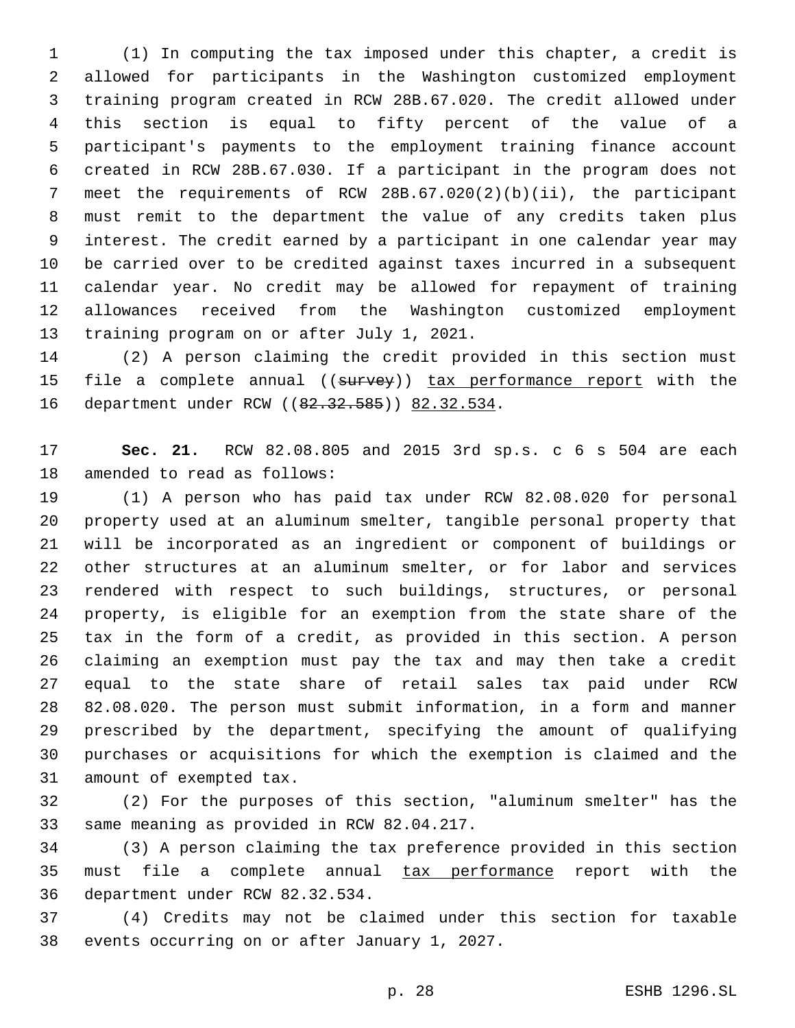(1) In computing the tax imposed under this chapter, a credit is allowed for participants in the Washington customized employment training program created in RCW 28B.67.020. The credit allowed under this section is equal to fifty percent of the value of a participant's payments to the employment training finance account created in RCW 28B.67.030. If a participant in the program does not meet the requirements of RCW 28B.67.020(2)(b)(ii), the participant must remit to the department the value of any credits taken plus interest. The credit earned by a participant in one calendar year may be carried over to be credited against taxes incurred in a subsequent calendar year. No credit may be allowed for repayment of training allowances received from the Washington customized employment training program on or after July 1, 2021.

(2) A person claiming the credit provided in this section must file a complete annual ((~~survey~~)) <u>tax performance report</u> with the department under RCW ((~~82.32.585~~)) <u>82.32.534</u>.

**Sec. 21.** RCW 82.08.805 and 2015 3rd sp.s. c 6 s 504 are each amended to read as follows:

(1) A person who has paid tax under RCW 82.08.020 for personal property used at an aluminum smelter, tangible personal property that will be incorporated as an ingredient or component of buildings or other structures at an aluminum smelter, or for labor and services rendered with respect to such buildings, structures, or personal property, is eligible for an exemption from the state share of the tax in the form of a credit, as provided in this section. A person claiming an exemption must pay the tax and may then take a credit equal to the state share of retail sales tax paid under RCW 82.08.020. The person must submit information, in a form and manner prescribed by the department, specifying the amount of qualifying purchases or acquisitions for which the exemption is claimed and the amount of exempted tax.

(2) For the purposes of this section, "aluminum smelter" has the same meaning as provided in RCW 82.04.217.

(3) A person claiming the tax preference provided in this section must file a complete annual <u>tax performance</u> report with the department under RCW 82.32.534.

(4) Credits may not be claimed under this section for taxable events occurring on or after January 1, 2027.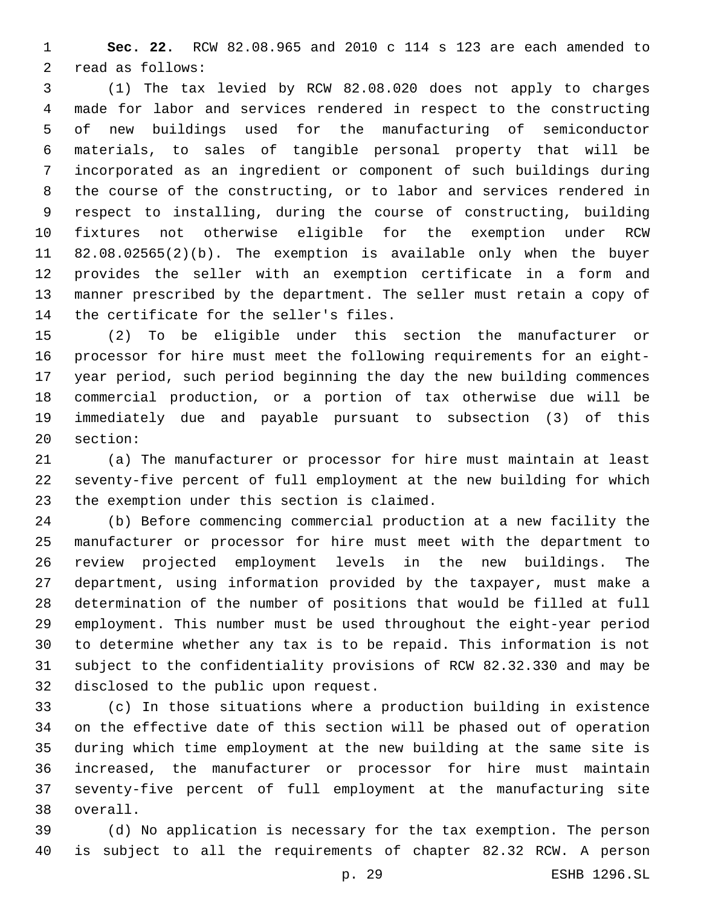**Sec. 22.** RCW 82.08.965 and 2010 c 114 s 123 are each amended to read as follows:

(1) The tax levied by RCW 82.08.020 does not apply to charges made for labor and services rendered in respect to the constructing of new buildings used for the manufacturing of semiconductor materials, to sales of tangible personal property that will be incorporated as an ingredient or component of such buildings during the course of the constructing, or to labor and services rendered in respect to installing, during the course of constructing, building fixtures not otherwise eligible for the exemption under RCW 82.08.02565(2)(b). The exemption is available only when the buyer provides the seller with an exemption certificate in a form and manner prescribed by the department. The seller must retain a copy of the certificate for the seller's files.

(2) To be eligible under this section the manufacturer or processor for hire must meet the following requirements for an eight-year period, such period beginning the day the new building commences commercial production, or a portion of tax otherwise due will be immediately due and payable pursuant to subsection (3) of this section:

(a) The manufacturer or processor for hire must maintain at least seventy-five percent of full employment at the new building for which the exemption under this section is claimed.

(b) Before commencing commercial production at a new facility the manufacturer or processor for hire must meet with the department to review projected employment levels in the new buildings. The department, using information provided by the taxpayer, must make a determination of the number of positions that would be filled at full employment. This number must be used throughout the eight-year period to determine whether any tax is to be repaid. This information is not subject to the confidentiality provisions of RCW 82.32.330 and may be disclosed to the public upon request.

(c) In those situations where a production building in existence on the effective date of this section will be phased out of operation during which time employment at the new building at the same site is increased, the manufacturer or processor for hire must maintain seventy-five percent of full employment at the manufacturing site overall.

(d) No application is necessary for the tax exemption. The person is subject to all the requirements of chapter 82.32 RCW. A person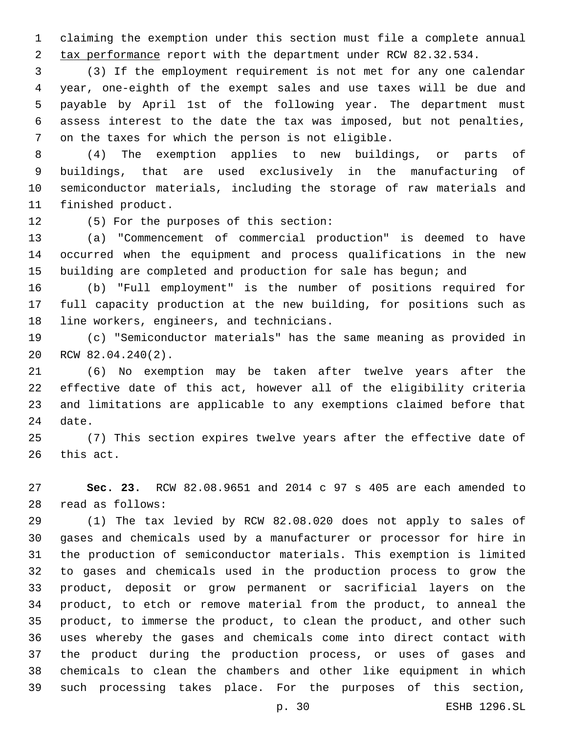claiming the exemption under this section must file a complete annual <u>tax performance</u> report with the department under RCW 82.32.534.

(3) If the employment requirement is not met for any one calendar year, one-eighth of the exempt sales and use taxes will be due and payable by April 1st of the following year. The department must assess interest to the date the tax was imposed, but not penalties, on the taxes for which the person is not eligible.

(4) The exemption applies to new buildings, or parts of buildings, that are used exclusively in the manufacturing of semiconductor materials, including the storage of raw materials and finished product.

(5) For the purposes of this section:

(a) "Commencement of commercial production" is deemed to have occurred when the equipment and process qualifications in the new building are completed and production for sale has begun; and

(b) "Full employment" is the number of positions required for full capacity production at the new building, for positions such as line workers, engineers, and technicians.

(c) "Semiconductor materials" has the same meaning as provided in RCW 82.04.240(2).

(6) No exemption may be taken after twelve years after the effective date of this act, however all of the eligibility criteria and limitations are applicable to any exemptions claimed before that date.

(7) This section expires twelve years after the effective date of this act.

**Sec. 23.** RCW 82.08.9651 and 2014 c 97 s 405 are each amended to read as follows:

(1) The tax levied by RCW 82.08.020 does not apply to sales of gases and chemicals used by a manufacturer or processor for hire in the production of semiconductor materials. This exemption is limited to gases and chemicals used in the production process to grow the product, deposit or grow permanent or sacrificial layers on the product, to etch or remove material from the product, to anneal the product, to immerse the product, to clean the product, and other such uses whereby the gases and chemicals come into direct contact with the product during the production process, or uses of gases and chemicals to clean the chambers and other like equipment in which such processing takes place. For the purposes of this section,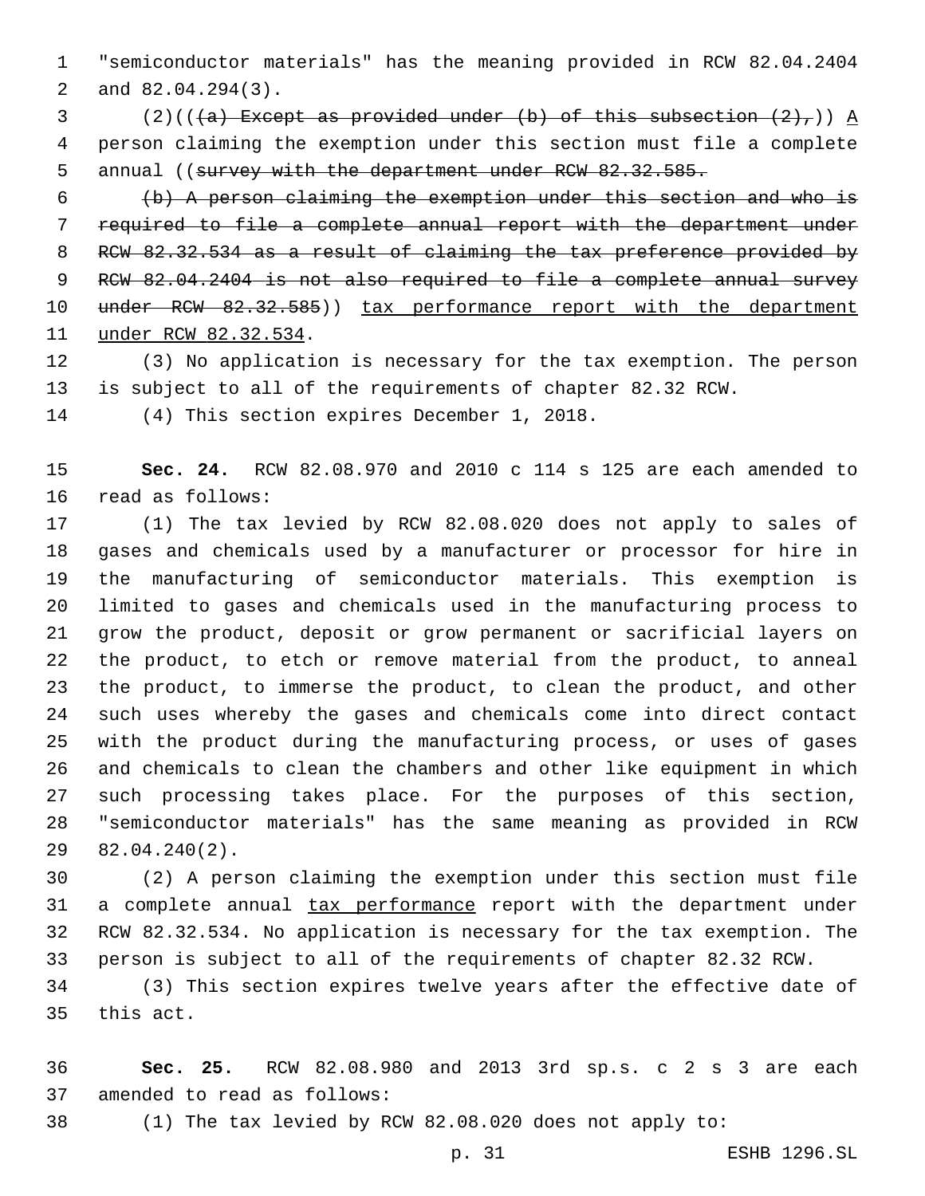"semiconductor materials" has the meaning provided in RCW 82.04.2404 and 82.04.294(3).

(2)((~~(a) Except as provided under (b) of this subsection (2),~~)) A person claiming the exemption under this section must file a complete annual ((~~survey with the department under RCW 82.32.585.~~

~~(b) A person claiming the exemption under this section and who is required to file a complete annual report with the department under RCW 82.32.534 as a result of claiming the tax preference provided by RCW 82.04.2404 is not also required to file a complete annual survey under RCW 82.32.585~~)) tax performance report with the department under RCW 82.32.534.

(3) No application is necessary for the tax exemption. The person is subject to all of the requirements of chapter 82.32 RCW.

(4) This section expires December 1, 2018.

**Sec. 24.** RCW 82.08.970 and 2010 c 114 s 125 are each amended to read as follows:

(1) The tax levied by RCW 82.08.020 does not apply to sales of gases and chemicals used by a manufacturer or processor for hire in the manufacturing of semiconductor materials. This exemption is limited to gases and chemicals used in the manufacturing process to grow the product, deposit or grow permanent or sacrificial layers on the product, to etch or remove material from the product, to anneal the product, to immerse the product, to clean the product, and other such uses whereby the gases and chemicals come into direct contact with the product during the manufacturing process, or uses of gases and chemicals to clean the chambers and other like equipment in which such processing takes place. For the purposes of this section, "semiconductor materials" has the same meaning as provided in RCW 82.04.240(2).

(2) A person claiming the exemption under this section must file a complete annual tax performance report with the department under RCW 82.32.534. No application is necessary for the tax exemption. The person is subject to all of the requirements of chapter 82.32 RCW.

(3) This section expires twelve years after the effective date of this act.

**Sec. 25.** RCW 82.08.980 and 2013 3rd sp.s. c 2 s 3 are each amended to read as follows:

(1) The tax levied by RCW 82.08.020 does not apply to: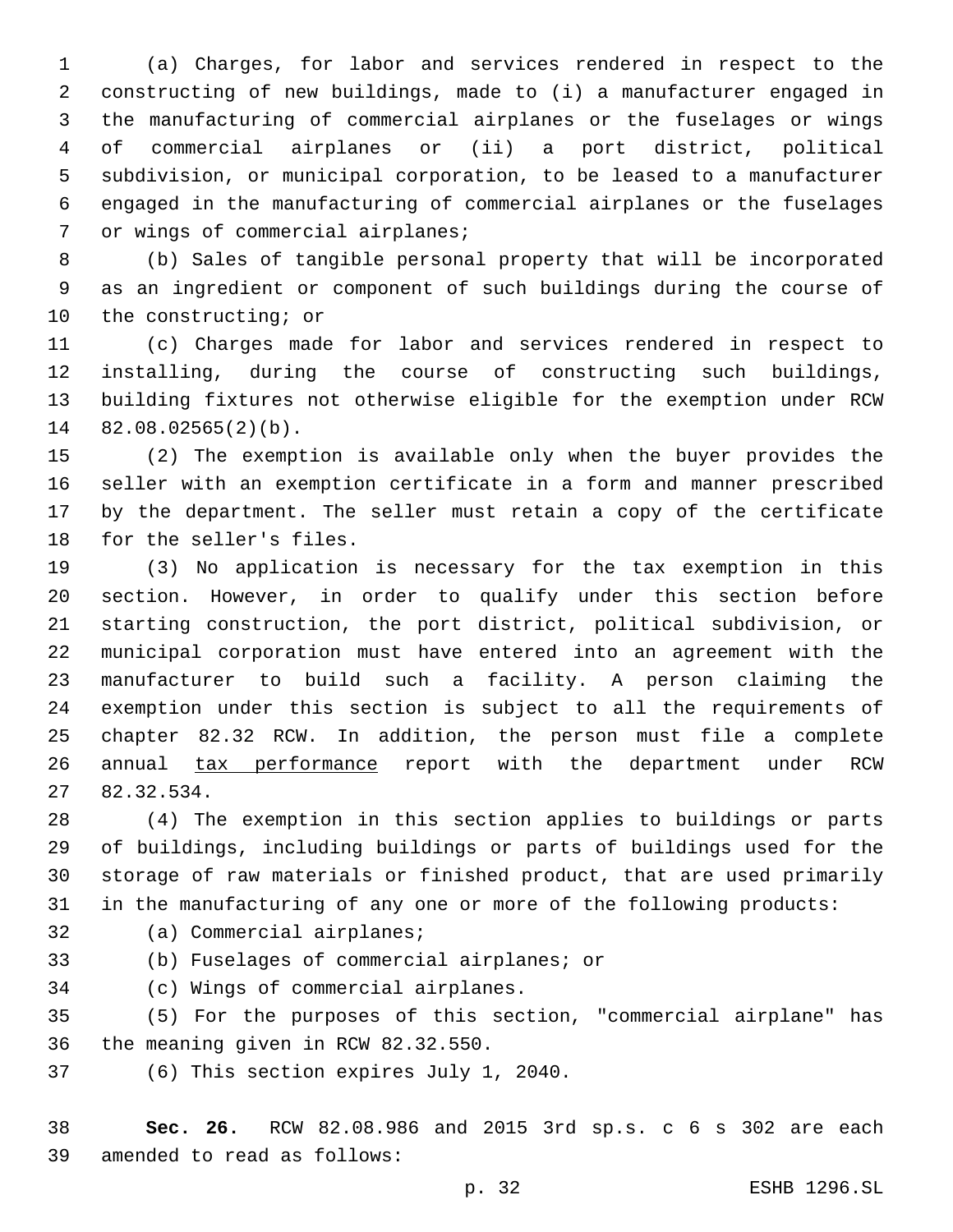(a) Charges, for labor and services rendered in respect to the constructing of new buildings, made to (i) a manufacturer engaged in the manufacturing of commercial airplanes or the fuselages or wings of commercial airplanes or (ii) a port district, political subdivision, or municipal corporation, to be leased to a manufacturer engaged in the manufacturing of commercial airplanes or the fuselages or wings of commercial airplanes;

(b) Sales of tangible personal property that will be incorporated as an ingredient or component of such buildings during the course of the constructing; or

(c) Charges made for labor and services rendered in respect to installing, during the course of constructing such buildings, building fixtures not otherwise eligible for the exemption under RCW 82.08.02565(2)(b).

(2) The exemption is available only when the buyer provides the seller with an exemption certificate in a form and manner prescribed by the department. The seller must retain a copy of the certificate for the seller's files.

(3) No application is necessary for the tax exemption in this section. However, in order to qualify under this section before starting construction, the port district, political subdivision, or municipal corporation must have entered into an agreement with the manufacturer to build such a facility. A person claiming the exemption under this section is subject to all the requirements of chapter 82.32 RCW. In addition, the person must file a complete annual <u>tax performance</u> report with the department under RCW 82.32.534.

(4) The exemption in this section applies to buildings or parts of buildings, including buildings or parts of buildings used for the storage of raw materials or finished product, that are used primarily in the manufacturing of any one or more of the following products:

(a) Commercial airplanes;

(b) Fuselages of commercial airplanes; or

(c) Wings of commercial airplanes.

(5) For the purposes of this section, "commercial airplane" has the meaning given in RCW 82.32.550.

(6) This section expires July 1, 2040.

**Sec. 26.** RCW 82.08.986 and 2015 3rd sp.s. c 6 s 302 are each amended to read as follows: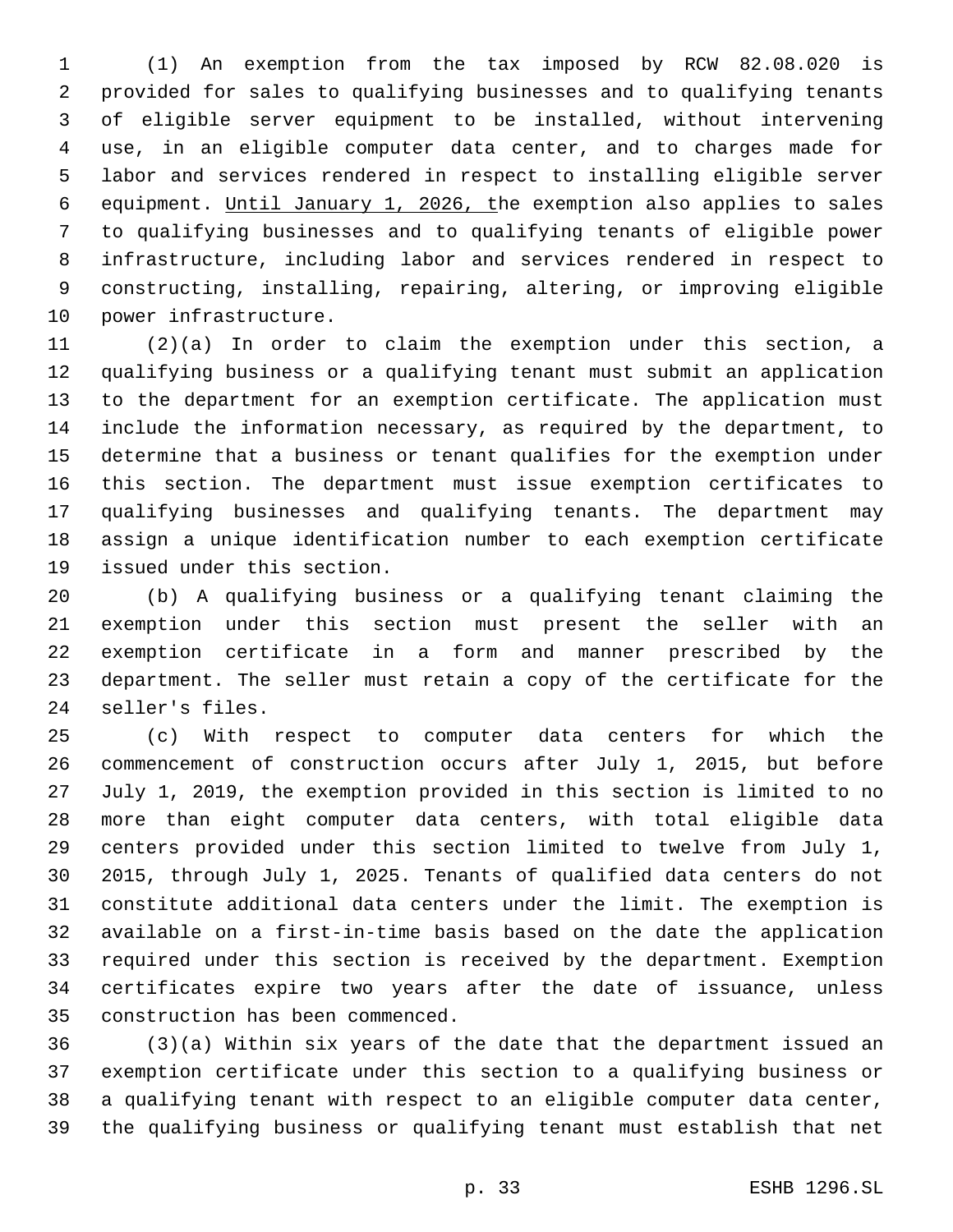(1) An exemption from the tax imposed by RCW 82.08.020 is provided for sales to qualifying businesses and to qualifying tenants of eligible server equipment to be installed, without intervening use, in an eligible computer data center, and to charges made for labor and services rendered in respect to installing eligible server equipment. <u>Until January 1, 2026, t</u>he exemption also applies to sales to qualifying businesses and to qualifying tenants of eligible power infrastructure, including labor and services rendered in respect to constructing, installing, repairing, altering, or improving eligible power infrastructure.

(2)(a) In order to claim the exemption under this section, a qualifying business or a qualifying tenant must submit an application to the department for an exemption certificate. The application must include the information necessary, as required by the department, to determine that a business or tenant qualifies for the exemption under this section. The department must issue exemption certificates to qualifying businesses and qualifying tenants. The department may assign a unique identification number to each exemption certificate issued under this section.

(b) A qualifying business or a qualifying tenant claiming the exemption under this section must present the seller with an exemption certificate in a form and manner prescribed by the department. The seller must retain a copy of the certificate for the seller's files.

(c) With respect to computer data centers for which the commencement of construction occurs after July 1, 2015, but before July 1, 2019, the exemption provided in this section is limited to no more than eight computer data centers, with total eligible data centers provided under this section limited to twelve from July 1, 2015, through July 1, 2025. Tenants of qualified data centers do not constitute additional data centers under the limit. The exemption is available on a first-in-time basis based on the date the application required under this section is received by the department. Exemption certificates expire two years after the date of issuance, unless construction has been commenced.

(3)(a) Within six years of the date that the department issued an exemption certificate under this section to a qualifying business or a qualifying tenant with respect to an eligible computer data center, the qualifying business or qualifying tenant must establish that net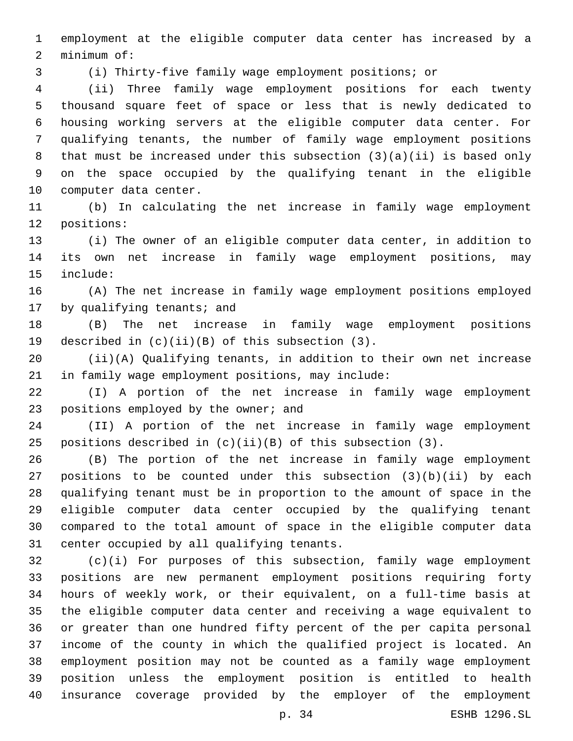employment at the eligible computer data center has increased by a minimum of:

(i) Thirty-five family wage employment positions; or

(ii) Three family wage employment positions for each twenty thousand square feet of space or less that is newly dedicated to housing working servers at the eligible computer data center. For qualifying tenants, the number of family wage employment positions that must be increased under this subsection (3)(a)(ii) is based only on the space occupied by the qualifying tenant in the eligible computer data center.

(b) In calculating the net increase in family wage employment positions:

(i) The owner of an eligible computer data center, in addition to its own net increase in family wage employment positions, may include:

(A) The net increase in family wage employment positions employed by qualifying tenants; and

(B) The net increase in family wage employment positions described in (c)(ii)(B) of this subsection (3).

(ii)(A) Qualifying tenants, in addition to their own net increase in family wage employment positions, may include:

(I) A portion of the net increase in family wage employment positions employed by the owner; and

(II) A portion of the net increase in family wage employment positions described in (c)(ii)(B) of this subsection (3).

(B) The portion of the net increase in family wage employment positions to be counted under this subsection (3)(b)(ii) by each qualifying tenant must be in proportion to the amount of space in the eligible computer data center occupied by the qualifying tenant compared to the total amount of space in the eligible computer data center occupied by all qualifying tenants.

(c)(i) For purposes of this subsection, family wage employment positions are new permanent employment positions requiring forty hours of weekly work, or their equivalent, on a full-time basis at the eligible computer data center and receiving a wage equivalent to or greater than one hundred fifty percent of the per capita personal income of the county in which the qualified project is located. An employment position may not be counted as a family wage employment position unless the employment position is entitled to health insurance coverage provided by the employer of the employment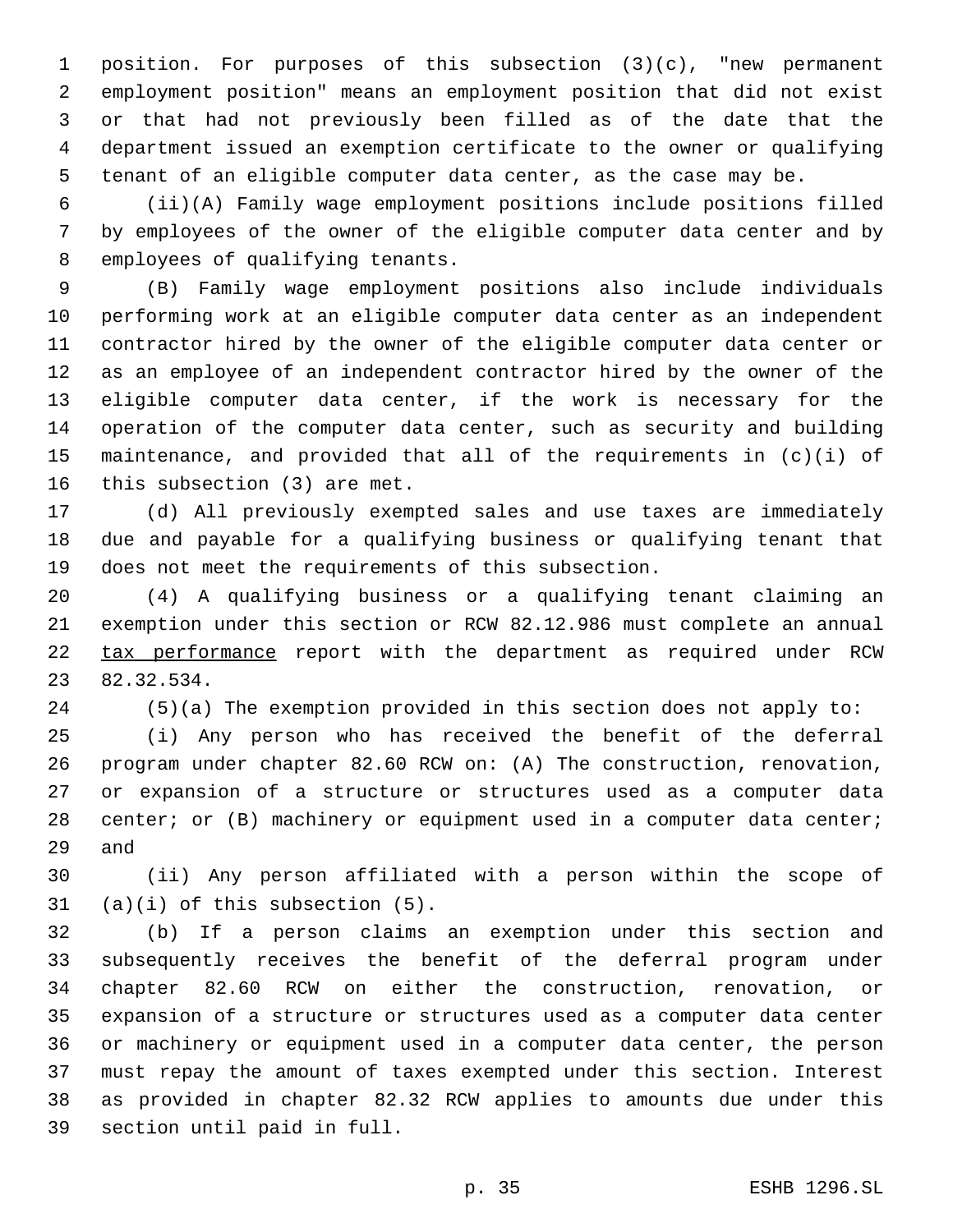position. For purposes of this subsection (3)(c), "new permanent employment position" means an employment position that did not exist or that had not previously been filled as of the date that the department issued an exemption certificate to the owner or qualifying tenant of an eligible computer data center, as the case may be.

(ii)(A) Family wage employment positions include positions filled by employees of the owner of the eligible computer data center and by employees of qualifying tenants.

(B) Family wage employment positions also include individuals performing work at an eligible computer data center as an independent contractor hired by the owner of the eligible computer data center or as an employee of an independent contractor hired by the owner of the eligible computer data center, if the work is necessary for the operation of the computer data center, such as security and building maintenance, and provided that all of the requirements in (c)(i) of this subsection (3) are met.

(d) All previously exempted sales and use taxes are immediately due and payable for a qualifying business or qualifying tenant that does not meet the requirements of this subsection.

(4) A qualifying business or a qualifying tenant claiming an exemption under this section or RCW 82.12.986 must complete an annual <u>tax performance</u> report with the department as required under RCW 82.32.534.

(5)(a) The exemption provided in this section does not apply to:

(i) Any person who has received the benefit of the deferral program under chapter 82.60 RCW on: (A) The construction, renovation, or expansion of a structure or structures used as a computer data center; or (B) machinery or equipment used in a computer data center; and

(ii) Any person affiliated with a person within the scope of (a)(i) of this subsection (5).

(b) If a person claims an exemption under this section and subsequently receives the benefit of the deferral program under chapter 82.60 RCW on either the construction, renovation, or expansion of a structure or structures used as a computer data center or machinery or equipment used in a computer data center, the person must repay the amount of taxes exempted under this section. Interest as provided in chapter 82.32 RCW applies to amounts due under this section until paid in full.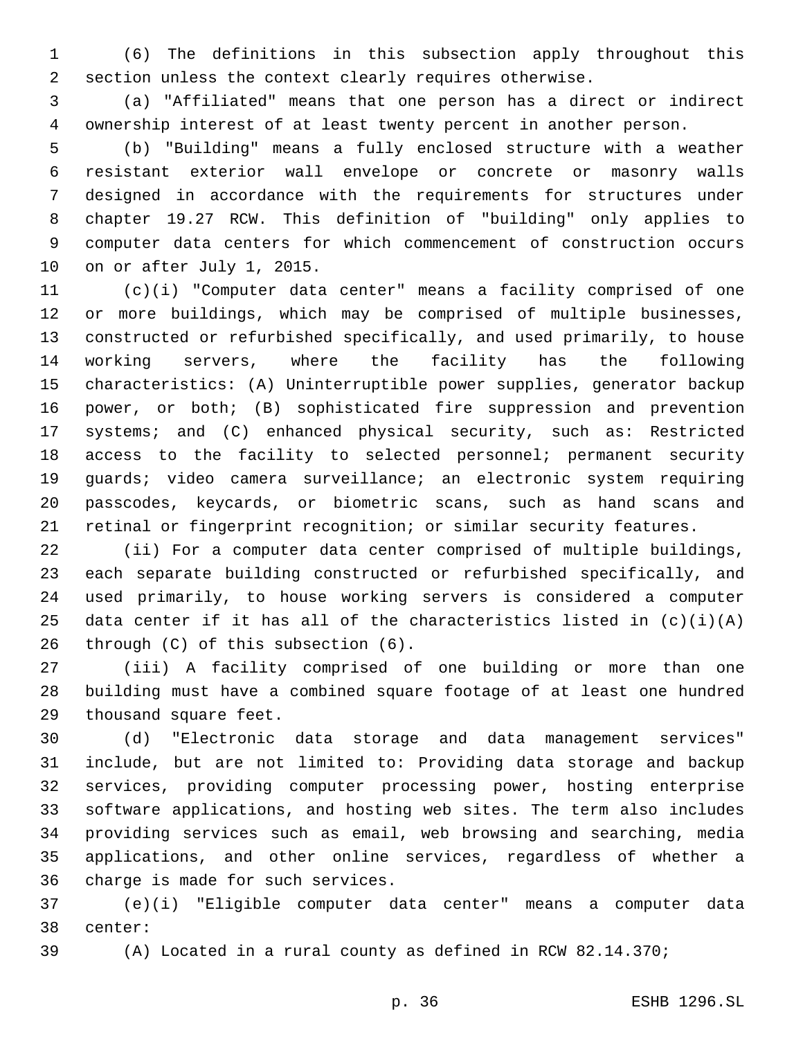(6) The definitions in this subsection apply throughout this section unless the context clearly requires otherwise.

(a) "Affiliated" means that one person has a direct or indirect ownership interest of at least twenty percent in another person.

(b) "Building" means a fully enclosed structure with a weather resistant exterior wall envelope or concrete or masonry walls designed in accordance with the requirements for structures under chapter 19.27 RCW. This definition of "building" only applies to computer data centers for which commencement of construction occurs on or after July 1, 2015.

(c)(i) "Computer data center" means a facility comprised of one or more buildings, which may be comprised of multiple businesses, constructed or refurbished specifically, and used primarily, to house working servers, where the facility has the following characteristics: (A) Uninterruptible power supplies, generator backup power, or both; (B) sophisticated fire suppression and prevention systems; and (C) enhanced physical security, such as: Restricted access to the facility to selected personnel; permanent security guards; video camera surveillance; an electronic system requiring passcodes, keycards, or biometric scans, such as hand scans and retinal or fingerprint recognition; or similar security features.

(ii) For a computer data center comprised of multiple buildings, each separate building constructed or refurbished specifically, and used primarily, to house working servers is considered a computer data center if it has all of the characteristics listed in (c)(i)(A) through (C) of this subsection (6).

(iii) A facility comprised of one building or more than one building must have a combined square footage of at least one hundred thousand square feet.

(d) "Electronic data storage and data management services" include, but are not limited to: Providing data storage and backup services, providing computer processing power, hosting enterprise software applications, and hosting web sites. The term also includes providing services such as email, web browsing and searching, media applications, and other online services, regardless of whether a charge is made for such services.

(e)(i) "Eligible computer data center" means a computer data center:

(A) Located in a rural county as defined in RCW 82.14.370;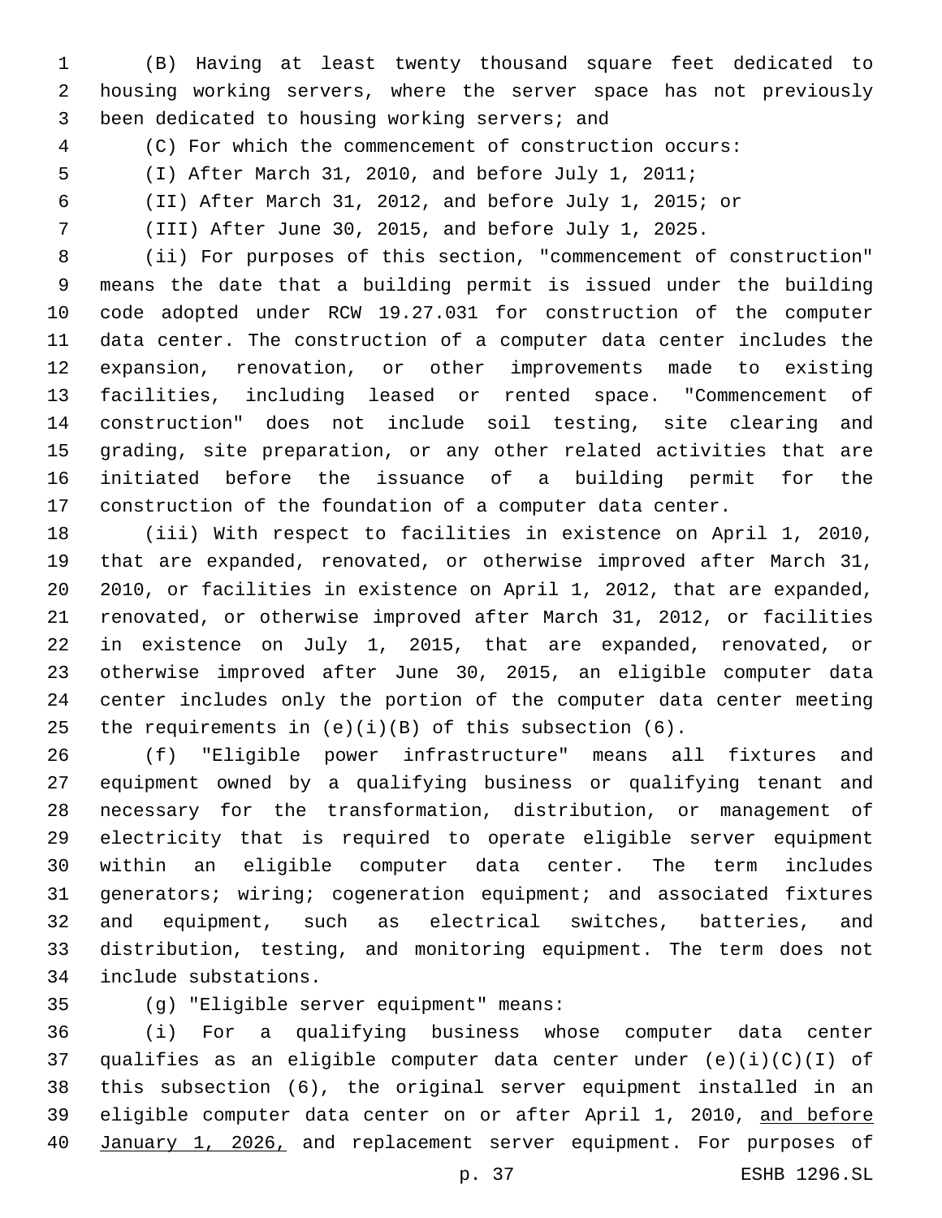(B) Having at least twenty thousand square feet dedicated to housing working servers, where the server space has not previously been dedicated to housing working servers; and

(C) For which the commencement of construction occurs:

(I) After March 31, 2010, and before July 1, 2011;

(II) After March 31, 2012, and before July 1, 2015; or

(III) After June 30, 2015, and before July 1, 2025.

(ii) For purposes of this section, "commencement of construction" means the date that a building permit is issued under the building code adopted under RCW 19.27.031 for construction of the computer data center. The construction of a computer data center includes the expansion, renovation, or other improvements made to existing facilities, including leased or rented space. "Commencement of construction" does not include soil testing, site clearing and grading, site preparation, or any other related activities that are initiated before the issuance of a building permit for the construction of the foundation of a computer data center.

(iii) With respect to facilities in existence on April 1, 2010, that are expanded, renovated, or otherwise improved after March 31, 2010, or facilities in existence on April 1, 2012, that are expanded, renovated, or otherwise improved after March 31, 2012, or facilities in existence on July 1, 2015, that are expanded, renovated, or otherwise improved after June 30, 2015, an eligible computer data center includes only the portion of the computer data center meeting the requirements in (e)(i)(B) of this subsection (6).

(f) "Eligible power infrastructure" means all fixtures and equipment owned by a qualifying business or qualifying tenant and necessary for the transformation, distribution, or management of electricity that is required to operate eligible server equipment within an eligible computer data center. The term includes generators; wiring; cogeneration equipment; and associated fixtures and equipment, such as electrical switches, batteries, and distribution, testing, and monitoring equipment. The term does not include substations.

(g) "Eligible server equipment" means:

(i) For a qualifying business whose computer data center qualifies as an eligible computer data center under (e)(i)(C)(I) of this subsection (6), the original server equipment installed in an eligible computer data center on or after April 1, 2010, <u>and before January 1, 2026,</u> and replacement server equipment. For purposes of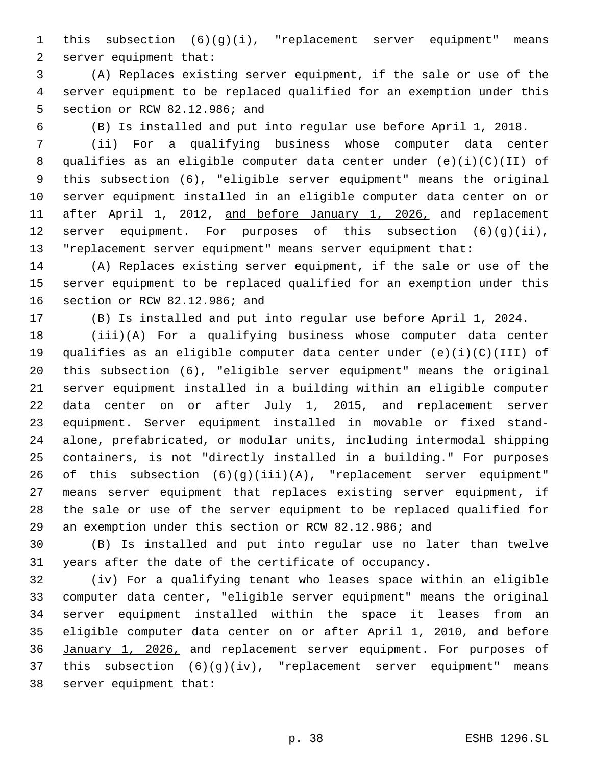this subsection (6)(g)(i), "replacement server equipment" means server equipment that:

(A) Replaces existing server equipment, if the sale or use of the server equipment to be replaced qualified for an exemption under this section or RCW 82.12.986; and

(B) Is installed and put into regular use before April 1, 2018.

(ii) For a qualifying business whose computer data center qualifies as an eligible computer data center under (e)(i)(C)(II) of this subsection (6), "eligible server equipment" means the original server equipment installed in an eligible computer data center on or after April 1, 2012, <u>and before January 1, 2026,</u> and replacement server equipment. For purposes of this subsection (6)(g)(ii), "replacement server equipment" means server equipment that:

(A) Replaces existing server equipment, if the sale or use of the server equipment to be replaced qualified for an exemption under this section or RCW 82.12.986; and

(B) Is installed and put into regular use before April 1, 2024.

(iii)(A) For a qualifying business whose computer data center qualifies as an eligible computer data center under (e)(i)(C)(III) of this subsection (6), "eligible server equipment" means the original server equipment installed in a building within an eligible computer data center on or after July 1, 2015, and replacement server equipment. Server equipment installed in movable or fixed stand-alone, prefabricated, or modular units, including intermodal shipping containers, is not "directly installed in a building." For purposes of this subsection (6)(g)(iii)(A), "replacement server equipment" means server equipment that replaces existing server equipment, if the sale or use of the server equipment to be replaced qualified for an exemption under this section or RCW 82.12.986; and

(B) Is installed and put into regular use no later than twelve years after the date of the certificate of occupancy.

(iv) For a qualifying tenant who leases space within an eligible computer data center, "eligible server equipment" means the original server equipment installed within the space it leases from an eligible computer data center on or after April 1, 2010, <u>and before January 1, 2026,</u> and replacement server equipment. For purposes of this subsection (6)(g)(iv), "replacement server equipment" means server equipment that: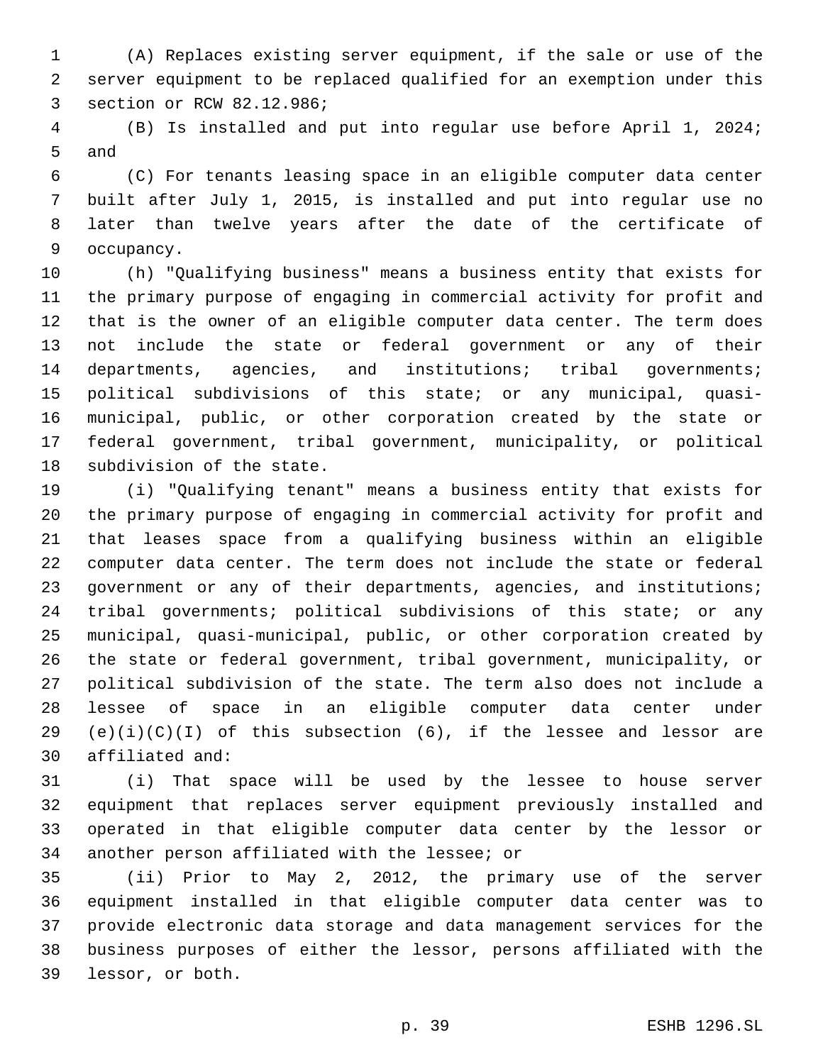(A) Replaces existing server equipment, if the sale or use of the server equipment to be replaced qualified for an exemption under this section or RCW 82.12.986;

(B) Is installed and put into regular use before April 1, 2024; and

(C) For tenants leasing space in an eligible computer data center built after July 1, 2015, is installed and put into regular use no later than twelve years after the date of the certificate of occupancy.

(h) "Qualifying business" means a business entity that exists for the primary purpose of engaging in commercial activity for profit and that is the owner of an eligible computer data center. The term does not include the state or federal government or any of their departments, agencies, and institutions; tribal governments; political subdivisions of this state; or any municipal, quasi-municipal, public, or other corporation created by the state or federal government, tribal government, municipality, or political subdivision of the state.

(i) "Qualifying tenant" means a business entity that exists for the primary purpose of engaging in commercial activity for profit and that leases space from a qualifying business within an eligible computer data center. The term does not include the state or federal government or any of their departments, agencies, and institutions; tribal governments; political subdivisions of this state; or any municipal, quasi-municipal, public, or other corporation created by the state or federal government, tribal government, municipality, or political subdivision of the state. The term also does not include a lessee of space in an eligible computer data center under (e)(i)(C)(I) of this subsection (6), if the lessee and lessor are affiliated and:

(i) That space will be used by the lessee to house server equipment that replaces server equipment previously installed and operated in that eligible computer data center by the lessor or another person affiliated with the lessee; or

(ii) Prior to May 2, 2012, the primary use of the server equipment installed in that eligible computer data center was to provide electronic data storage and data management services for the business purposes of either the lessor, persons affiliated with the lessor, or both.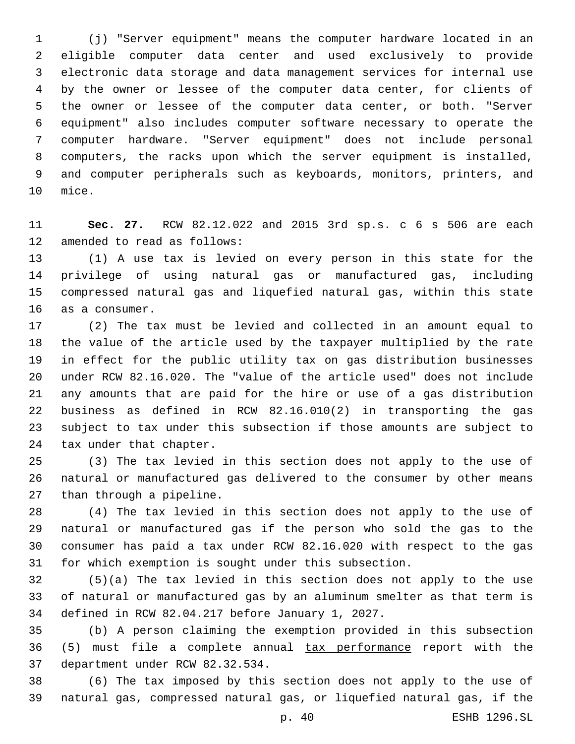(j) "Server equipment" means the computer hardware located in an eligible computer data center and used exclusively to provide electronic data storage and data management services for internal use by the owner or lessee of the computer data center, for clients of the owner or lessee of the computer data center, or both. "Server equipment" also includes computer software necessary to operate the computer hardware. "Server equipment" does not include personal computers, the racks upon which the server equipment is installed, and computer peripherals such as keyboards, monitors, printers, and mice.

**Sec. 27.** RCW 82.12.022 and 2015 3rd sp.s. c 6 s 506 are each amended to read as follows:

(1) A use tax is levied on every person in this state for the privilege of using natural gas or manufactured gas, including compressed natural gas and liquefied natural gas, within this state as a consumer.

(2) The tax must be levied and collected in an amount equal to the value of the article used by the taxpayer multiplied by the rate in effect for the public utility tax on gas distribution businesses under RCW 82.16.020. The "value of the article used" does not include any amounts that are paid for the hire or use of a gas distribution business as defined in RCW 82.16.010(2) in transporting the gas subject to tax under this subsection if those amounts are subject to tax under that chapter.

(3) The tax levied in this section does not apply to the use of natural or manufactured gas delivered to the consumer by other means than through a pipeline.

(4) The tax levied in this section does not apply to the use of natural or manufactured gas if the person who sold the gas to the consumer has paid a tax under RCW 82.16.020 with respect to the gas for which exemption is sought under this subsection.

(5)(a) The tax levied in this section does not apply to the use of natural or manufactured gas by an aluminum smelter as that term is defined in RCW 82.04.217 before January 1, 2027.

(b) A person claiming the exemption provided in this subsection (5) must file a complete annual <u>tax performance</u> report with the department under RCW 82.32.534.

(6) The tax imposed by this section does not apply to the use of natural gas, compressed natural gas, or liquefied natural gas, if the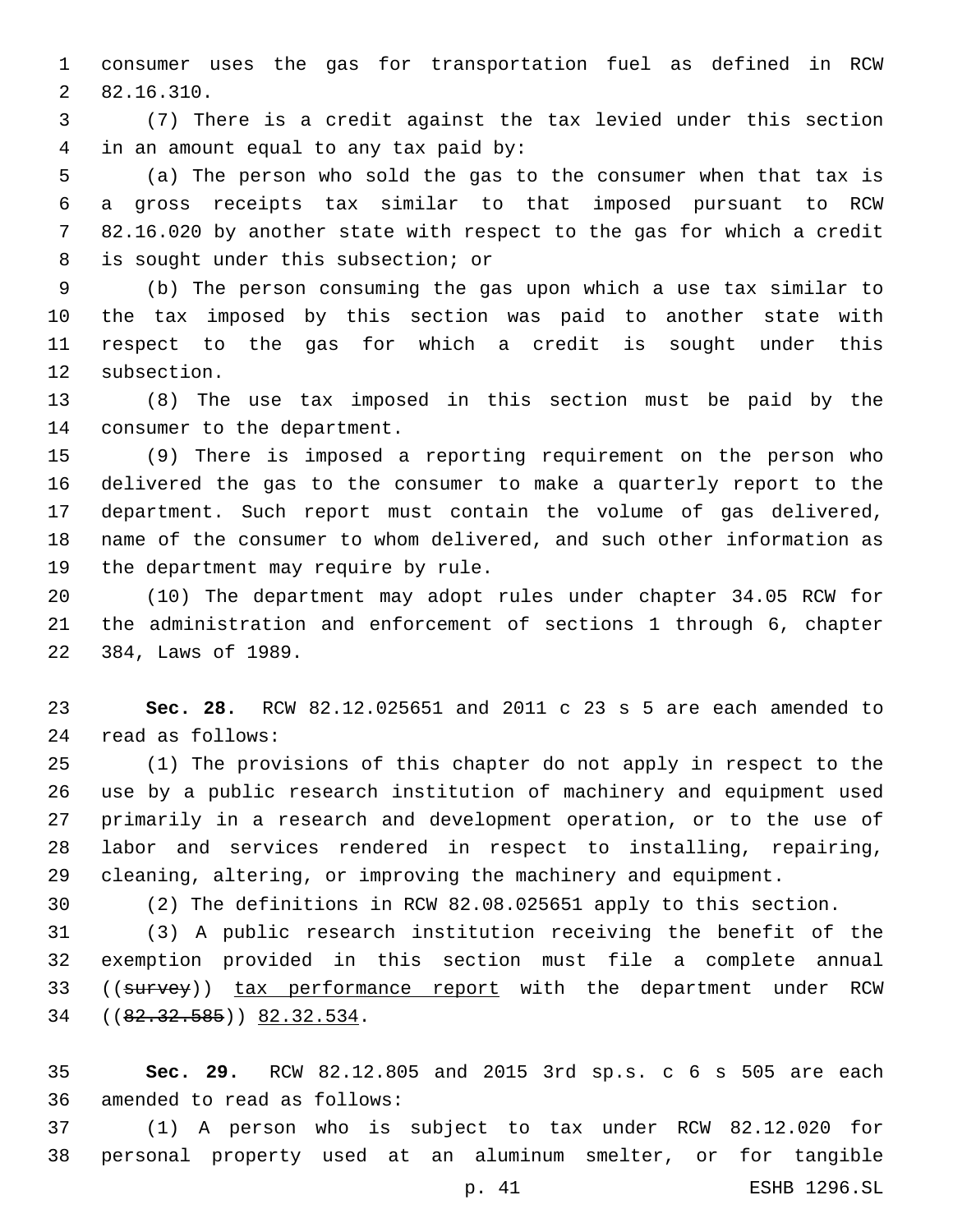consumer uses the gas for transportation fuel as defined in RCW 82.16.310.

(7) There is a credit against the tax levied under this section in an amount equal to any tax paid by:

(a) The person who sold the gas to the consumer when that tax is a gross receipts tax similar to that imposed pursuant to RCW 82.16.020 by another state with respect to the gas for which a credit is sought under this subsection; or

(b) The person consuming the gas upon which a use tax similar to the tax imposed by this section was paid to another state with respect to the gas for which a credit is sought under this subsection.

(8) The use tax imposed in this section must be paid by the consumer to the department.

(9) There is imposed a reporting requirement on the person who delivered the gas to the consumer to make a quarterly report to the department. Such report must contain the volume of gas delivered, name of the consumer to whom delivered, and such other information as the department may require by rule.

(10) The department may adopt rules under chapter 34.05 RCW for the administration and enforcement of sections 1 through 6, chapter 384, Laws of 1989.

**Sec. 28.** RCW 82.12.025651 and 2011 c 23 s 5 are each amended to read as follows:

(1) The provisions of this chapter do not apply in respect to the use by a public research institution of machinery and equipment used primarily in a research and development operation, or to the use of labor and services rendered in respect to installing, repairing, cleaning, altering, or improving the machinery and equipment.

(2) The definitions in RCW 82.08.025651 apply to this section.

(3) A public research institution receiving the benefit of the exemption provided in this section must file a complete annual ((~~survey~~)) <u>tax performance report</u> with the department under RCW ((~~82.32.585~~)) <u>82.32.534</u>.

**Sec. 29.** RCW 82.12.805 and 2015 3rd sp.s. c 6 s 505 are each amended to read as follows:

(1) A person who is subject to tax under RCW 82.12.020 for personal property used at an aluminum smelter, or for tangible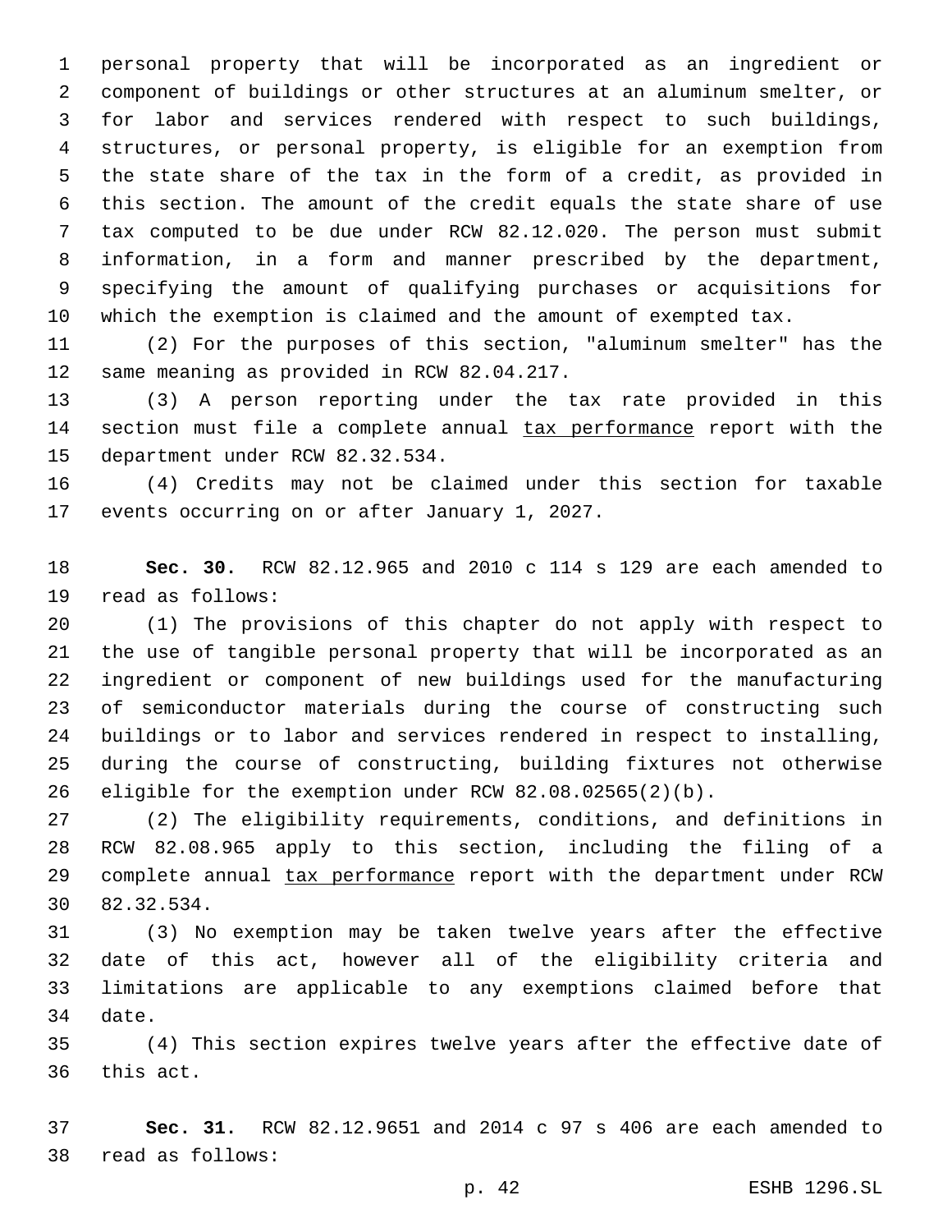personal property that will be incorporated as an ingredient or component of buildings or other structures at an aluminum smelter, or for labor and services rendered with respect to such buildings, structures, or personal property, is eligible for an exemption from the state share of the tax in the form of a credit, as provided in this section. The amount of the credit equals the state share of use tax computed to be due under RCW 82.12.020. The person must submit information, in a form and manner prescribed by the department, specifying the amount of qualifying purchases or acquisitions for which the exemption is claimed and the amount of exempted tax.

(2) For the purposes of this section, "aluminum smelter" has the same meaning as provided in RCW 82.04.217.

(3) A person reporting under the tax rate provided in this section must file a complete annual tax performance report with the department under RCW 82.32.534.

(4) Credits may not be claimed under this section for taxable events occurring on or after January 1, 2027.

**Sec. 30.** RCW 82.12.965 and 2010 c 114 s 129 are each amended to read as follows:

(1) The provisions of this chapter do not apply with respect to the use of tangible personal property that will be incorporated as an ingredient or component of new buildings used for the manufacturing of semiconductor materials during the course of constructing such buildings or to labor and services rendered in respect to installing, during the course of constructing, building fixtures not otherwise eligible for the exemption under RCW 82.08.02565(2)(b).

(2) The eligibility requirements, conditions, and definitions in RCW 82.08.965 apply to this section, including the filing of a complete annual tax performance report with the department under RCW 82.32.534.

(3) No exemption may be taken twelve years after the effective date of this act, however all of the eligibility criteria and limitations are applicable to any exemptions claimed before that date.

(4) This section expires twelve years after the effective date of this act.

**Sec. 31.** RCW 82.12.9651 and 2014 c 97 s 406 are each amended to read as follows: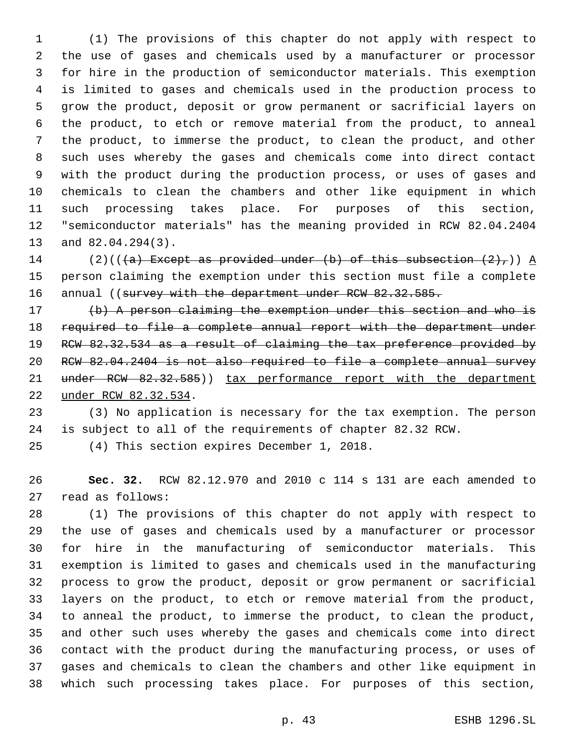(1) The provisions of this chapter do not apply with respect to the use of gases and chemicals used by a manufacturer or processor for hire in the production of semiconductor materials. This exemption is limited to gases and chemicals used in the production process to grow the product, deposit or grow permanent or sacrificial layers on the product, to etch or remove material from the product, to anneal the product, to immerse the product, to clean the product, and other such uses whereby the gases and chemicals come into direct contact with the product during the production process, or uses of gases and chemicals to clean the chambers and other like equipment in which such processing takes place. For purposes of this section, "semiconductor materials" has the meaning provided in RCW 82.04.2404 and 82.04.294(3).

(2)((~~(a) Except as provided under (b) of this subsection (2),~~)) A person claiming the exemption under this section must file a complete annual ((~~survey with the department under RCW 82.32.585.~~

~~(b) A person claiming the exemption under this section and who is required to file a complete annual report with the department under RCW 82.32.534 as a result of claiming the tax preference provided by RCW 82.04.2404 is not also required to file a complete annual survey under RCW 82.32.585~~)) tax performance report with the department under RCW 82.32.534.

(3) No application is necessary for the tax exemption. The person is subject to all of the requirements of chapter 82.32 RCW.

(4) This section expires December 1, 2018.

**Sec. 32.** RCW 82.12.970 and 2010 c 114 s 131 are each amended to read as follows:

(1) The provisions of this chapter do not apply with respect to the use of gases and chemicals used by a manufacturer or processor for hire in the manufacturing of semiconductor materials. This exemption is limited to gases and chemicals used in the manufacturing process to grow the product, deposit or grow permanent or sacrificial layers on the product, to etch or remove material from the product, to anneal the product, to immerse the product, to clean the product, and other such uses whereby the gases and chemicals come into direct contact with the product during the manufacturing process, or uses of gases and chemicals to clean the chambers and other like equipment in which such processing takes place. For purposes of this section,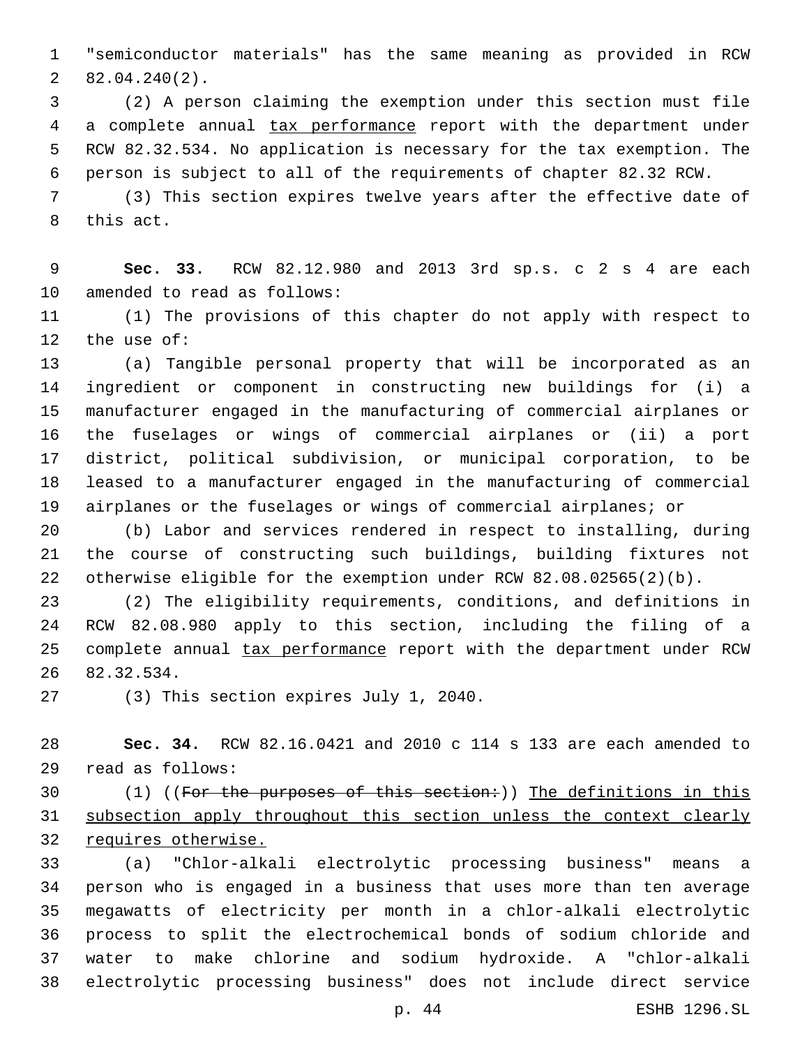"semiconductor materials" has the same meaning as provided in RCW 82.04.240(2).

(2) A person claiming the exemption under this section must file a complete annual tax performance report with the department under RCW 82.32.534. No application is necessary for the tax exemption. The person is subject to all of the requirements of chapter 82.32 RCW.

(3) This section expires twelve years after the effective date of this act.

**Sec. 33.** RCW 82.12.980 and 2013 3rd sp.s. c 2 s 4 are each amended to read as follows:

(1) The provisions of this chapter do not apply with respect to the use of:

(a) Tangible personal property that will be incorporated as an ingredient or component in constructing new buildings for (i) a manufacturer engaged in the manufacturing of commercial airplanes or the fuselages or wings of commercial airplanes or (ii) a port district, political subdivision, or municipal corporation, to be leased to a manufacturer engaged in the manufacturing of commercial airplanes or the fuselages or wings of commercial airplanes; or

(b) Labor and services rendered in respect to installing, during the course of constructing such buildings, building fixtures not otherwise eligible for the exemption under RCW 82.08.02565(2)(b).

(2) The eligibility requirements, conditions, and definitions in RCW 82.08.980 apply to this section, including the filing of a complete annual tax performance report with the department under RCW 82.32.534.

(3) This section expires July 1, 2040.

**Sec. 34.** RCW 82.16.0421 and 2010 c 114 s 133 are each amended to read as follows:

(1) ((~~For the purposes of this section:~~)) The definitions in this subsection apply throughout this section unless the context clearly requires otherwise.

(a) "Chlor-alkali electrolytic processing business" means a person who is engaged in a business that uses more than ten average megawatts of electricity per month in a chlor-alkali electrolytic process to split the electrochemical bonds of sodium chloride and water to make chlorine and sodium hydroxide. A "chlor-alkali electrolytic processing business" does not include direct service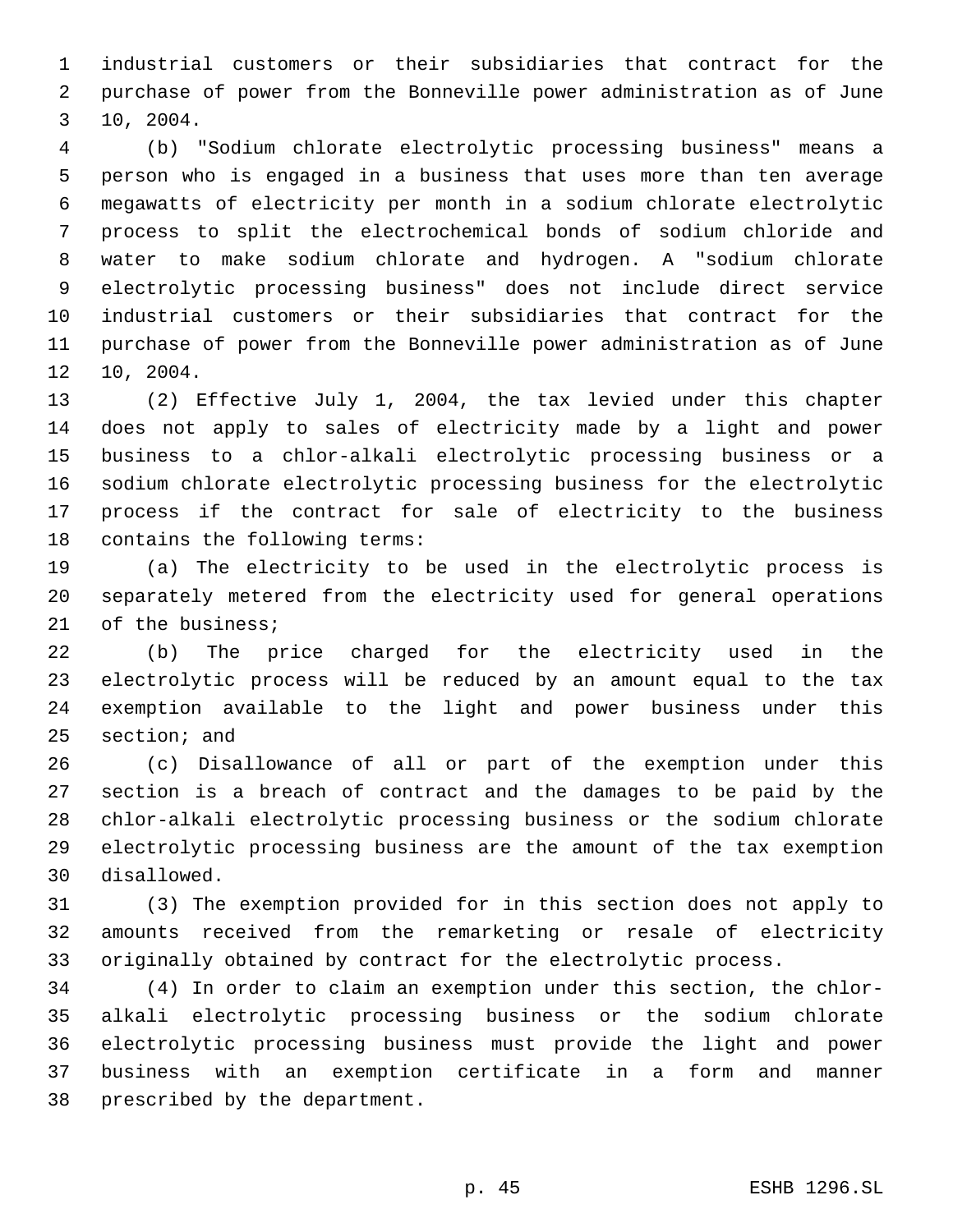industrial customers or their subsidiaries that contract for the purchase of power from the Bonneville power administration as of June 10, 2004.

(b) "Sodium chlorate electrolytic processing business" means a person who is engaged in a business that uses more than ten average megawatts of electricity per month in a sodium chlorate electrolytic process to split the electrochemical bonds of sodium chloride and water to make sodium chlorate and hydrogen. A "sodium chlorate electrolytic processing business" does not include direct service industrial customers or their subsidiaries that contract for the purchase of power from the Bonneville power administration as of June 10, 2004.

(2) Effective July 1, 2004, the tax levied under this chapter does not apply to sales of electricity made by a light and power business to a chlor-alkali electrolytic processing business or a sodium chlorate electrolytic processing business for the electrolytic process if the contract for sale of electricity to the business contains the following terms:

(a) The electricity to be used in the electrolytic process is separately metered from the electricity used for general operations of the business;

(b) The price charged for the electricity used in the electrolytic process will be reduced by an amount equal to the tax exemption available to the light and power business under this section; and

(c) Disallowance of all or part of the exemption under this section is a breach of contract and the damages to be paid by the chlor-alkali electrolytic processing business or the sodium chlorate electrolytic processing business are the amount of the tax exemption disallowed.

(3) The exemption provided for in this section does not apply to amounts received from the remarketing or resale of electricity originally obtained by contract for the electrolytic process.

(4) In order to claim an exemption under this section, the chlor-alkali electrolytic processing business or the sodium chlorate electrolytic processing business must provide the light and power business with an exemption certificate in a form and manner prescribed by the department.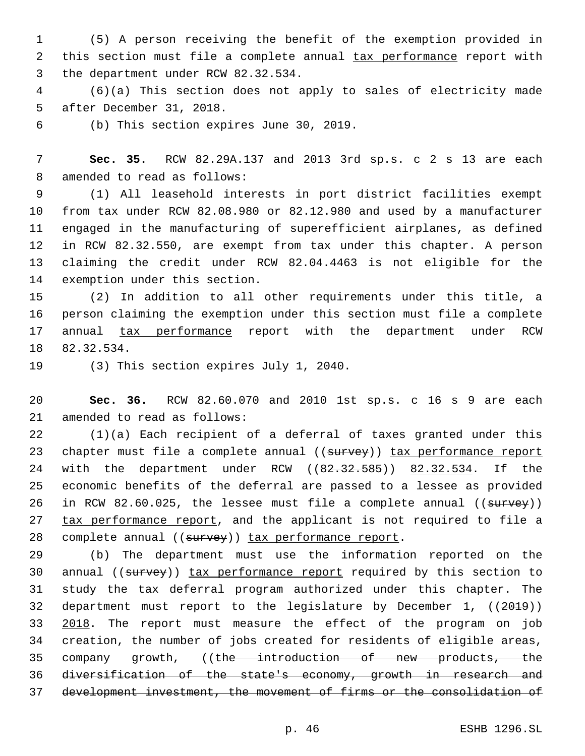(5) A person receiving the benefit of the exemption provided in this section must file a complete annual tax performance report with the department under RCW 82.32.534.

(6)(a) This section does not apply to sales of electricity made after December 31, 2018.

(b) This section expires June 30, 2019.

**Sec. 35.** RCW 82.29A.137 and 2013 3rd sp.s. c 2 s 13 are each amended to read as follows:

(1) All leasehold interests in port district facilities exempt from tax under RCW 82.08.980 or 82.12.980 and used by a manufacturer engaged in the manufacturing of superefficient airplanes, as defined in RCW 82.32.550, are exempt from tax under this chapter. A person claiming the credit under RCW 82.04.4463 is not eligible for the exemption under this section.

(2) In addition to all other requirements under this title, a person claiming the exemption under this section must file a complete annual tax performance report with the department under RCW 82.32.534.

(3) This section expires July 1, 2040.

**Sec. 36.** RCW 82.60.070 and 2010 1st sp.s. c 16 s 9 are each amended to read as follows:

(1)(a) Each recipient of a deferral of taxes granted under this chapter must file a complete annual ((~~survey~~)) tax performance report with the department under RCW ((~~82.32.585~~)) 82.32.534. If the economic benefits of the deferral are passed to a lessee as provided in RCW 82.60.025, the lessee must file a complete annual ((~~survey~~)) tax performance report, and the applicant is not required to file a complete annual ((~~survey~~)) tax performance report.

(b) The department must use the information reported on the annual ((~~survey~~)) tax performance report required by this section to study the tax deferral program authorized under this chapter. The department must report to the legislature by December 1, ((~~2019~~)) 2018. The report must measure the effect of the program on job creation, the number of jobs created for residents of eligible areas, company growth, ((~~the introduction of new products, the diversification of the state's economy, growth in research and development investment, the movement of firms or the consolidation of~~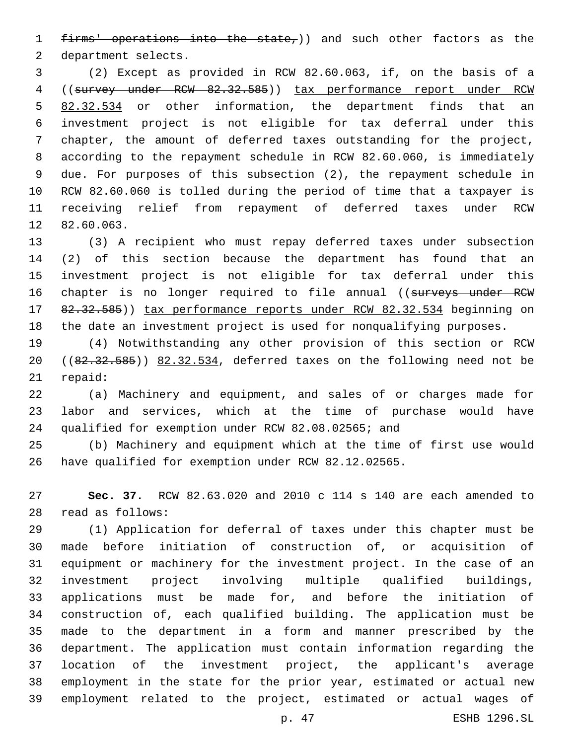~~firms' operations into the state,~~)) and such other factors as the department selects.

(2) Except as provided in RCW 82.60.063, if, on the basis of a ((~~survey under RCW 82.32.585~~)) <u>tax performance report under RCW 82.32.534</u> or other information, the department finds that an investment project is not eligible for tax deferral under this chapter, the amount of deferred taxes outstanding for the project, according to the repayment schedule in RCW 82.60.060, is immediately due. For purposes of this subsection (2), the repayment schedule in RCW 82.60.060 is tolled during the period of time that a taxpayer is receiving relief from repayment of deferred taxes under RCW 82.60.063.

(3) A recipient who must repay deferred taxes under subsection (2) of this section because the department has found that an investment project is not eligible for tax deferral under this chapter is no longer required to file annual ((~~surveys under RCW 82.32.585~~)) <u>tax performance reports under RCW 82.32.534</u> beginning on the date an investment project is used for nonqualifying purposes.

(4) Notwithstanding any other provision of this section or RCW ((~~82.32.585~~)) <u>82.32.534</u>, deferred taxes on the following need not be repaid:

(a) Machinery and equipment, and sales of or charges made for labor and services, which at the time of purchase would have qualified for exemption under RCW 82.08.02565; and

(b) Machinery and equipment which at the time of first use would have qualified for exemption under RCW 82.12.02565.

**Sec. 37.** RCW 82.63.020 and 2010 c 114 s 140 are each amended to read as follows:

(1) Application for deferral of taxes under this chapter must be made before initiation of construction of, or acquisition of equipment or machinery for the investment project. In the case of an investment project involving multiple qualified buildings, applications must be made for, and before the initiation of construction of, each qualified building. The application must be made to the department in a form and manner prescribed by the department. The application must contain information regarding the location of the investment project, the applicant's average employment in the state for the prior year, estimated or actual new employment related to the project, estimated or actual wages of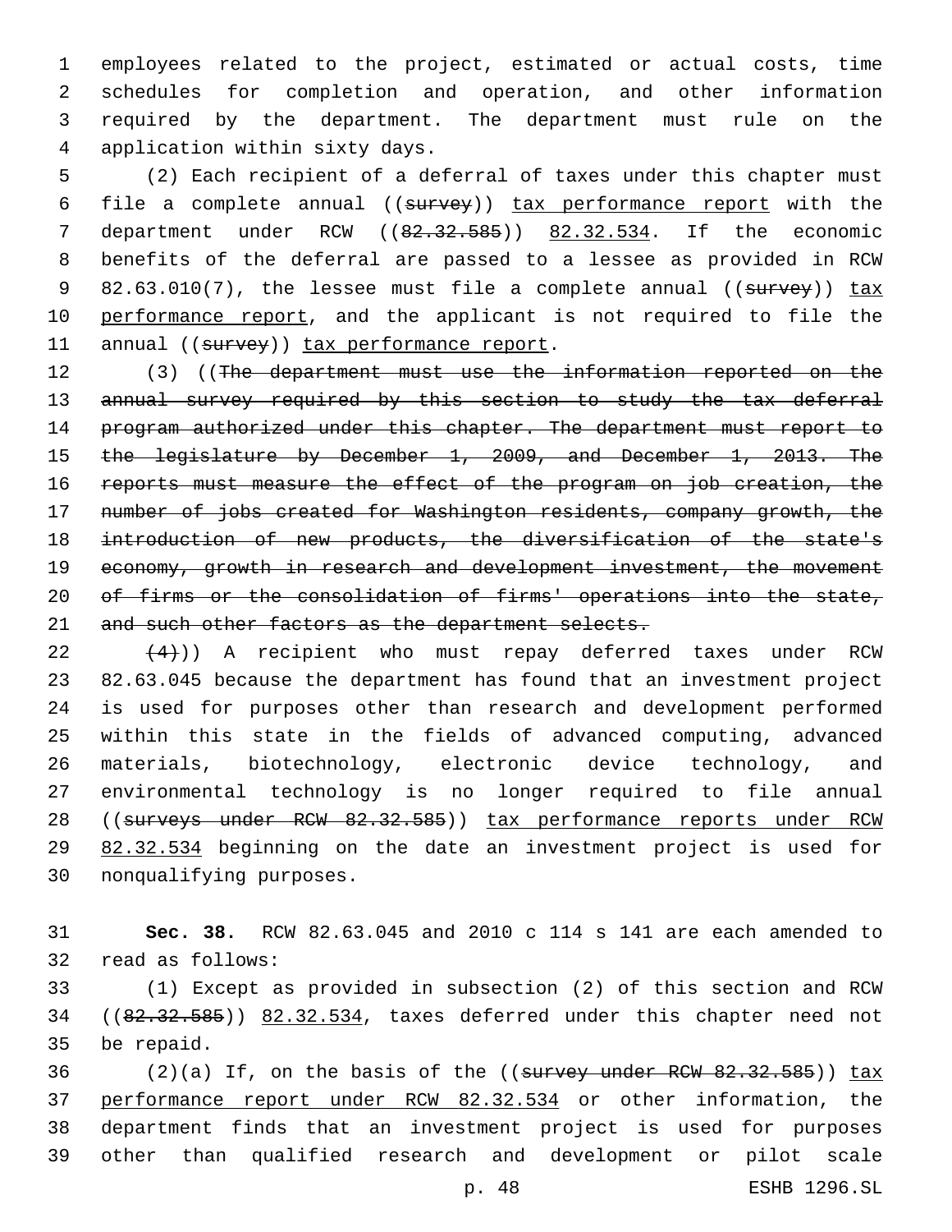employees related to the project, estimated or actual costs, time schedules for completion and operation, and other information required by the department. The department must rule on the application within sixty days.

(2) Each recipient of a deferral of taxes under this chapter must file a complete annual ((~~survey~~)) tax performance report with the department under RCW ((~~82.32.585~~)) 82.32.534. If the economic benefits of the deferral are passed to a lessee as provided in RCW 82.63.010(7), the lessee must file a complete annual ((~~survey~~)) tax performance report, and the applicant is not required to file the annual ((~~survey~~)) tax performance report.

(3) ((~~The department must use the information reported on the annual survey required by this section to study the tax deferral program authorized under this chapter. The department must report to the legislature by December 1, 2009, and December 1, 2013. The reports must measure the effect of the program on job creation, the number of jobs created for Washington residents, company growth, the introduction of new products, the diversification of the state's economy, growth in research and development investment, the movement of firms or the consolidation of firms' operations into the state, and such other factors as the department selects.~~

~~(4)~~)) A recipient who must repay deferred taxes under RCW 82.63.045 because the department has found that an investment project is used for purposes other than research and development performed within this state in the fields of advanced computing, advanced materials, biotechnology, electronic device technology, and environmental technology is no longer required to file annual ((~~surveys under RCW 82.32.585~~)) tax performance reports under RCW 82.32.534 beginning on the date an investment project is used for nonqualifying purposes.

**Sec. 38.** RCW 82.63.045 and 2010 c 114 s 141 are each amended to read as follows:

(1) Except as provided in subsection (2) of this section and RCW ((~~82.32.585~~)) 82.32.534, taxes deferred under this chapter need not be repaid.

(2)(a) If, on the basis of the ((~~survey under RCW 82.32.585~~)) tax performance report under RCW 82.32.534 or other information, the department finds that an investment project is used for purposes other than qualified research and development or pilot scale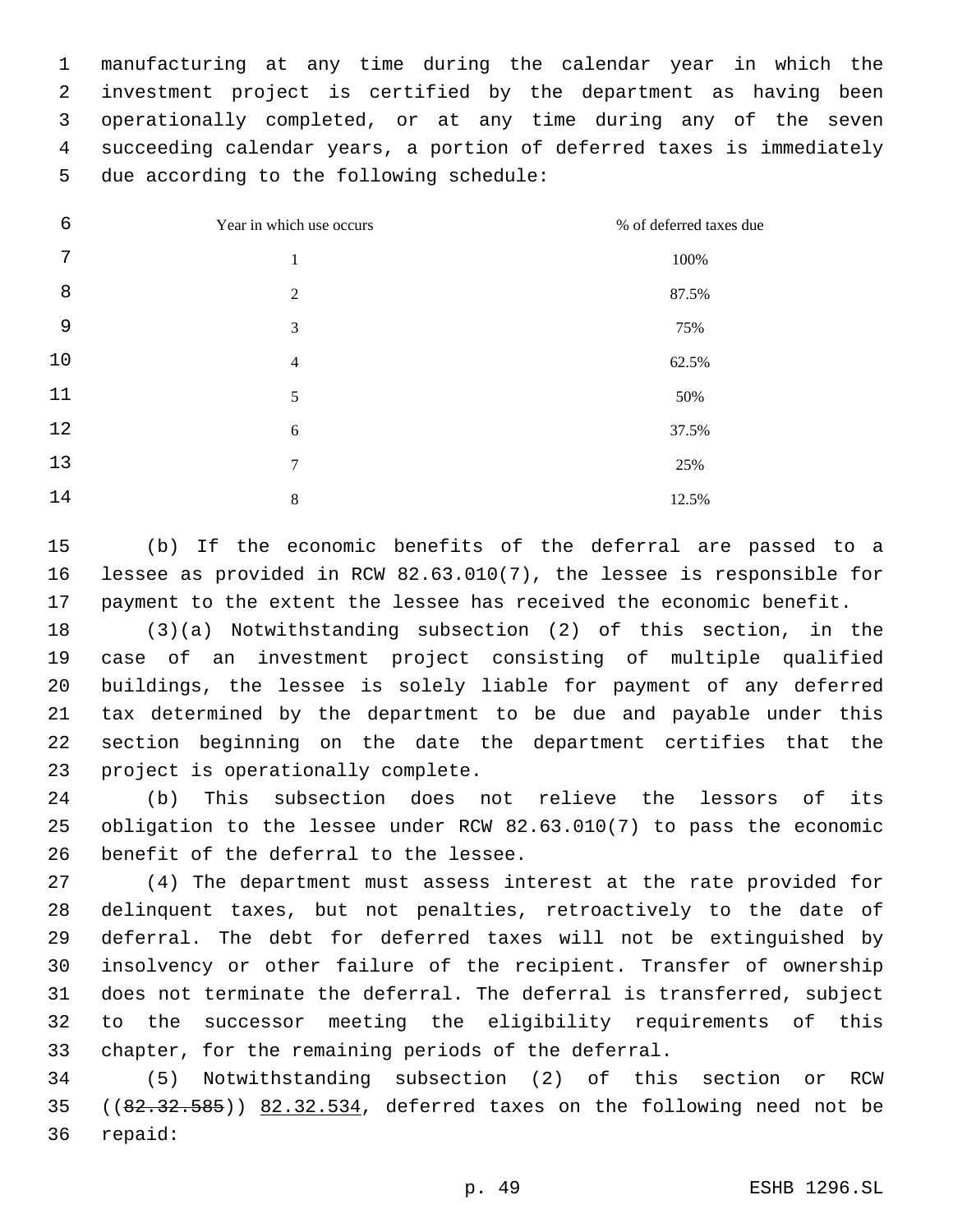manufacturing at any time during the calendar year in which the investment project is certified by the department as having been operationally completed, or at any time during any of the seven succeeding calendar years, a portion of deferred taxes is immediately due according to the following schedule:

| Year in which use occurs | % of deferred taxes due |
|---|---|
| 1 | 100% |
| 2 | 87.5% |
| 3 | 75% |
| 4 | 62.5% |
| 5 | 50% |
| 6 | 37.5% |
| 7 | 25% |
| 8 | 12.5% |

(b) If the economic benefits of the deferral are passed to a lessee as provided in RCW 82.63.010(7), the lessee is responsible for payment to the extent the lessee has received the economic benefit.

(3)(a) Notwithstanding subsection (2) of this section, in the case of an investment project consisting of multiple qualified buildings, the lessee is solely liable for payment of any deferred tax determined by the department to be due and payable under this section beginning on the date the department certifies that the project is operationally complete.

(b) This subsection does not relieve the lessors of its obligation to the lessee under RCW 82.63.010(7) to pass the economic benefit of the deferral to the lessee.

(4) The department must assess interest at the rate provided for delinquent taxes, but not penalties, retroactively to the date of deferral. The debt for deferred taxes will not be extinguished by insolvency or other failure of the recipient. Transfer of ownership does not terminate the deferral. The deferral is transferred, subject to the successor meeting the eligibility requirements of this chapter, for the remaining periods of the deferral.

(5) Notwithstanding subsection (2) of this section or RCW ((~~82.32.585~~)) 82.32.534, deferred taxes on the following need not be repaid: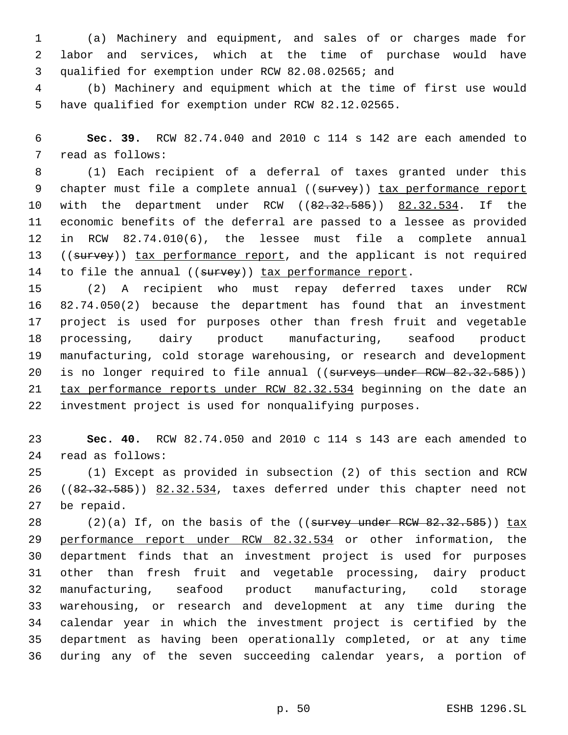(a) Machinery and equipment, and sales of or charges made for labor and services, which at the time of purchase would have qualified for exemption under RCW 82.08.02565; and

(b) Machinery and equipment which at the time of first use would have qualified for exemption under RCW 82.12.02565.

**Sec. 39.** RCW 82.74.040 and 2010 c 114 s 142 are each amended to read as follows:

(1) Each recipient of a deferral of taxes granted under this chapter must file a complete annual ((~~survey~~)) tax performance report with the department under RCW ((~~82.32.585~~)) 82.32.534. If the economic benefits of the deferral are passed to a lessee as provided in RCW 82.74.010(6), the lessee must file a complete annual ((~~survey~~)) tax performance report, and the applicant is not required to file the annual ((~~survey~~)) tax performance report.

(2) A recipient who must repay deferred taxes under RCW 82.74.050(2) because the department has found that an investment project is used for purposes other than fresh fruit and vegetable processing, dairy product manufacturing, seafood product manufacturing, cold storage warehousing, or research and development is no longer required to file annual ((~~surveys under RCW 82.32.585~~)) tax performance reports under RCW 82.32.534 beginning on the date an investment project is used for nonqualifying purposes.

**Sec. 40.** RCW 82.74.050 and 2010 c 114 s 143 are each amended to read as follows:

(1) Except as provided in subsection (2) of this section and RCW ((~~82.32.585~~)) 82.32.534, taxes deferred under this chapter need not be repaid.

(2)(a) If, on the basis of the ((~~survey under RCW 82.32.585~~)) tax performance report under RCW 82.32.534 or other information, the department finds that an investment project is used for purposes other than fresh fruit and vegetable processing, dairy product manufacturing, seafood product manufacturing, cold storage warehousing, or research and development at any time during the calendar year in which the investment project is certified by the department as having been operationally completed, or at any time during any of the seven succeeding calendar years, a portion of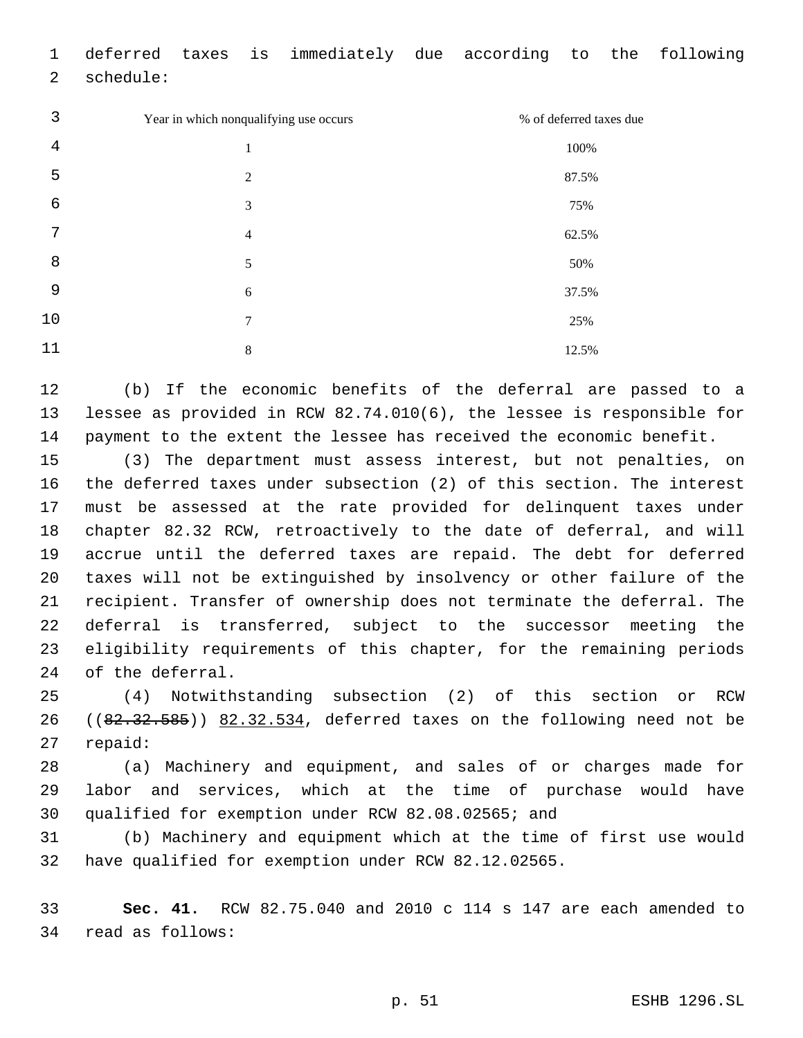deferred taxes is immediately due according to the following schedule:

| Year in which nonqualifying use occurs | % of deferred taxes due |
|---|---|
| 1 | 100% |
| 2 | 87.5% |
| 3 | 75% |
| 4 | 62.5% |
| 5 | 50% |
| 6 | 37.5% |
| 7 | 25% |
| 8 | 12.5% |

(b) If the economic benefits of the deferral are passed to a lessee as provided in RCW 82.74.010(6), the lessee is responsible for payment to the extent the lessee has received the economic benefit.

(3) The department must assess interest, but not penalties, on the deferred taxes under subsection (2) of this section. The interest must be assessed at the rate provided for delinquent taxes under chapter 82.32 RCW, retroactively to the date of deferral, and will accrue until the deferred taxes are repaid. The debt for deferred taxes will not be extinguished by insolvency or other failure of the recipient. Transfer of ownership does not terminate the deferral. The deferral is transferred, subject to the successor meeting the eligibility requirements of this chapter, for the remaining periods of the deferral.

(4) Notwithstanding subsection (2) of this section or RCW ((~~82.32.585~~)) 82.32.534, deferred taxes on the following need not be repaid:

(a) Machinery and equipment, and sales of or charges made for labor and services, which at the time of purchase would have qualified for exemption under RCW 82.08.02565; and

(b) Machinery and equipment which at the time of first use would have qualified for exemption under RCW 82.12.02565.

**Sec. 41.** RCW 82.75.040 and 2010 c 114 s 147 are each amended to read as follows: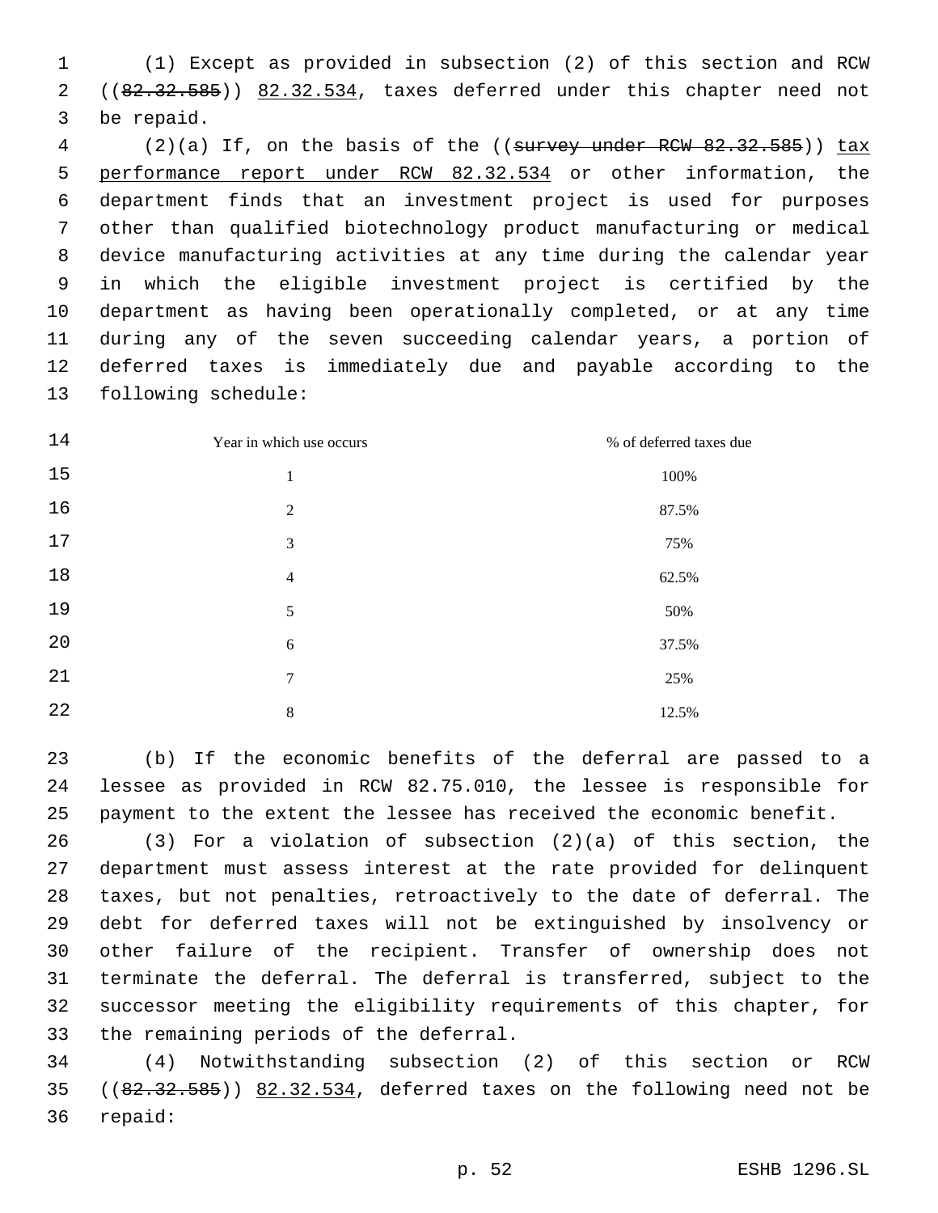(1) Except as provided in subsection (2) of this section and RCW ((~~82.32.585~~)) <u>82.32.534</u>, taxes deferred under this chapter need not be repaid.

(2)(a) If, on the basis of the ((~~survey under RCW 82.32.585~~)) <u>tax performance report under RCW 82.32.534</u> or other information, the department finds that an investment project is used for purposes other than qualified biotechnology product manufacturing or medical device manufacturing activities at any time during the calendar year in which the eligible investment project is certified by the department as having been operationally completed, or at any time during any of the seven succeeding calendar years, a portion of deferred taxes is immediately due and payable according to the following schedule:

| Year in which use occurs | % of deferred taxes due |
|---|---|
| 1 | 100% |
| 2 | 87.5% |
| 3 | 75% |
| 4 | 62.5% |
| 5 | 50% |
| 6 | 37.5% |
| 7 | 25% |
| 8 | 12.5% |

(b) If the economic benefits of the deferral are passed to a lessee as provided in RCW 82.75.010, the lessee is responsible for payment to the extent the lessee has received the economic benefit.

(3) For a violation of subsection (2)(a) of this section, the department must assess interest at the rate provided for delinquent taxes, but not penalties, retroactively to the date of deferral. The debt for deferred taxes will not be extinguished by insolvency or other failure of the recipient. Transfer of ownership does not terminate the deferral. The deferral is transferred, subject to the successor meeting the eligibility requirements of this chapter, for the remaining periods of the deferral.

(4) Notwithstanding subsection (2) of this section or RCW ((~~82.32.585~~)) <u>82.32.534</u>, deferred taxes on the following need not be repaid: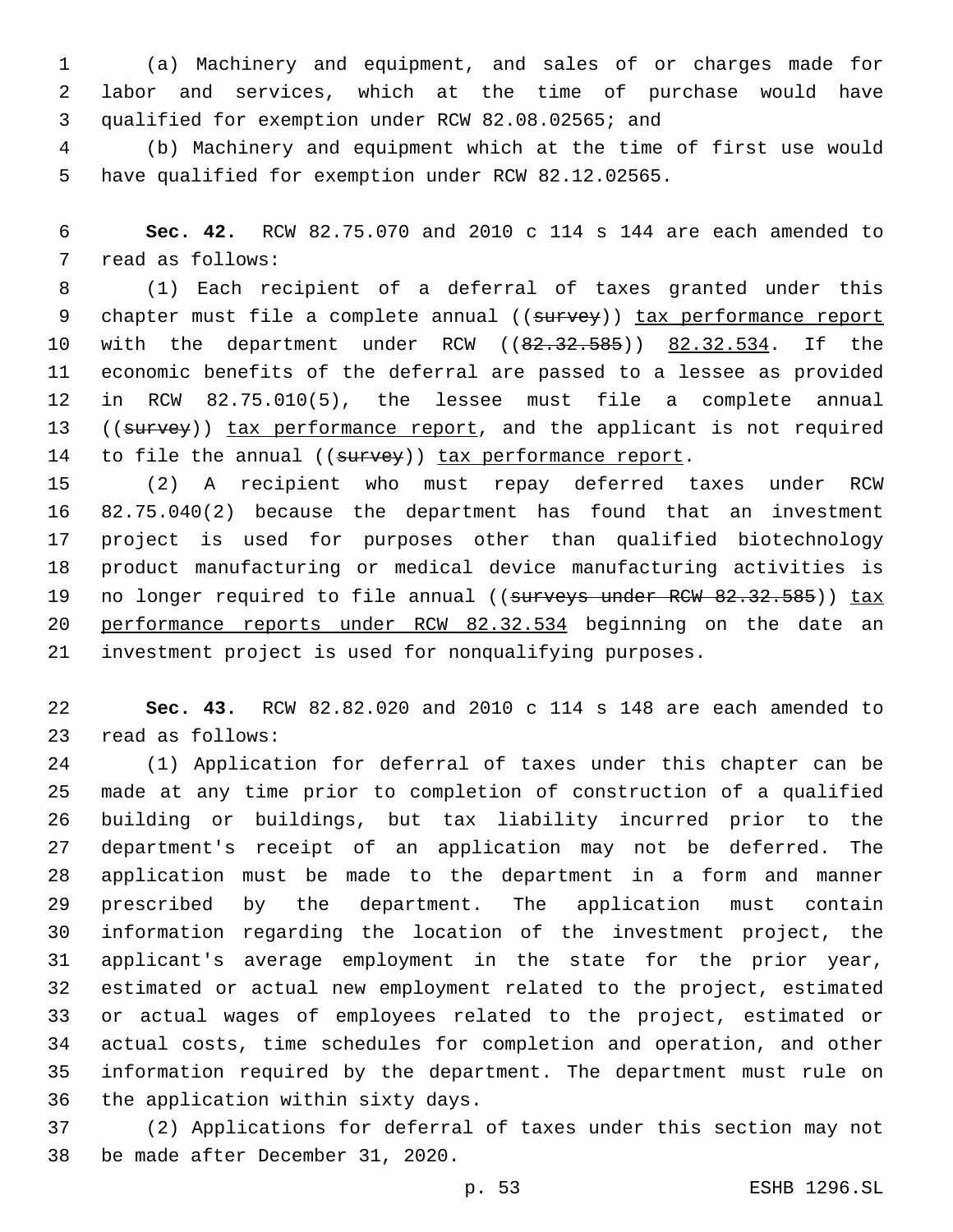(a) Machinery and equipment, and sales of or charges made for labor and services, which at the time of purchase would have qualified for exemption under RCW 82.08.02565; and

(b) Machinery and equipment which at the time of first use would have qualified for exemption under RCW 82.12.02565.

**Sec. 42.** RCW 82.75.070 and 2010 c 114 s 144 are each amended to read as follows:

(1) Each recipient of a deferral of taxes granted under this chapter must file a complete annual ((~~survey~~)) tax performance report with the department under RCW ((~~82.32.585~~)) 82.32.534. If the economic benefits of the deferral are passed to a lessee as provided in RCW 82.75.010(5), the lessee must file a complete annual ((~~survey~~)) tax performance report, and the applicant is not required to file the annual ((~~survey~~)) tax performance report.

(2) A recipient who must repay deferred taxes under RCW 82.75.040(2) because the department has found that an investment project is used for purposes other than qualified biotechnology product manufacturing or medical device manufacturing activities is no longer required to file annual ((~~surveys under RCW 82.32.585~~)) tax performance reports under RCW 82.32.534 beginning on the date an investment project is used for nonqualifying purposes.

**Sec. 43.** RCW 82.82.020 and 2010 c 114 s 148 are each amended to read as follows:

(1) Application for deferral of taxes under this chapter can be made at any time prior to completion of construction of a qualified building or buildings, but tax liability incurred prior to the department's receipt of an application may not be deferred. The application must be made to the department in a form and manner prescribed by the department. The application must contain information regarding the location of the investment project, the applicant's average employment in the state for the prior year, estimated or actual new employment related to the project, estimated or actual wages of employees related to the project, estimated or actual costs, time schedules for completion and operation, and other information required by the department. The department must rule on the application within sixty days.

(2) Applications for deferral of taxes under this section may not be made after December 31, 2020.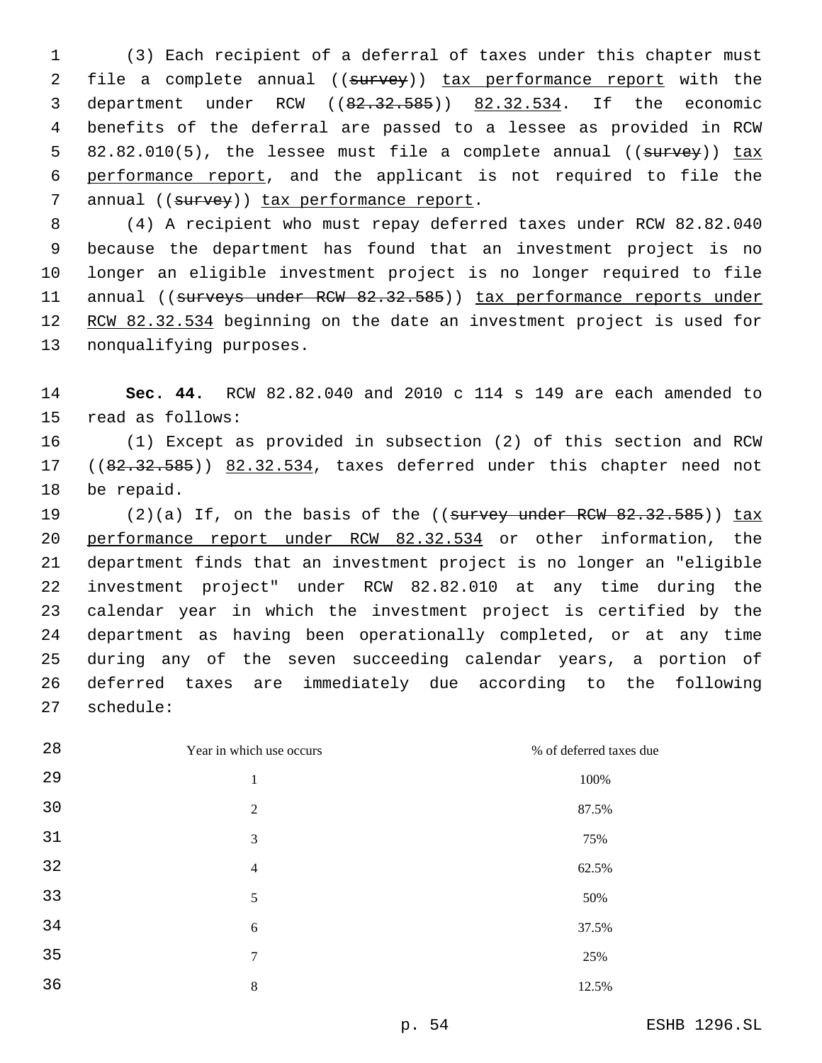(3) Each recipient of a deferral of taxes under this chapter must file a complete annual ((~~survey~~)) tax performance report with the department under RCW ((~~82.32.585~~)) 82.32.534. If the economic benefits of the deferral are passed to a lessee as provided in RCW 82.82.010(5), the lessee must file a complete annual ((~~survey~~)) tax performance report, and the applicant is not required to file the annual ((~~survey~~)) tax performance report.

(4) A recipient who must repay deferred taxes under RCW 82.82.040 because the department has found that an investment project is no longer an eligible investment project is no longer required to file annual ((~~surveys under RCW 82.32.585~~)) tax performance reports under RCW 82.32.534 beginning on the date an investment project is used for nonqualifying purposes.

**Sec. 44.** RCW 82.82.040 and 2010 c 114 s 149 are each amended to read as follows:

(1) Except as provided in subsection (2) of this section and RCW ((~~82.32.585~~)) 82.32.534, taxes deferred under this chapter need not be repaid.

(2)(a) If, on the basis of the ((~~survey under RCW 82.32.585~~)) tax performance report under RCW 82.32.534 or other information, the department finds that an investment project is no longer an "eligible investment project" under RCW 82.82.010 at any time during the calendar year in which the investment project is certified by the department as having been operationally completed, or at any time during any of the seven succeeding calendar years, a portion of deferred taxes are immediately due according to the following schedule:

| Year in which use occurs | % of deferred taxes due |
|---|---|
| 1 | 100% |
| 2 | 87.5% |
| 3 | 75% |
| 4 | 62.5% |
| 5 | 50% |
| 6 | 37.5% |
| 7 | 25% |
| 8 | 12.5% |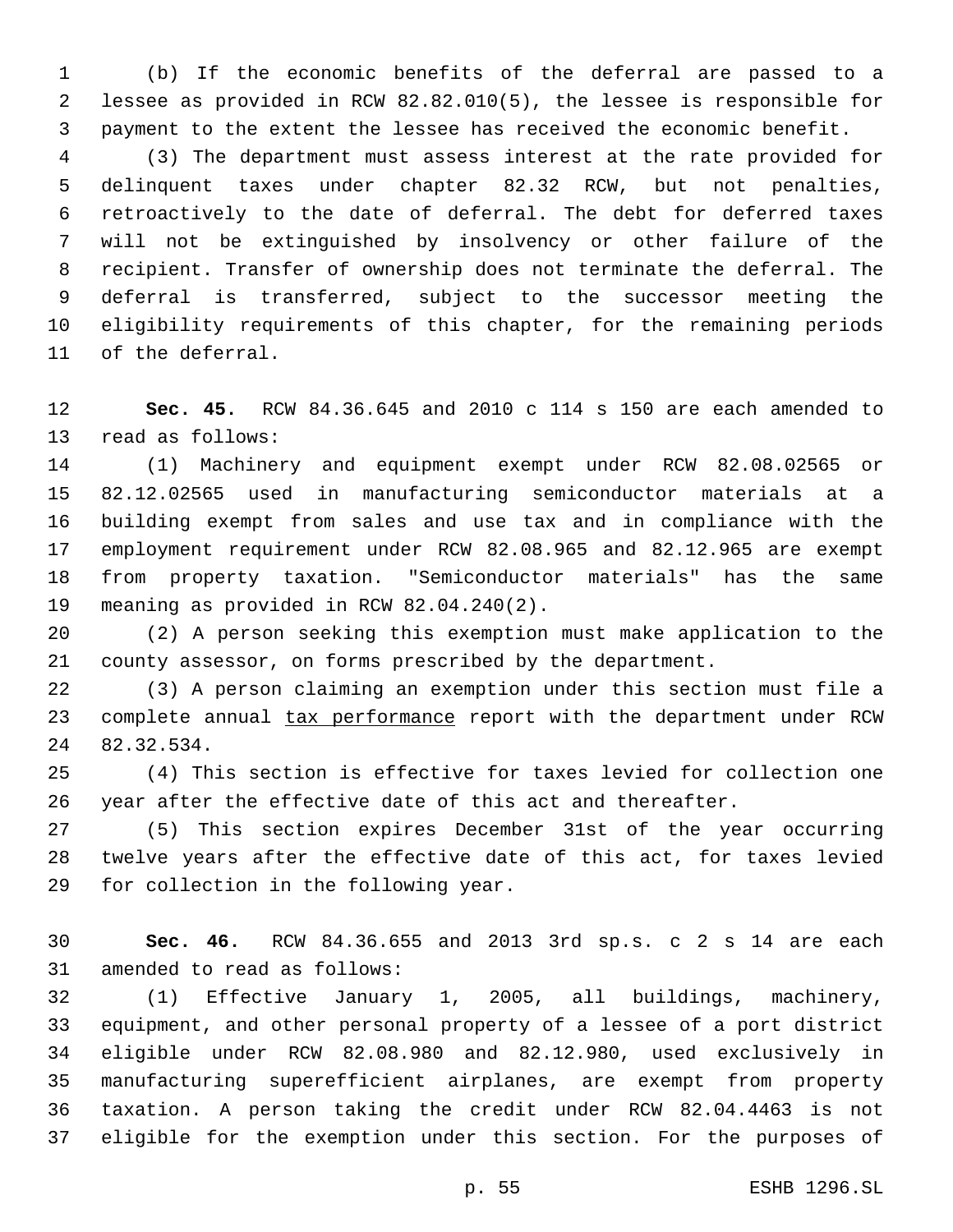(b) If the economic benefits of the deferral are passed to a lessee as provided in RCW 82.82.010(5), the lessee is responsible for payment to the extent the lessee has received the economic benefit.

(3) The department must assess interest at the rate provided for delinquent taxes under chapter 82.32 RCW, but not penalties, retroactively to the date of deferral. The debt for deferred taxes will not be extinguished by insolvency or other failure of the recipient. Transfer of ownership does not terminate the deferral. The deferral is transferred, subject to the successor meeting the eligibility requirements of this chapter, for the remaining periods of the deferral.

**Sec. 45.** RCW 84.36.645 and 2010 c 114 s 150 are each amended to read as follows:

(1) Machinery and equipment exempt under RCW 82.08.02565 or 82.12.02565 used in manufacturing semiconductor materials at a building exempt from sales and use tax and in compliance with the employment requirement under RCW 82.08.965 and 82.12.965 are exempt from property taxation. "Semiconductor materials" has the same meaning as provided in RCW 82.04.240(2).

(2) A person seeking this exemption must make application to the county assessor, on forms prescribed by the department.

(3) A person claiming an exemption under this section must file a complete annual <u>tax performance</u> report with the department under RCW 82.32.534.

(4) This section is effective for taxes levied for collection one year after the effective date of this act and thereafter.

(5) This section expires December 31st of the year occurring twelve years after the effective date of this act, for taxes levied for collection in the following year.

**Sec. 46.** RCW 84.36.655 and 2013 3rd sp.s. c 2 s 14 are each amended to read as follows:

(1) Effective January 1, 2005, all buildings, machinery, equipment, and other personal property of a lessee of a port district eligible under RCW 82.08.980 and 82.12.980, used exclusively in manufacturing superefficient airplanes, are exempt from property taxation. A person taking the credit under RCW 82.04.4463 is not eligible for the exemption under this section. For the purposes of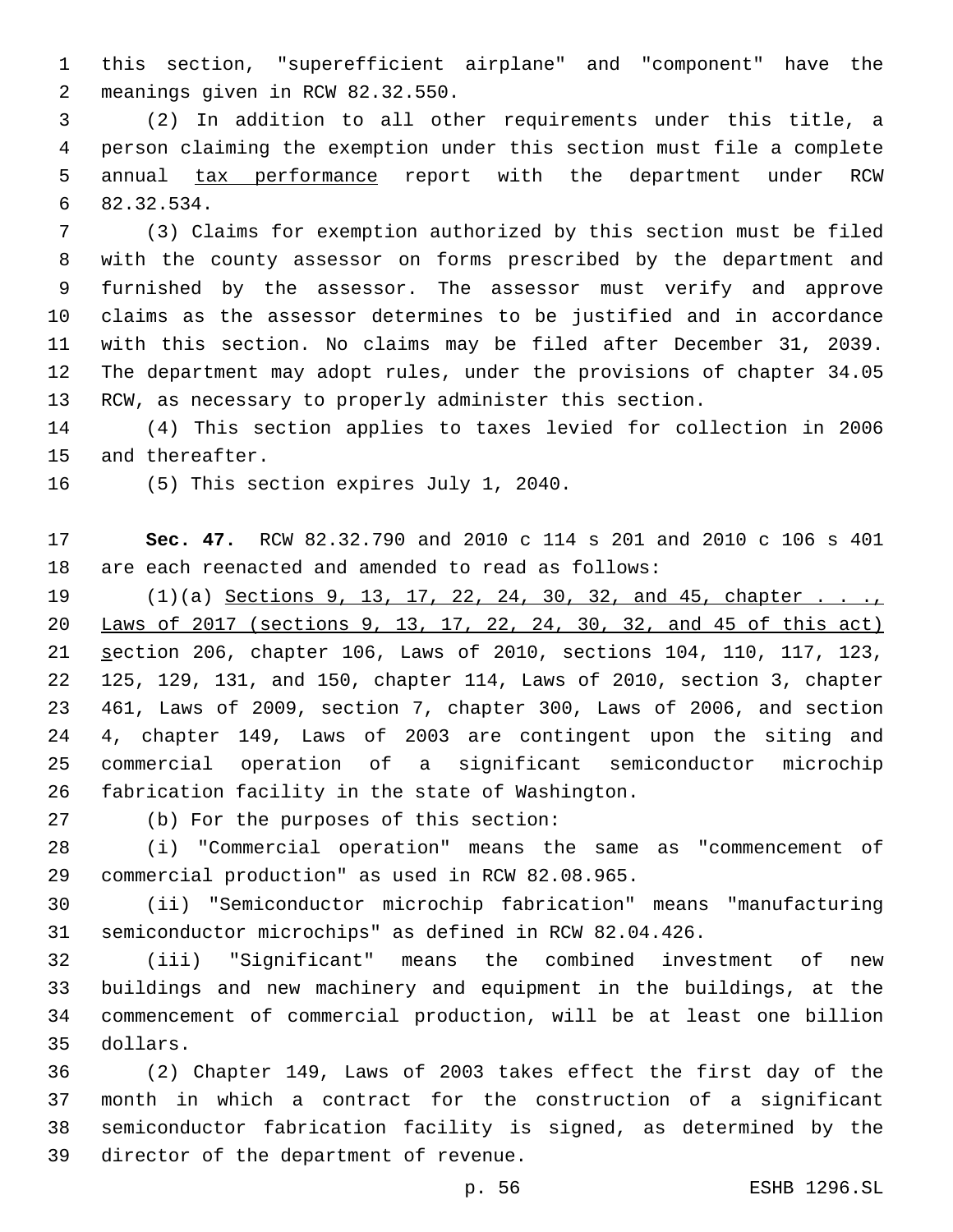this section, "superefficient airplane" and "component" have the meanings given in RCW 82.32.550.

(2) In addition to all other requirements under this title, a person claiming the exemption under this section must file a complete annual tax performance report with the department under RCW 82.32.534.

(3) Claims for exemption authorized by this section must be filed with the county assessor on forms prescribed by the department and furnished by the assessor. The assessor must verify and approve claims as the assessor determines to be justified and in accordance with this section. No claims may be filed after December 31, 2039. The department may adopt rules, under the provisions of chapter 34.05 RCW, as necessary to properly administer this section.

(4) This section applies to taxes levied for collection in 2006 and thereafter.

(5) This section expires July 1, 2040.

**Sec. 47.** RCW 82.32.790 and 2010 c 114 s 201 and 2010 c 106 s 401 are each reenacted and amended to read as follows:

(1)(a) Sections 9, 13, 17, 22, 24, 30, 32, and 45, chapter . . ., Laws of 2017 (sections 9, 13, 17, 22, 24, 30, 32, and 45 of this act) section 206, chapter 106, Laws of 2010, sections 104, 110, 117, 123, 125, 129, 131, and 150, chapter 114, Laws of 2010, section 3, chapter 461, Laws of 2009, section 7, chapter 300, Laws of 2006, and section 4, chapter 149, Laws of 2003 are contingent upon the siting and commercial operation of a significant semiconductor microchip fabrication facility in the state of Washington.

(b) For the purposes of this section:

(i) "Commercial operation" means the same as "commencement of commercial production" as used in RCW 82.08.965.

(ii) "Semiconductor microchip fabrication" means "manufacturing semiconductor microchips" as defined in RCW 82.04.426.

(iii) "Significant" means the combined investment of new buildings and new machinery and equipment in the buildings, at the commencement of commercial production, will be at least one billion dollars.

(2) Chapter 149, Laws of 2003 takes effect the first day of the month in which a contract for the construction of a significant semiconductor fabrication facility is signed, as determined by the director of the department of revenue.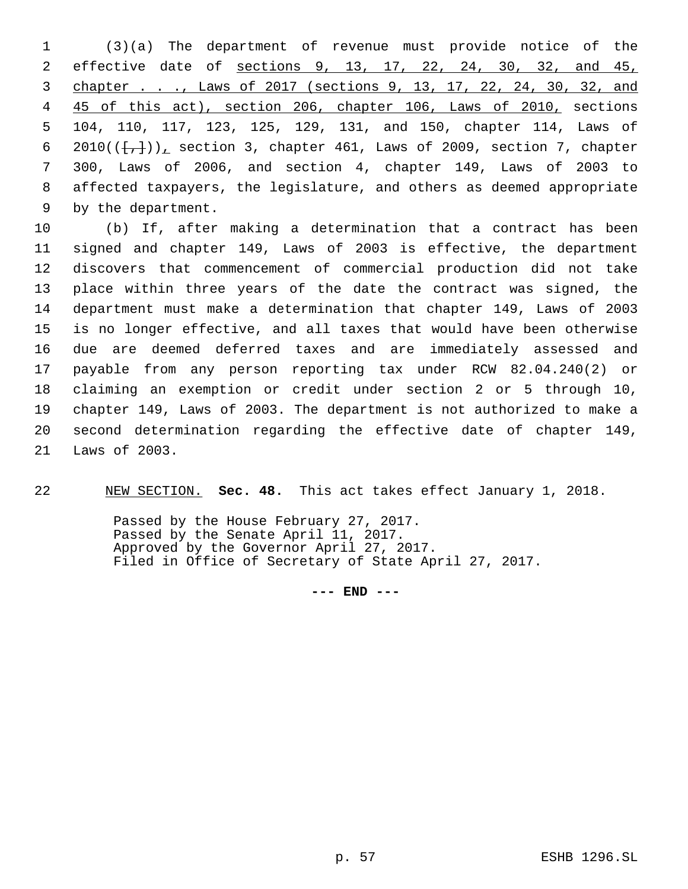(3)(a) The department of revenue must provide notice of the effective date of sections 9, 13, 17, 22, 24, 30, 32, and 45, chapter . . ., Laws of 2017 (sections 9, 13, 17, 22, 24, 30, 32, and 45 of this act), section 206, chapter 106, Laws of 2010, sections 104, 110, 117, 123, 125, 129, 131, and 150, chapter 114, Laws of 2010(([,])), section 3, chapter 461, Laws of 2009, section 7, chapter 300, Laws of 2006, and section 4, chapter 149, Laws of 2003 to affected taxpayers, the legislature, and others as deemed appropriate by the department.

(b) If, after making a determination that a contract has been signed and chapter 149, Laws of 2003 is effective, the department discovers that commencement of commercial production did not take place within three years of the date the contract was signed, the department must make a determination that chapter 149, Laws of 2003 is no longer effective, and all taxes that would have been otherwise due are deemed deferred taxes and are immediately assessed and payable from any person reporting tax under RCW 82.04.240(2) or claiming an exemption or credit under section 2 or 5 through 10, chapter 149, Laws of 2003. The department is not authorized to make a second determination regarding the effective date of chapter 149, Laws of 2003.

NEW SECTION. **Sec. 48.** This act takes effect January 1, 2018.

Passed by the House February 27, 2017.
Passed by the Senate April 11, 2017.
Approved by the Governor April 27, 2017.
Filed in Office of Secretary of State April 27, 2017.

**--- END ---**